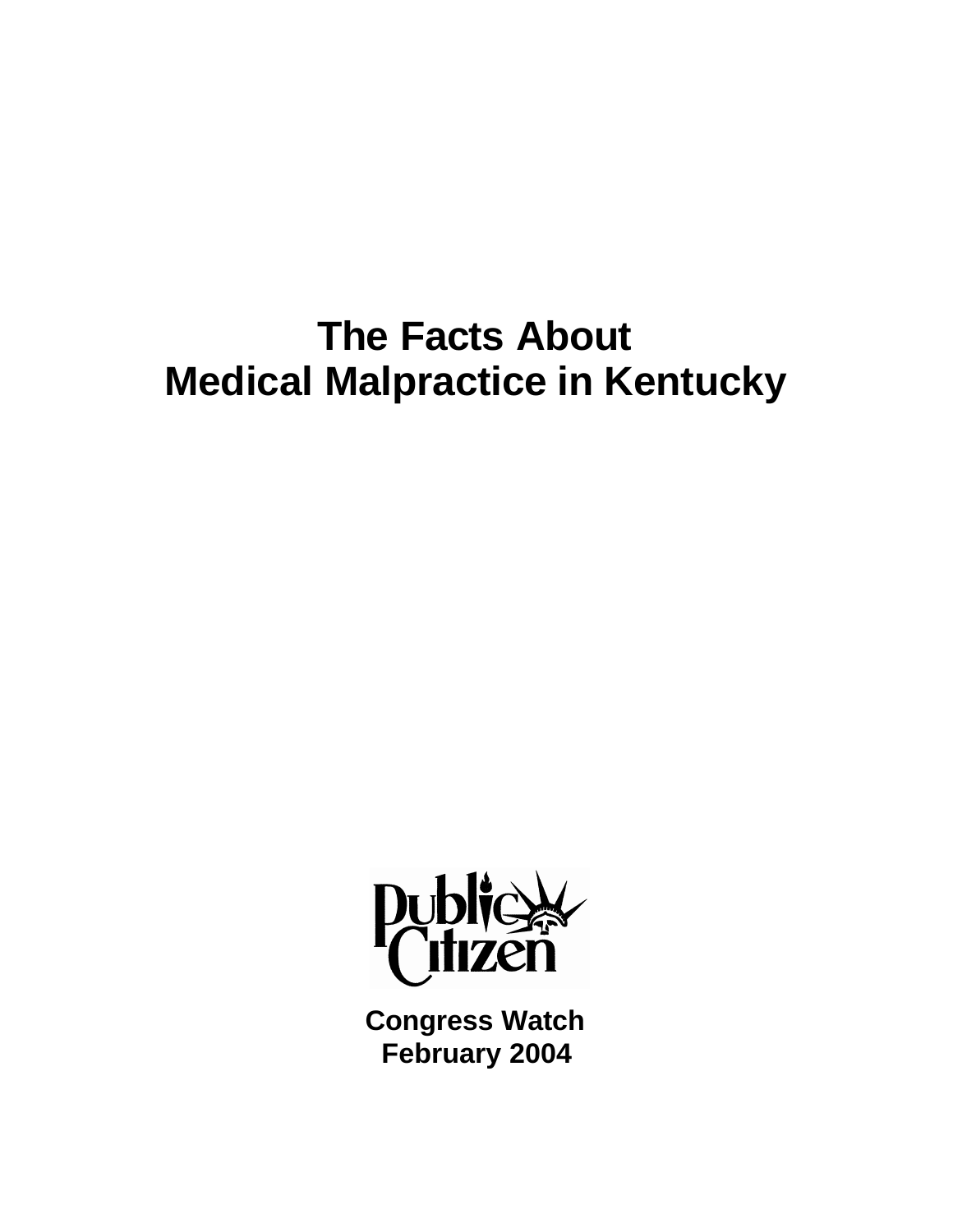# The Facts About Medical Malpractice in Kentucky

Public Citizen

**Congress Watch**
**February 2004**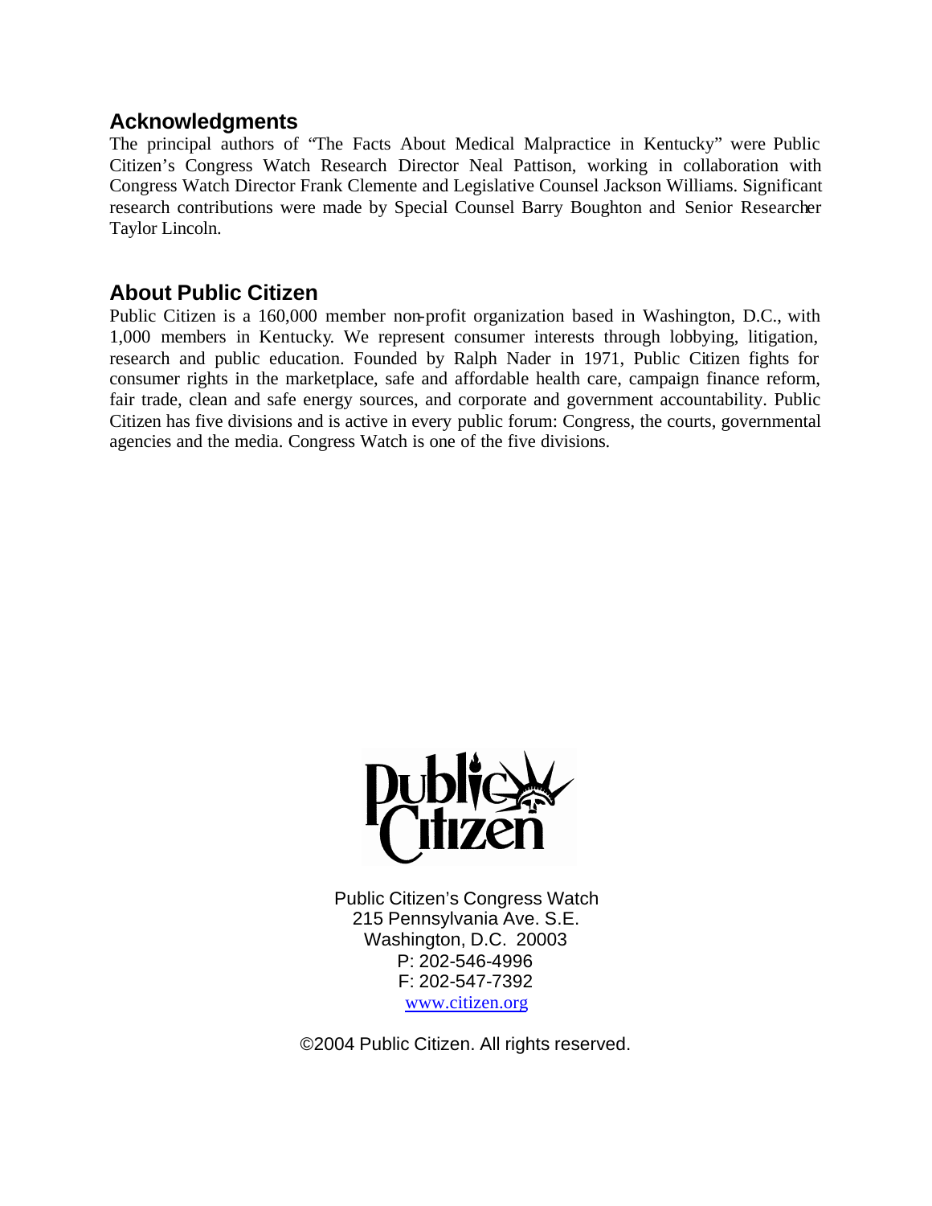## Acknowledgments

The principal authors of "The Facts About Medical Malpractice in Kentucky" were Public Citizen's Congress Watch Research Director Neal Pattison, working in collaboration with Congress Watch Director Frank Clemente and Legislative Counsel Jackson Williams. Significant research contributions were made by Special Counsel Barry Boughton and Senior Researcher Taylor Lincoln.

## About Public Citizen

Public Citizen is a 160,000 member non-profit organization based in Washington, D.C., with 1,000 members in Kentucky. We represent consumer interests through lobbying, litigation, research and public education. Founded by Ralph Nader in 1971, Public Citizen fights for consumer rights in the marketplace, safe and affordable health care, campaign finance reform, fair trade, clean and safe energy sources, and corporate and government accountability. Public Citizen has five divisions and is active in every public forum: Congress, the courts, governmental agencies and the media. Congress Watch is one of the five divisions.

Public Citizen's Congress Watch
215 Pennsylvania Ave. S.E.
Washington, D.C. 20003
P: 202-546-4996
F: 202-547-7392
www.citizen.org

©2004 Public Citizen. All rights reserved.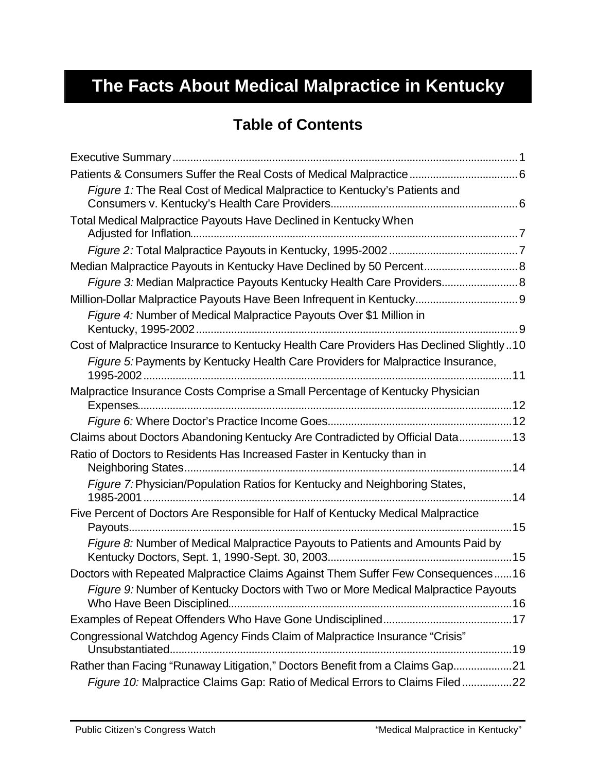# The Facts About Medical Malpractice in Kentucky

## Table of Contents

Executive Summary....1

Patients & Consumers Suffer the Real Costs of Medical Malpractice....6

- *Figure 1:* The Real Cost of Medical Malpractice to Kentucky's Patients and Consumers v. Kentucky's Health Care Providers....6

Total Medical Malpractice Payouts Have Declined in Kentucky When Adjusted for Inflation....7

- *Figure 2:* Total Malpractice Payouts in Kentucky, 1995-2002....7

Median Malpractice Payouts in Kentucky Have Declined by 50 Percent....8

- *Figure 3:* Median Malpractice Payouts Kentucky Health Care Providers....8

Million-Dollar Malpractice Payouts Have Been Infrequent in Kentucky....9

- *Figure 4:* Number of Medical Malpractice Payouts Over $1 Million in Kentucky, 1995-2002....9

Cost of Malpractice Insurance to Kentucky Health Care Providers Has Declined Slightly....10

- *Figure 5:* Payments by Kentucky Health Care Providers for Malpractice Insurance, 1995-2002....11

Malpractice Insurance Costs Comprise a Small Percentage of Kentucky Physician Expenses....12

- *Figure 6:* Where Doctor's Practice Income Goes....12

Claims about Doctors Abandoning Kentucky Are Contradicted by Official Data....13

Ratio of Doctors to Residents Has Increased Faster in Kentucky than in Neighboring States....14

- *Figure 7:* Physician/Population Ratios for Kentucky and Neighboring States, 1985-2001....14

Five Percent of Doctors Are Responsible for Half of Kentucky Medical Malpractice Payouts....15

- *Figure 8:* Number of Medical Malpractice Payouts to Patients and Amounts Paid by Kentucky Doctors, Sept. 1, 1990-Sept. 30, 2003....15

Doctors with Repeated Malpractice Claims Against Them Suffer Few Consequences....16

- *Figure 9:* Number of Kentucky Doctors with Two or More Medical Malpractice Payouts Who Have Been Disciplined....16

Examples of Repeat Offenders Who Have Gone Undisciplined....17

Congressional Watchdog Agency Finds Claim of Malpractice Insurance "Crisis" Unsubstantiated....19

Rather than Facing "Runaway Litigation," Doctors Benefit from a Claims Gap....21

- *Figure 10:* Malpractice Claims Gap: Ratio of Medical Errors to Claims Filed....22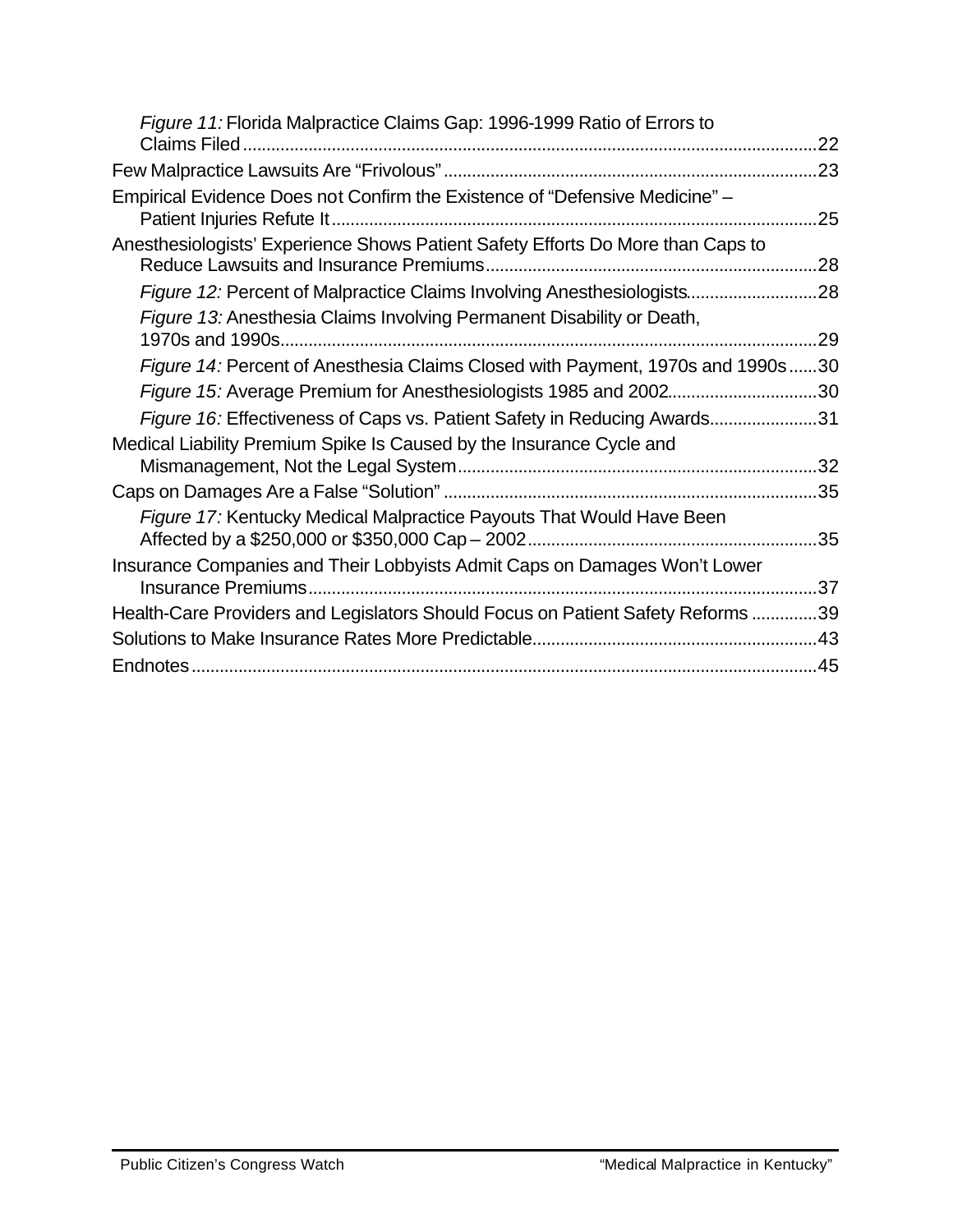*Figure 11:* Florida Malpractice Claims Gap: 1996-1999 Ratio of Errors to Claims Filed ..........22

Few Malpractice Lawsuits Are "Frivolous" ..........23

Empirical Evidence Does not Confirm the Existence of "Defensive Medicine" – Patient Injuries Refute It ..........25

Anesthesiologists' Experience Shows Patient Safety Efforts Do More than Caps to Reduce Lawsuits and Insurance Premiums ..........28

*Figure 12:* Percent of Malpractice Claims Involving Anesthesiologists ..........28

*Figure 13:* Anesthesia Claims Involving Permanent Disability or Death, 1970s and 1990s ..........29

*Figure 14:* Percent of Anesthesia Claims Closed with Payment, 1970s and 1990s ..........30

*Figure 15:* Average Premium for Anesthesiologists 1985 and 2002 ..........30

*Figure 16:* Effectiveness of Caps vs. Patient Safety in Reducing Awards ..........31

Medical Liability Premium Spike Is Caused by the Insurance Cycle and Mismanagement, Not the Legal System ..........32

Caps on Damages Are a False "Solution" ..........35

*Figure 17:* Kentucky Medical Malpractice Payouts That Would Have Been Affected by a $250,000 or $350,000 Cap – 2002 ..........35

Insurance Companies and Their Lobbyists Admit Caps on Damages Won't Lower Insurance Premiums ..........37

Health-Care Providers and Legislators Should Focus on Patient Safety Reforms ..........39

Solutions to Make Insurance Rates More Predictable ..........43

Endnotes ..........45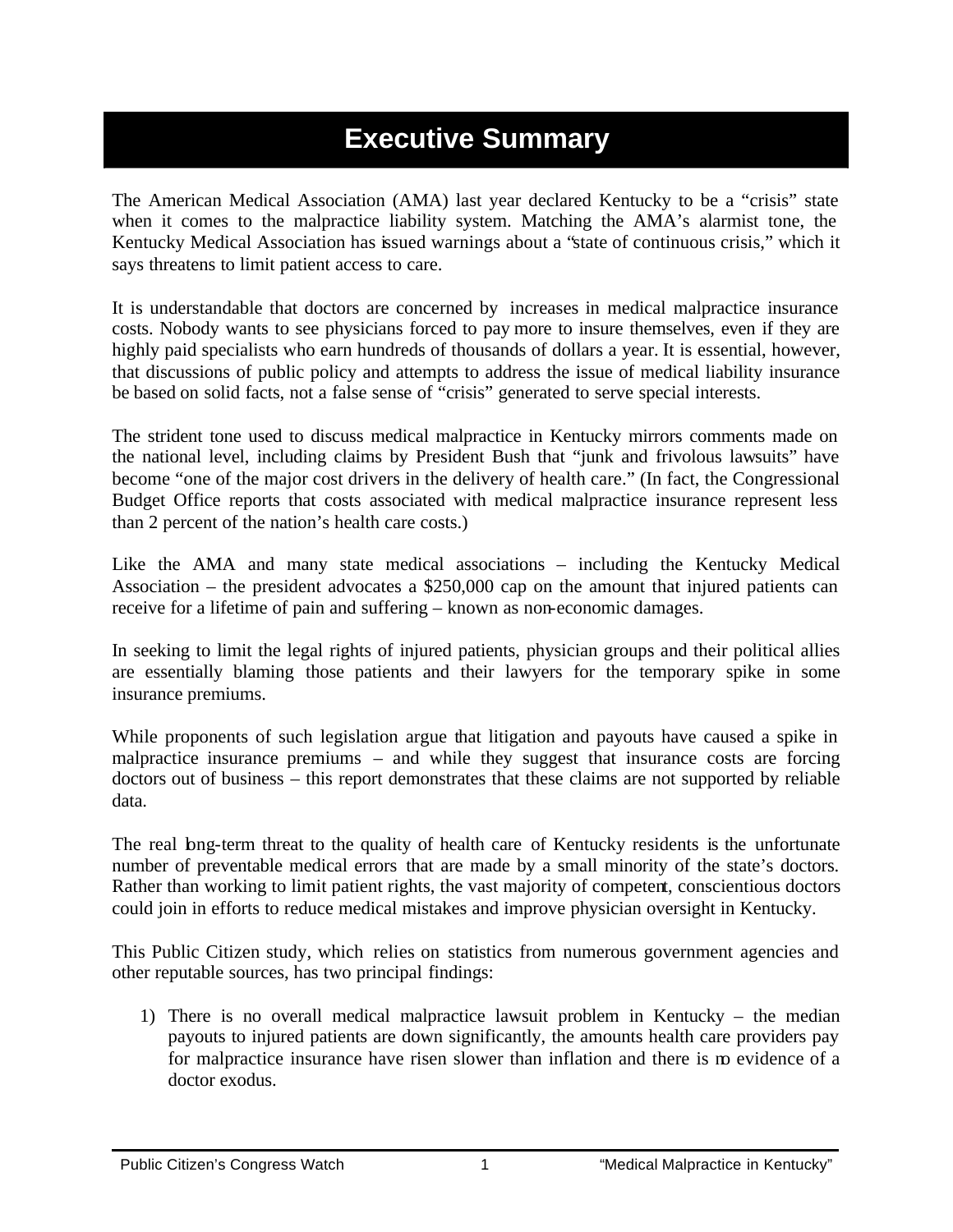# Executive Summary

The American Medical Association (AMA) last year declared Kentucky to be a "crisis" state when it comes to the malpractice liability system. Matching the AMA's alarmist tone, the Kentucky Medical Association has issued warnings about a "state of continuous crisis," which it says threatens to limit patient access to care.

It is understandable that doctors are concerned by increases in medical malpractice insurance costs. Nobody wants to see physicians forced to pay more to insure themselves, even if they are highly paid specialists who earn hundreds of thousands of dollars a year. It is essential, however, that discussions of public policy and attempts to address the issue of medical liability insurance be based on solid facts, not a false sense of "crisis" generated to serve special interests.

The strident tone used to discuss medical malpractice in Kentucky mirrors comments made on the national level, including claims by President Bush that "junk and frivolous lawsuits" have become "one of the major cost drivers in the delivery of health care." (In fact, the Congressional Budget Office reports that costs associated with medical malpractice insurance represent less than 2 percent of the nation's health care costs.)

Like the AMA and many state medical associations – including the Kentucky Medical Association – the president advocates a $250,000 cap on the amount that injured patients can receive for a lifetime of pain and suffering – known as non-economic damages.

In seeking to limit the legal rights of injured patients, physician groups and their political allies are essentially blaming those patients and their lawyers for the temporary spike in some insurance premiums.

While proponents of such legislation argue that litigation and payouts have caused a spike in malpractice insurance premiums – and while they suggest that insurance costs are forcing doctors out of business – this report demonstrates that these claims are not supported by reliable data.

The real long-term threat to the quality of health care of Kentucky residents is the unfortunate number of preventable medical errors that are made by a small minority of the state's doctors. Rather than working to limit patient rights, the vast majority of competent, conscientious doctors could join in efforts to reduce medical mistakes and improve physician oversight in Kentucky.

This Public Citizen study, which relies on statistics from numerous government agencies and other reputable sources, has two principal findings:

1) There is no overall medical malpractice lawsuit problem in Kentucky – the median payouts to injured patients are down significantly, the amounts health care providers pay for malpractice insurance have risen slower than inflation and there is no evidence of a doctor exodus.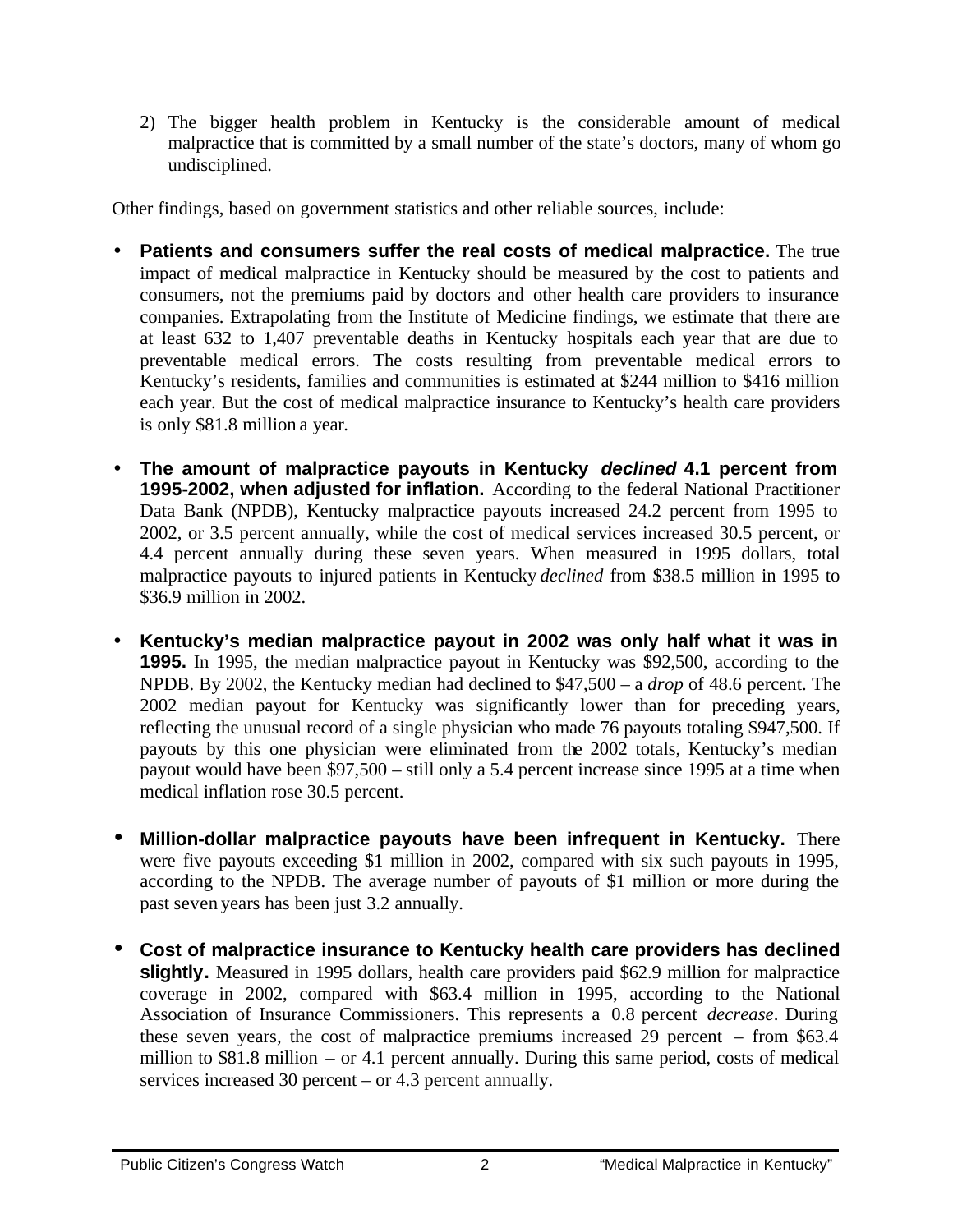2) The bigger health problem in Kentucky is the considerable amount of medical malpractice that is committed by a small number of the state's doctors, many of whom go undisciplined.

Other findings, based on government statistics and other reliable sources, include:

- **Patients and consumers suffer the real costs of medical malpractice.** The true impact of medical malpractice in Kentucky should be measured by the cost to patients and consumers, not the premiums paid by doctors and other health care providers to insurance companies. Extrapolating from the Institute of Medicine findings, we estimate that there are at least 632 to 1,407 preventable deaths in Kentucky hospitals each year that are due to preventable medical errors. The costs resulting from preventable medical errors to Kentucky's residents, families and communities is estimated at $244 million to $416 million each year. But the cost of medical malpractice insurance to Kentucky's health care providers is only $81.8 million a year.

- **The amount of malpractice payouts in Kentucky *declined* 4.1 percent from 1995-2002, when adjusted for inflation.** According to the federal National Practitioner Data Bank (NPDB), Kentucky malpractice payouts increased 24.2 percent from 1995 to 2002, or 3.5 percent annually, while the cost of medical services increased 30.5 percent, or 4.4 percent annually during these seven years. When measured in 1995 dollars, total malpractice payouts to injured patients in Kentucky *declined* from $38.5 million in 1995 to $36.9 million in 2002.

- **Kentucky's median malpractice payout in 2002 was only half what it was in 1995.** In 1995, the median malpractice payout in Kentucky was $92,500, according to the NPDB. By 2002, the Kentucky median had declined to $47,500 – a *drop* of 48.6 percent. The 2002 median payout for Kentucky was significantly lower than for preceding years, reflecting the unusual record of a single physician who made 76 payouts totaling $947,500. If payouts by this one physician were eliminated from the 2002 totals, Kentucky's median payout would have been $97,500 – still only a 5.4 percent increase since 1995 at a time when medical inflation rose 30.5 percent.

- **Million-dollar malpractice payouts have been infrequent in Kentucky.** There were five payouts exceeding $1 million in 2002, compared with six such payouts in 1995, according to the NPDB. The average number of payouts of $1 million or more during the past seven years has been just 3.2 annually.

- **Cost of malpractice insurance to Kentucky health care providers has declined slightly.** Measured in 1995 dollars, health care providers paid $62.9 million for malpractice coverage in 2002, compared with $63.4 million in 1995, according to the National Association of Insurance Commissioners. This represents a 0.8 percent *decrease*. During these seven years, the cost of malpractice premiums increased 29 percent – from $63.4 million to $81.8 million – or 4.1 percent annually. During this same period, costs of medical services increased 30 percent – or 4.3 percent annually.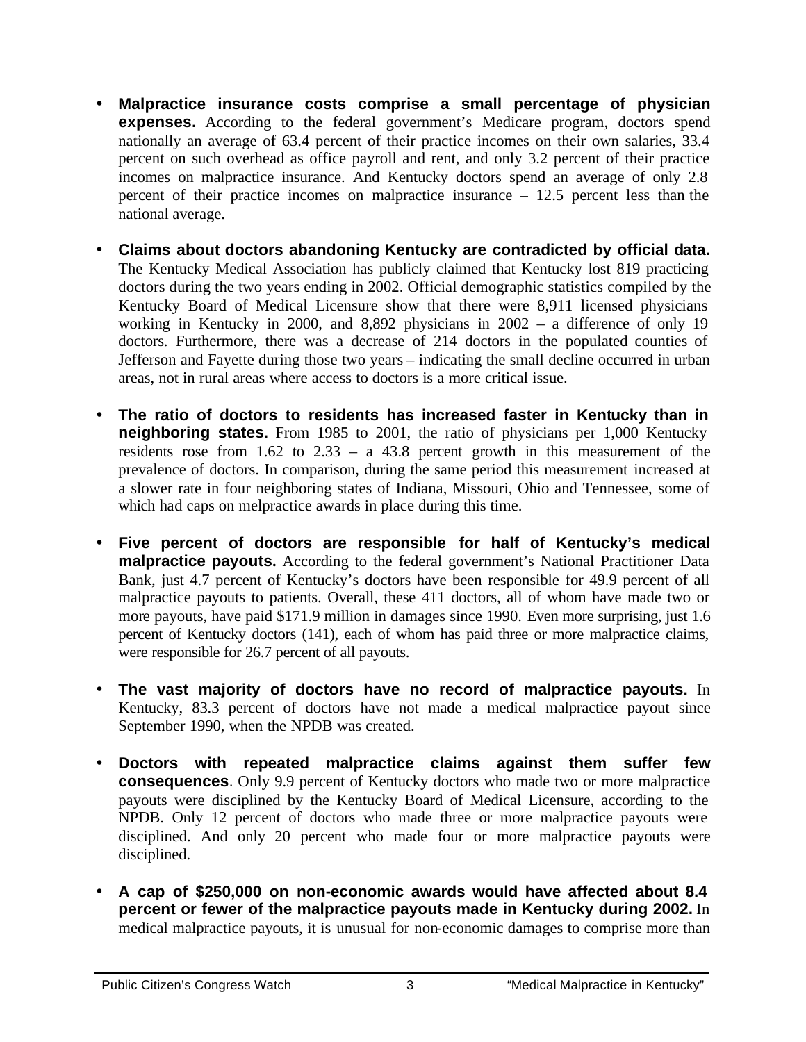- **Malpractice insurance costs comprise a small percentage of physician expenses.** According to the federal government's Medicare program, doctors spend nationally an average of 63.4 percent of their practice incomes on their own salaries, 33.4 percent on such overhead as office payroll and rent, and only 3.2 percent of their practice incomes on malpractice insurance. And Kentucky doctors spend an average of only 2.8 percent of their practice incomes on malpractice insurance – 12.5 percent less than the national average.

- **Claims about doctors abandoning Kentucky are contradicted by official data.** The Kentucky Medical Association has publicly claimed that Kentucky lost 819 practicing doctors during the two years ending in 2002. Official demographic statistics compiled by the Kentucky Board of Medical Licensure show that there were 8,911 licensed physicians working in Kentucky in 2000, and 8,892 physicians in 2002 – a difference of only 19 doctors. Furthermore, there was a decrease of 214 doctors in the populated counties of Jefferson and Fayette during those two years – indicating the small decline occurred in urban areas, not in rural areas where access to doctors is a more critical issue.

- **The ratio of doctors to residents has increased faster in Kentucky than in neighboring states.** From 1985 to 2001, the ratio of physicians per 1,000 Kentucky residents rose from 1.62 to 2.33 – a 43.8 percent growth in this measurement of the prevalence of doctors. In comparison, during the same period this measurement increased at a slower rate in four neighboring states of Indiana, Missouri, Ohio and Tennessee, some of which had caps on melpractice awards in place during this time.

- **Five percent of doctors are responsible for half of Kentucky's medical malpractice payouts.** According to the federal government's National Practitioner Data Bank, just 4.7 percent of Kentucky's doctors have been responsible for 49.9 percent of all malpractice payouts to patients. Overall, these 411 doctors, all of whom have made two or more payouts, have paid $171.9 million in damages since 1990. Even more surprising, just 1.6 percent of Kentucky doctors (141), each of whom has paid three or more malpractice claims, were responsible for 26.7 percent of all payouts.

- **The vast majority of doctors have no record of malpractice payouts.** In Kentucky, 83.3 percent of doctors have not made a medical malpractice payout since September 1990, when the NPDB was created.

- **Doctors with repeated malpractice claims against them suffer few consequences**. Only 9.9 percent of Kentucky doctors who made two or more malpractice payouts were disciplined by the Kentucky Board of Medical Licensure, according to the NPDB. Only 12 percent of doctors who made three or more malpractice payouts were disciplined. And only 20 percent who made four or more malpractice payouts were disciplined.

- **A cap of $250,000 on non-economic awards would have affected about 8.4 percent or fewer of the malpractice payouts made in Kentucky during 2002.** In medical malpractice payouts, it is unusual for non-economic damages to comprise more than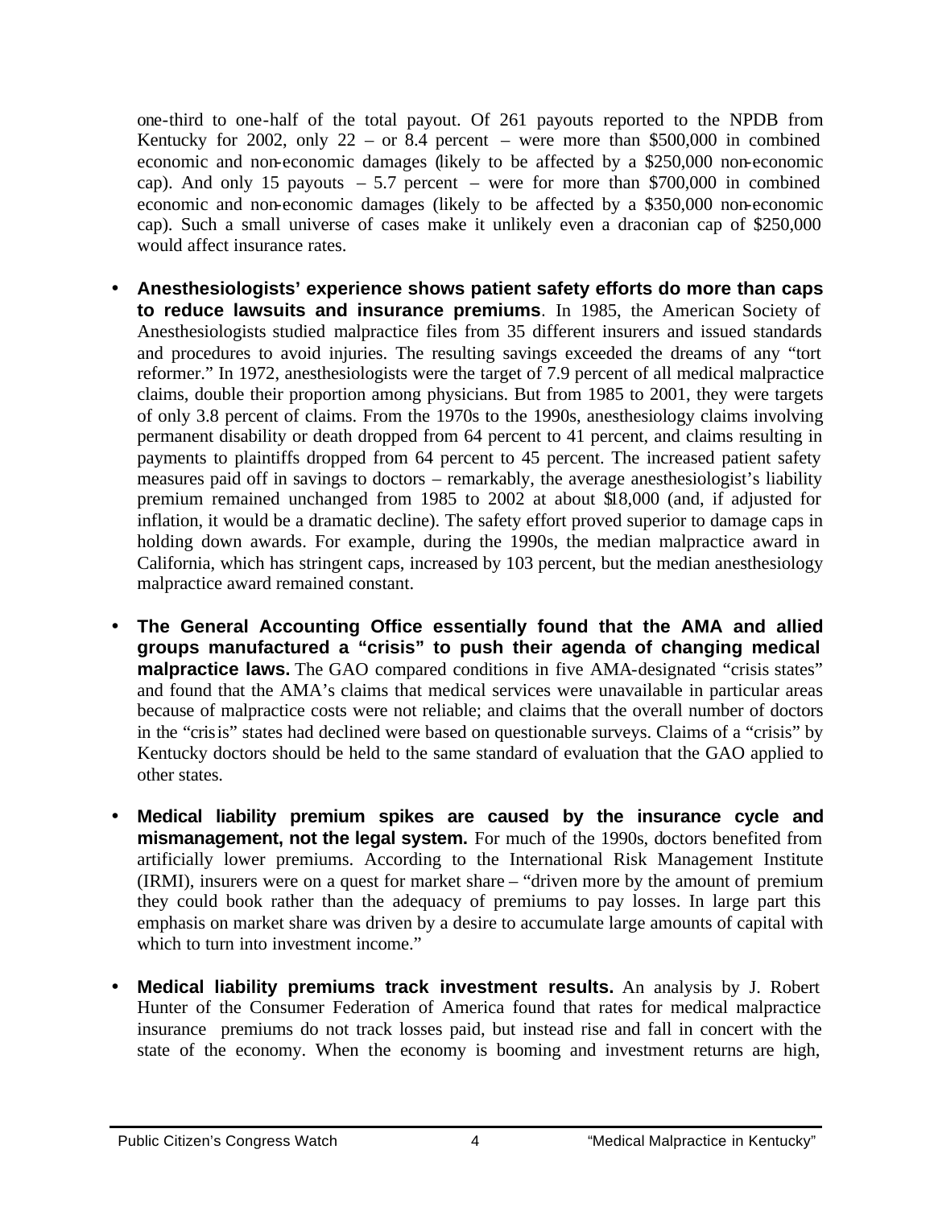one-third to one-half of the total payout. Of 261 payouts reported to the NPDB from Kentucky for 2002, only 22 – or 8.4 percent – were more than $500,000 in combined economic and non-economic damages (likely to be affected by a $250,000 non-economic cap). And only 15 payouts – 5.7 percent – were for more than $700,000 in combined economic and non-economic damages (likely to be affected by a $350,000 non-economic cap). Such a small universe of cases make it unlikely even a draconian cap of $250,000 would affect insurance rates.

- **Anesthesiologists' experience shows patient safety efforts do more than caps to reduce lawsuits and insurance premiums**. In 1985, the American Society of Anesthesiologists studied malpractice files from 35 different insurers and issued standards and procedures to avoid injuries. The resulting savings exceeded the dreams of any "tort reformer." In 1972, anesthesiologists were the target of 7.9 percent of all medical malpractice claims, double their proportion among physicians. But from 1985 to 2001, they were targets of only 3.8 percent of claims. From the 1970s to the 1990s, anesthesiology claims involving permanent disability or death dropped from 64 percent to 41 percent, and claims resulting in payments to plaintiffs dropped from 64 percent to 45 percent. The increased patient safety measures paid off in savings to doctors – remarkably, the average anesthesiologist's liability premium remained unchanged from 1985 to 2002 at about $18,000 (and, if adjusted for inflation, it would be a dramatic decline). The safety effort proved superior to damage caps in holding down awards. For example, during the 1990s, the median malpractice award in California, which has stringent caps, increased by 103 percent, but the median anesthesiology malpractice award remained constant.

- **The General Accounting Office essentially found that the AMA and allied groups manufactured a "crisis" to push their agenda of changing medical malpractice laws.** The GAO compared conditions in five AMA-designated "crisis states" and found that the AMA's claims that medical services were unavailable in particular areas because of malpractice costs were not reliable; and claims that the overall number of doctors in the "crisis" states had declined were based on questionable surveys. Claims of a "crisis" by Kentucky doctors should be held to the same standard of evaluation that the GAO applied to other states.

- **Medical liability premium spikes are caused by the insurance cycle and mismanagement, not the legal system.** For much of the 1990s, doctors benefited from artificially lower premiums. According to the International Risk Management Institute (IRMI), insurers were on a quest for market share – "driven more by the amount of premium they could book rather than the adequacy of premiums to pay losses. In large part this emphasis on market share was driven by a desire to accumulate large amounts of capital with which to turn into investment income."

- **Medical liability premiums track investment results.** An analysis by J. Robert Hunter of the Consumer Federation of America found that rates for medical malpractice insurance premiums do not track losses paid, but instead rise and fall in concert with the state of the economy. When the economy is booming and investment returns are high,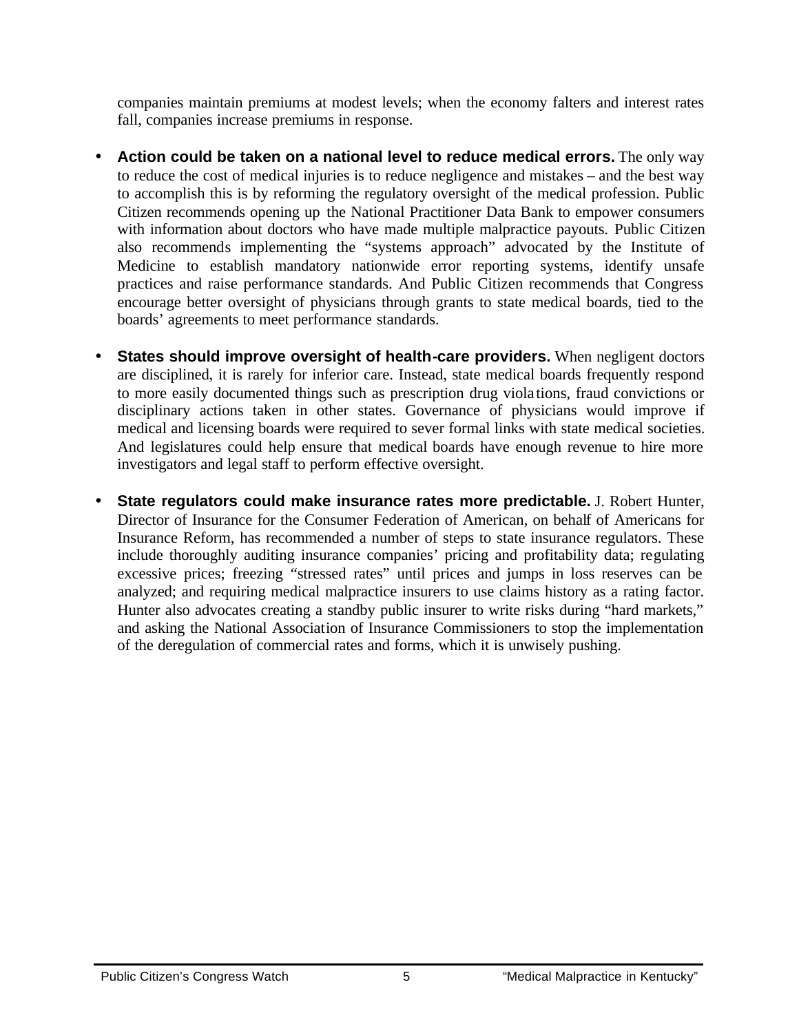companies maintain premiums at modest levels; when the economy falters and interest rates fall, companies increase premiums in response.

- **Action could be taken on a national level to reduce medical errors.** The only way to reduce the cost of medical injuries is to reduce negligence and mistakes – and the best way to accomplish this is by reforming the regulatory oversight of the medical profession. Public Citizen recommends opening up the National Practitioner Data Bank to empower consumers with information about doctors who have made multiple malpractice payouts. Public Citizen also recommends implementing the "systems approach" advocated by the Institute of Medicine to establish mandatory nationwide error reporting systems, identify unsafe practices and raise performance standards. And Public Citizen recommends that Congress encourage better oversight of physicians through grants to state medical boards, tied to the boards' agreements to meet performance standards.

- **States should improve oversight of health-care providers.** When negligent doctors are disciplined, it is rarely for inferior care. Instead, state medical boards frequently respond to more easily documented things such as prescription drug violations, fraud convictions or disciplinary actions taken in other states. Governance of physicians would improve if medical and licensing boards were required to sever formal links with state medical societies. And legislatures could help ensure that medical boards have enough revenue to hire more investigators and legal staff to perform effective oversight.

- **State regulators could make insurance rates more predictable.** J. Robert Hunter, Director of Insurance for the Consumer Federation of American, on behalf of Americans for Insurance Reform, has recommended a number of steps to state insurance regulators. These include thoroughly auditing insurance companies' pricing and profitability data; regulating excessive prices; freezing "stressed rates" until prices and jumps in loss reserves can be analyzed; and requiring medical malpractice insurers to use claims history as a rating factor. Hunter also advocates creating a standby public insurer to write risks during "hard markets," and asking the National Association of Insurance Commissioners to stop the implementation of the deregulation of commercial rates and forms, which it is unwisely pushing.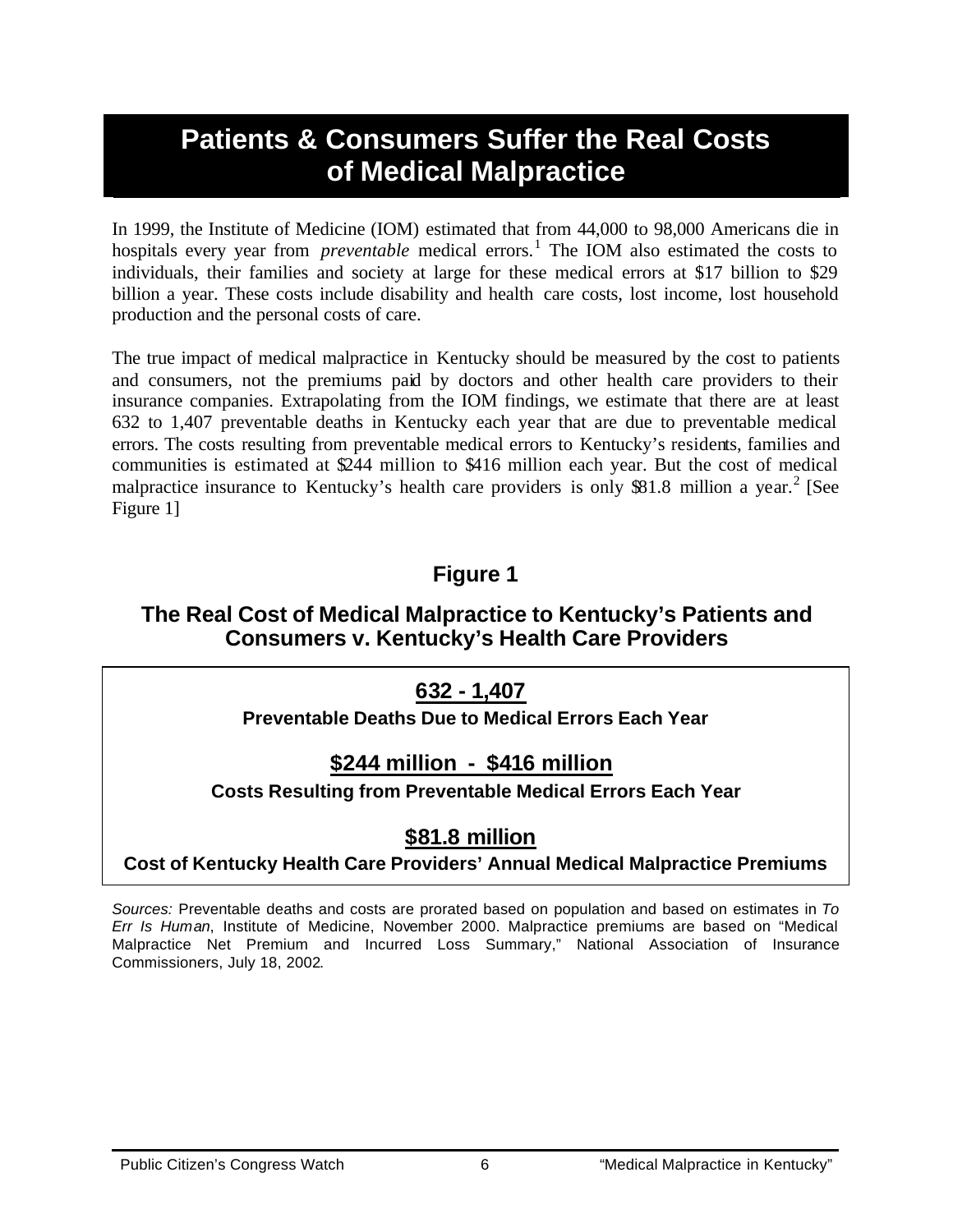# Patients & Consumers Suffer the Real Costs of Medical Malpractice

In 1999, the Institute of Medicine (IOM) estimated that from 44,000 to 98,000 Americans die in hospitals every year from *preventable* medical errors.[1] The IOM also estimated the costs to individuals, their families and society at large for these medical errors at $17 billion to $29 billion a year. These costs include disability and health care costs, lost income, lost household production and the personal costs of care.

The true impact of medical malpractice in Kentucky should be measured by the cost to patients and consumers, not the premiums paid by doctors and other health care providers to their insurance companies. Extrapolating from the IOM findings, we estimate that there are at least 632 to 1,407 preventable deaths in Kentucky each year that are due to preventable medical errors. The costs resulting from preventable medical errors to Kentucky's residents, families and communities is estimated at $244 million to $416 million each year. But the cost of medical malpractice insurance to Kentucky's health care providers is only $81.8 million a year.[2] [See Figure 1]

### Figure 1

### The Real Cost of Medical Malpractice to Kentucky's Patients and Consumers v. Kentucky's Health Care Providers

**632 - 1,407**

**Preventable Deaths Due to Medical Errors Each Year**

**$244 million - $416 million**

**Costs Resulting from Preventable Medical Errors Each Year**

**$81.8 million**

**Cost of Kentucky Health Care Providers' Annual Medical Malpractice Premiums**

*Sources:* Preventable deaths and costs are prorated based on population and based on estimates in *To Err Is Human*, Institute of Medicine, November 2000. Malpractice premiums are based on "Medical Malpractice Net Premium and Incurred Loss Summary," National Association of Insurance Commissioners, July 18, 2002.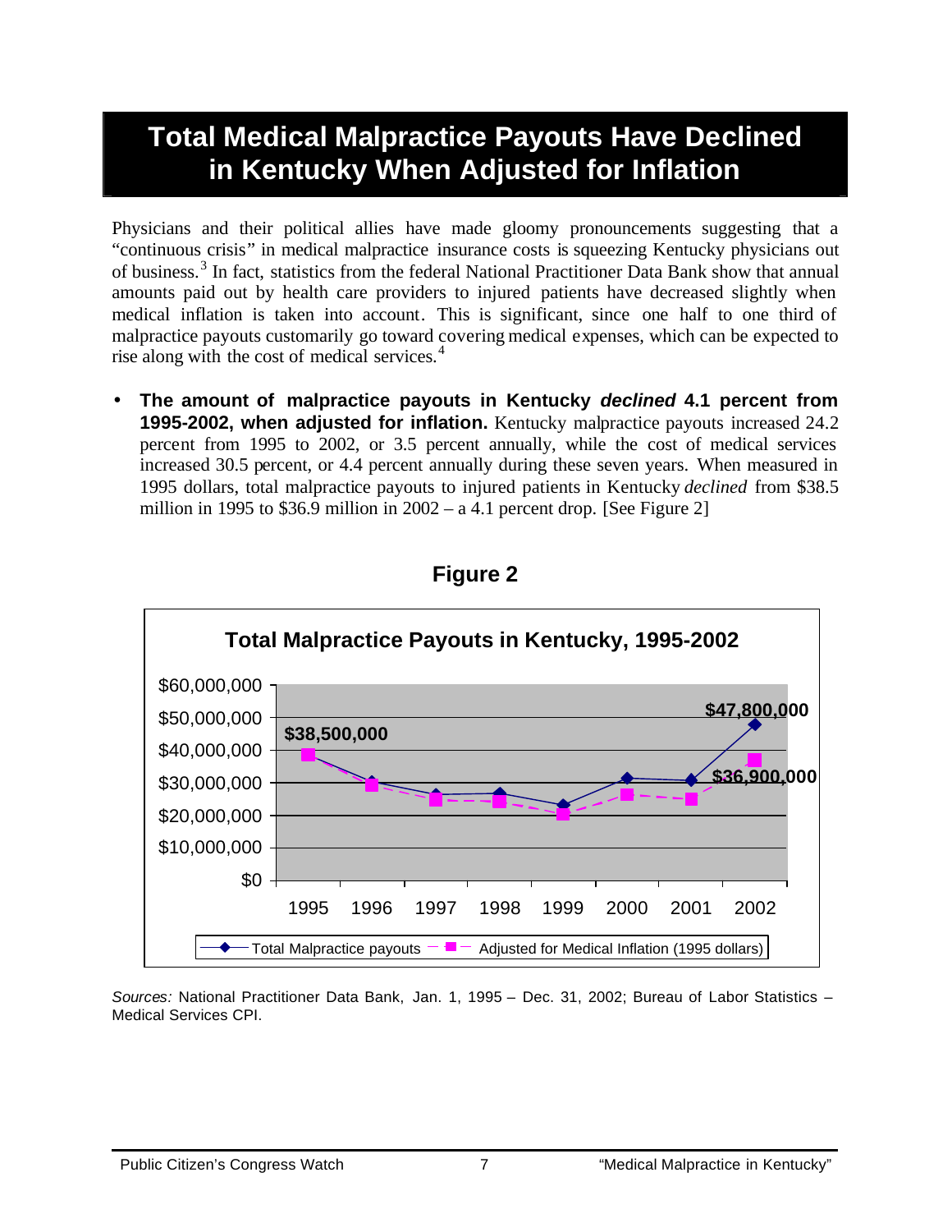# Total Medical Malpractice Payouts Have Declined in Kentucky When Adjusted for Inflation

Physicians and their political allies have made gloomy pronouncements suggesting that a "continuous crisis" in medical malpractice insurance costs is squeezing Kentucky physicians out of business.[3] In fact, statistics from the federal National Practitioner Data Bank show that annual amounts paid out by health care providers to injured patients have decreased slightly when medical inflation is taken into account. This is significant, since one half to one third of malpractice payouts customarily go toward covering medical expenses, which can be expected to rise along with the cost of medical services.[4]

- **The amount of malpractice payouts in Kentucky *declined* 4.1 percent from 1995-2002, when adjusted for inflation.** Kentucky malpractice payouts increased 24.2 percent from 1995 to 2002, or 3.5 percent annually, while the cost of medical services increased 30.5 percent, or 4.4 percent annually during these seven years. When measured in 1995 dollars, total malpractice payouts to injured patients in Kentucky *declined* from $38.5 million in 1995 to $36.9 million in 2002 – a 4.1 percent drop. [See Figure 2]

**Figure 2**

**Total Malpractice Payouts in Kentucky, 1995-2002**

*Sources:* National Practitioner Data Bank, Jan. 1, 1995 – Dec. 31, 2002; Bureau of Labor Statistics – Medical Services CPI.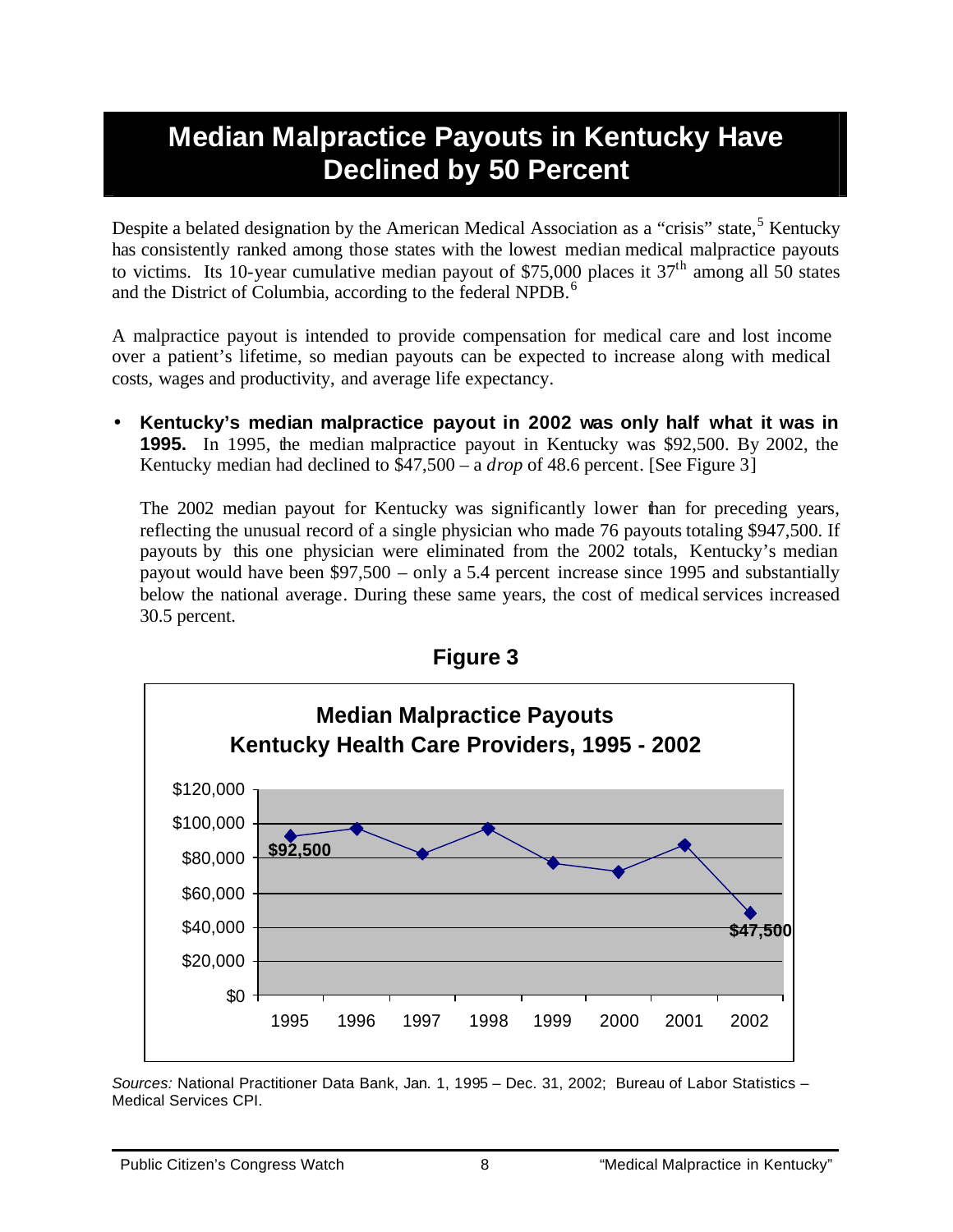# Median Malpractice Payouts in Kentucky Have Declined by 50 Percent

Despite a belated designation by the American Medical Association as a "crisis" state,[5] Kentucky has consistently ranked among those states with the lowest median medical malpractice payouts to victims. Its 10-year cumulative median payout of $75,000 places it 37th among all 50 states and the District of Columbia, according to the federal NPDB.[6]

A malpractice payout is intended to provide compensation for medical care and lost income over a patient's lifetime, so median payouts can be expected to increase along with medical costs, wages and productivity, and average life expectancy.

- **Kentucky's median malpractice payout in 2002 was only half what it was in 1995.** In 1995, the median malpractice payout in Kentucky was $92,500. By 2002, the Kentucky median had declined to $47,500 – a *drop* of 48.6 percent. [See Figure 3]

  The 2002 median payout for Kentucky was significantly lower than for preceding years, reflecting the unusual record of a single physician who made 76 payouts totaling $947,500. If payouts by this one physician were eliminated from the 2002 totals, Kentucky's median payout would have been $97,500 – only a 5.4 percent increase since 1995 and substantially below the national average. During these same years, the cost of medical services increased 30.5 percent.

**Figure 3**

**Median Malpractice Payouts**
**Kentucky Health Care Providers, 1995 - 2002**

*Sources:* National Practitioner Data Bank, Jan. 1, 1995 – Dec. 31, 2002; Bureau of Labor Statistics – Medical Services CPI.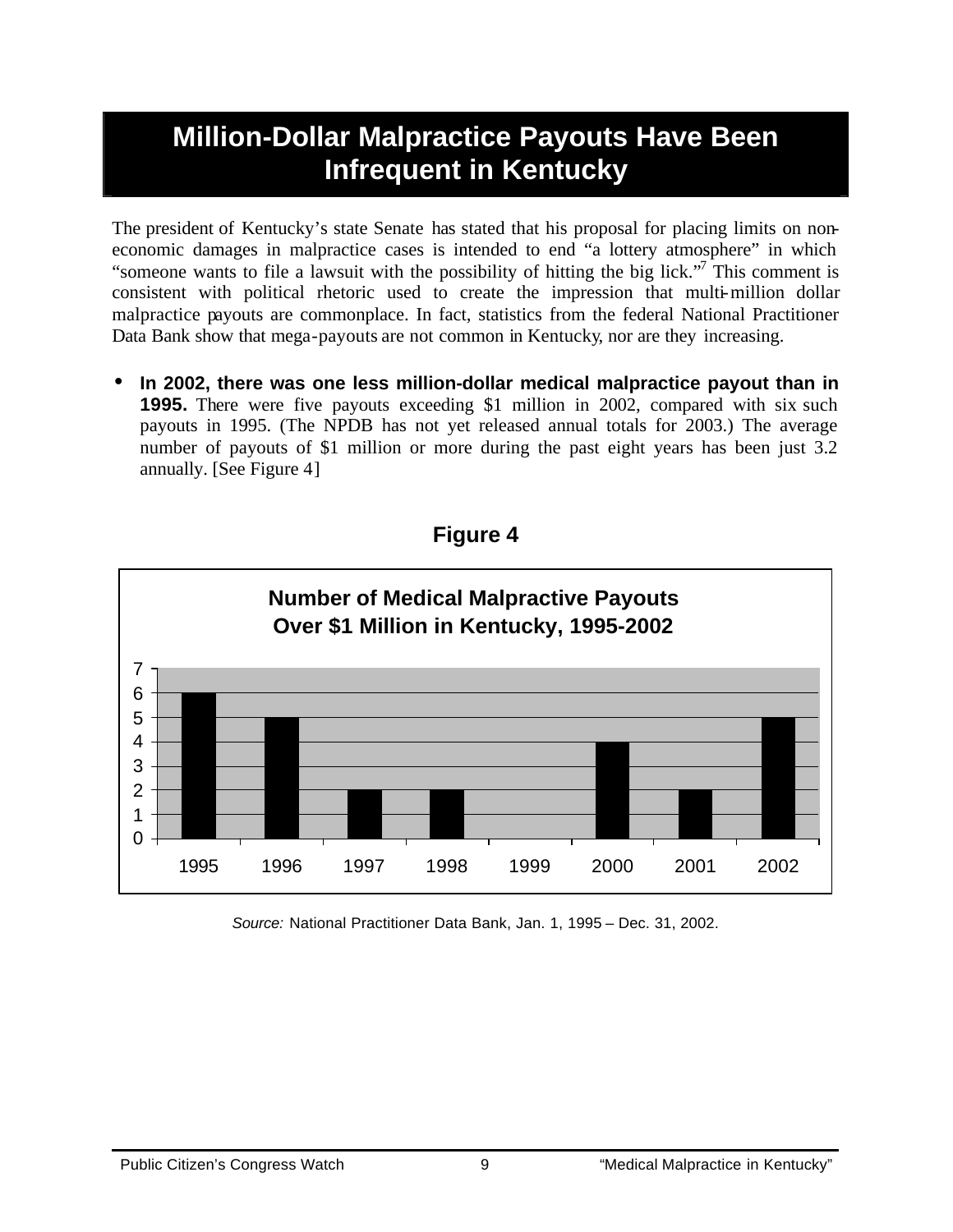# Million-Dollar Malpractice Payouts Have Been Infrequent in Kentucky

The president of Kentucky's state Senate has stated that his proposal for placing limits on non-economic damages in malpractice cases is intended to end "a lottery atmosphere" in which "someone wants to file a lawsuit with the possibility of hitting the big lick."[7] This comment is consistent with political rhetoric used to create the impression that multi-million dollar malpractice payouts are commonplace. In fact, statistics from the federal National Practitioner Data Bank show that mega-payouts are not common in Kentucky, nor are they increasing.

- **In 2002, there was one less million-dollar medical malpractice payout than in 1995.** There were five payouts exceeding $1 million in 2002, compared with six such payouts in 1995. (The NPDB has not yet released annual totals for 2003.) The average number of payouts of $1 million or more during the past eight years has been just 3.2 annually. [See Figure 4]

**Figure 4**

**Number of Medical Malpractive Payouts Over $1 Million in Kentucky, 1995-2002**

| Year | Payouts |
|---|---|
| 1995 | 6 |
| 1996 | 5 |
| 1997 | 2 |
| 1998 | 2 |
| 1999 | 0 |
| 2000 | 4 |
| 2001 | 2 |
| 2002 | 5 |

*Source:* National Practitioner Data Bank, Jan. 1, 1995 – Dec. 31, 2002.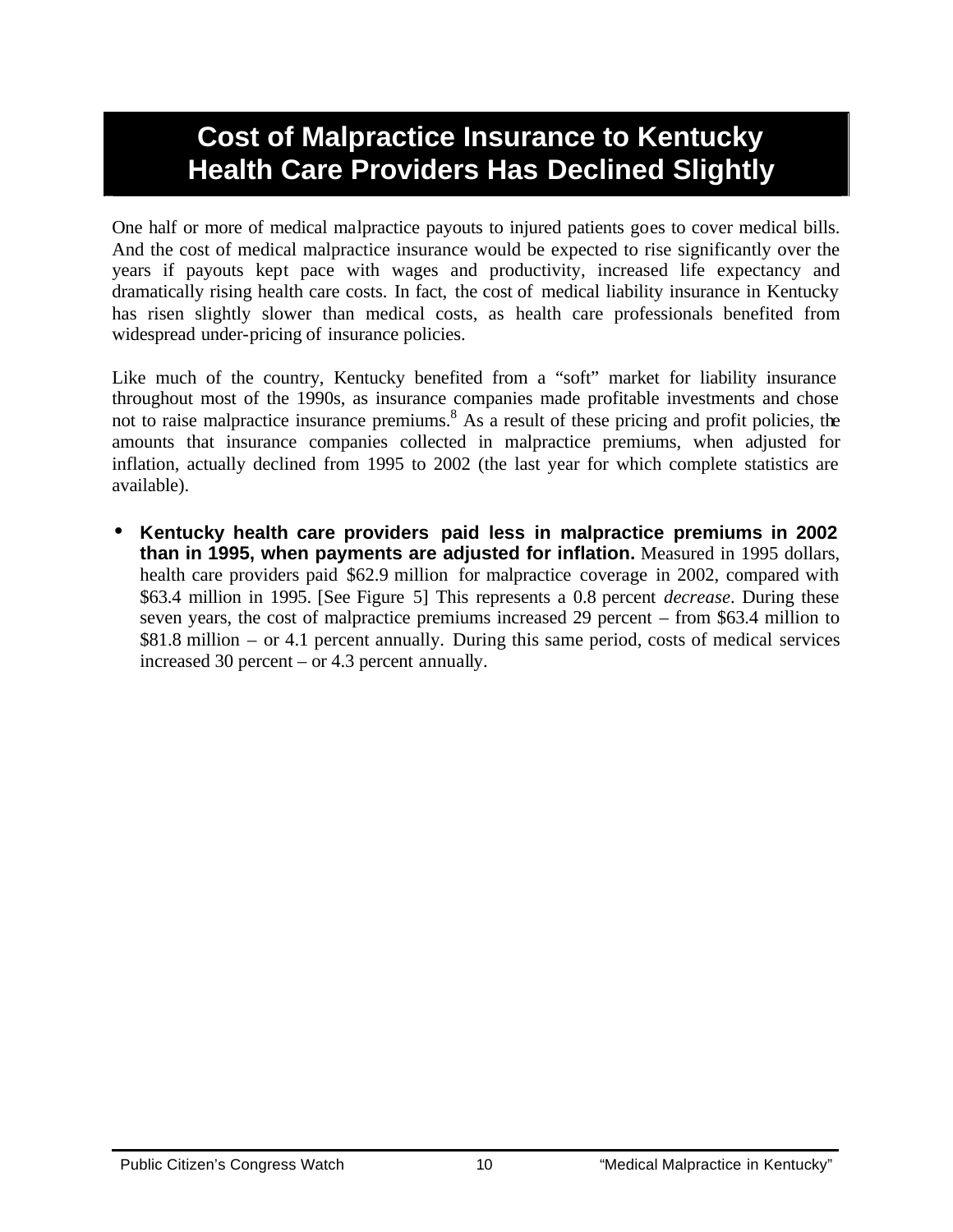# Cost of Malpractice Insurance to Kentucky Health Care Providers Has Declined Slightly

One half or more of medical malpractice payouts to injured patients goes to cover medical bills. And the cost of medical malpractice insurance would be expected to rise significantly over the years if payouts kept pace with wages and productivity, increased life expectancy and dramatically rising health care costs. In fact, the cost of medical liability insurance in Kentucky has risen slightly slower than medical costs, as health care professionals benefited from widespread under-pricing of insurance policies.

Like much of the country, Kentucky benefited from a "soft" market for liability insurance throughout most of the 1990s, as insurance companies made profitable investments and chose not to raise malpractice insurance premiums.[8] As a result of these pricing and profit policies, the amounts that insurance companies collected in malpractice premiums, when adjusted for inflation, actually declined from 1995 to 2002 (the last year for which complete statistics are available).

- **Kentucky health care providers paid less in malpractice premiums in 2002 than in 1995, when payments are adjusted for inflation.** Measured in 1995 dollars, health care providers paid $62.9 million for malpractice coverage in 2002, compared with $63.4 million in 1995. [See Figure 5] This represents a 0.8 percent *decrease*. During these seven years, the cost of malpractice premiums increased 29 percent – from $63.4 million to $81.8 million – or 4.1 percent annually. During this same period, costs of medical services increased 30 percent – or 4.3 percent annually.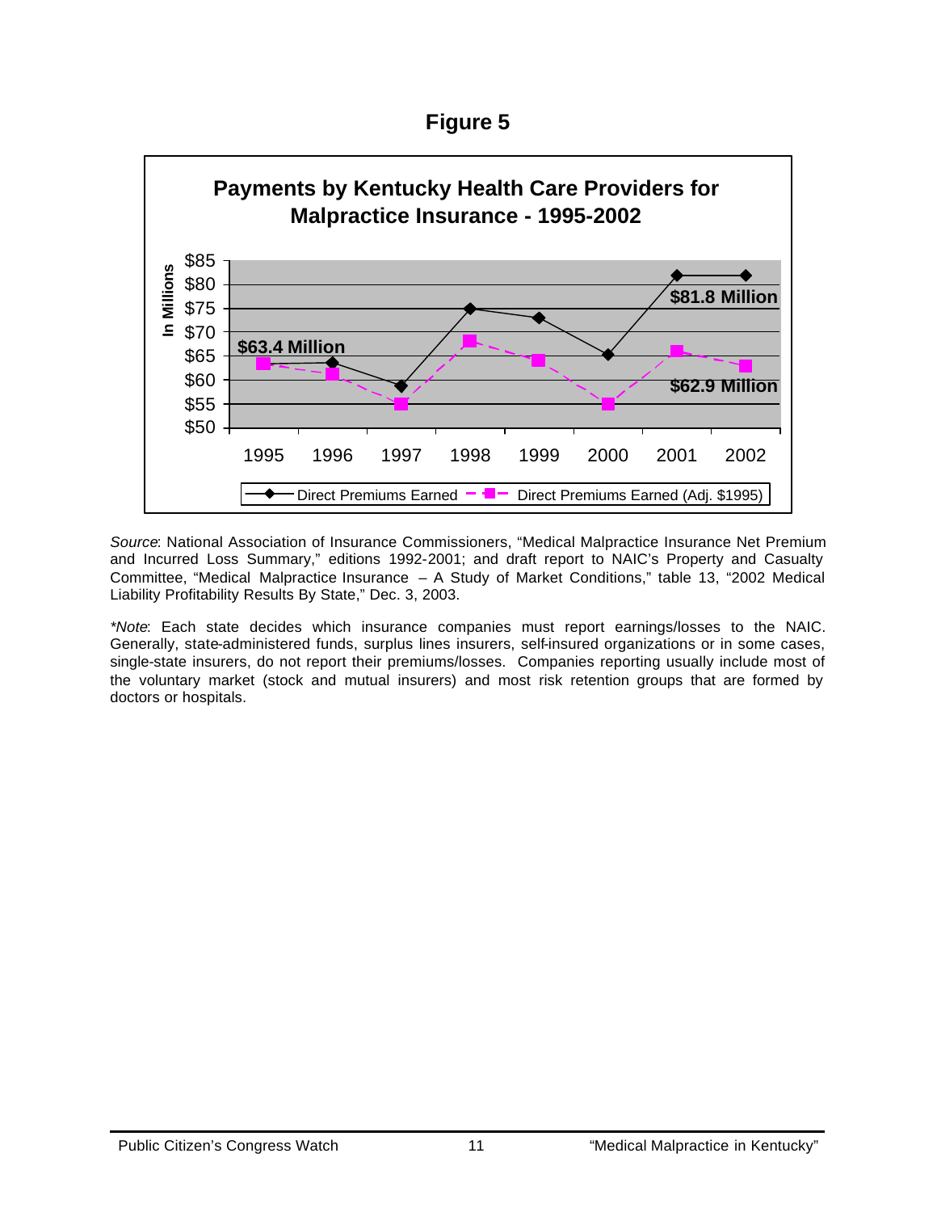# Figure 5

**Payments by Kentucky Health Care Providers for Malpractice Insurance - 1995-2002**

*Source*: National Association of Insurance Commissioners, "Medical Malpractice Insurance Net Premium and Incurred Loss Summary," editions 1992-2001; and draft report to NAIC's Property and Casualty Committee, "Medical Malpractice Insurance – A Study of Market Conditions," table 13, "2002 Medical Liability Profitability Results By State," Dec. 3, 2003.

*\*Note*: Each state decides which insurance companies must report earnings/losses to the NAIC. Generally, state-administered funds, surplus lines insurers, self-insured organizations or in some cases, single-state insurers, do not report their premiums/losses. Companies reporting usually include most of the voluntary market (stock and mutual insurers) and most risk retention groups that are formed by doctors or hospitals.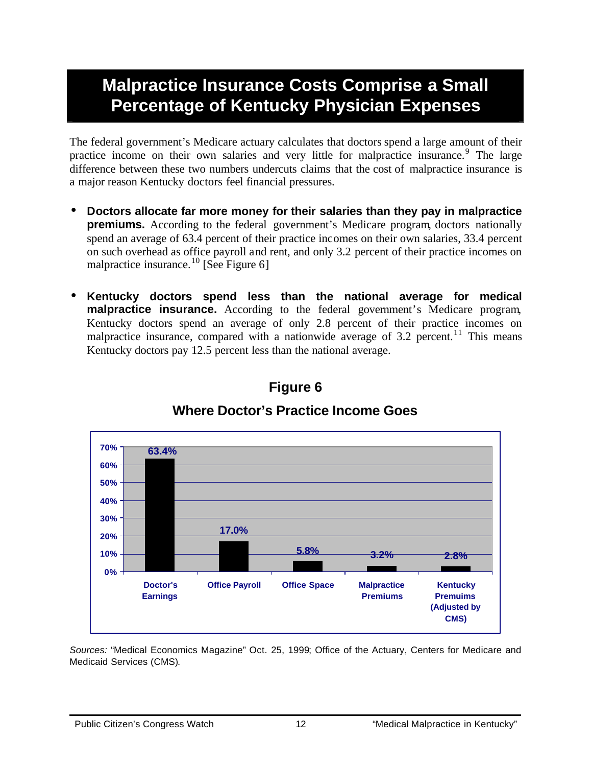# Malpractice Insurance Costs Comprise a Small Percentage of Kentucky Physician Expenses

The federal government's Medicare actuary calculates that doctors spend a large amount of their practice income on their own salaries and very little for malpractice insurance.[9] The large difference between these two numbers undercuts claims that the cost of malpractice insurance is a major reason Kentucky doctors feel financial pressures.

- **Doctors allocate far more money for their salaries than they pay in malpractice premiums.** According to the federal government's Medicare program, doctors nationally spend an average of 63.4 percent of their practice incomes on their own salaries, 33.4 percent on such overhead as office payroll and rent, and only 3.2 percent of their practice incomes on malpractice insurance.[10] [See Figure 6]

- **Kentucky doctors spend less than the national average for medical malpractice insurance.** According to the federal government's Medicare program, Kentucky doctors spend an average of only 2.8 percent of their practice incomes on malpractice insurance, compared with a nationwide average of 3.2 percent.[11] This means Kentucky doctors pay 12.5 percent less than the national average.

**Figure 6**

**Where Doctor's Practice Income Goes**

| Category | Percent |
|---|---|
| Doctor's Earnings | 63.4% |
| Office Payroll | 17.0% |
| Office Space | 5.8% |
| Malpractice Premiums | 3.2% |
| Kentucky Premiums (Adjusted by CMS) | 2.8% |

*Sources:* "Medical Economics Magazine" Oct. 25, 1999; Office of the Actuary, Centers for Medicare and Medicaid Services (CMS).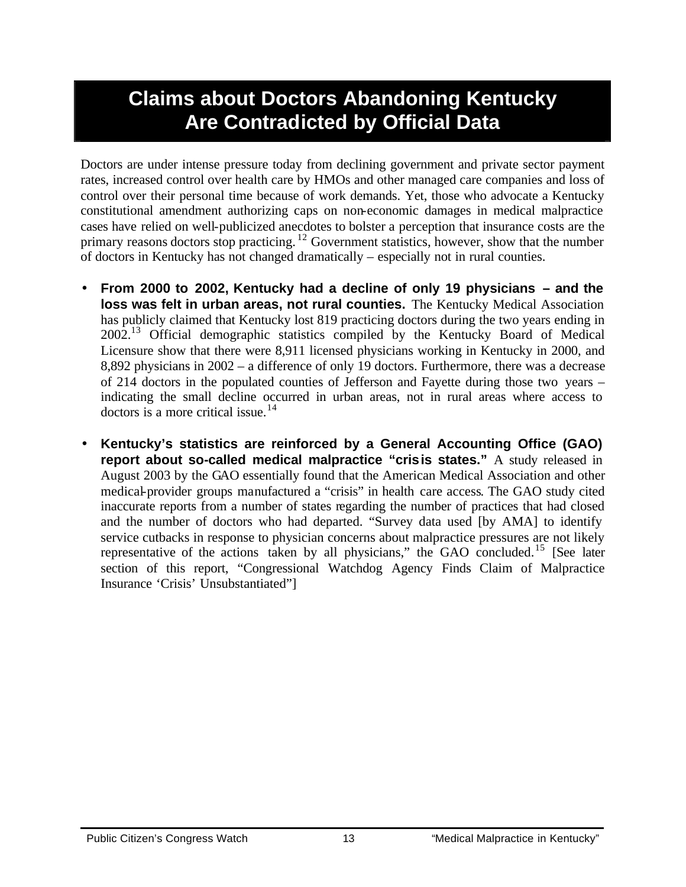# Claims about Doctors Abandoning Kentucky Are Contradicted by Official Data

Doctors are under intense pressure today from declining government and private sector payment rates, increased control over health care by HMOs and other managed care companies and loss of control over their personal time because of work demands. Yet, those who advocate a Kentucky constitutional amendment authorizing caps on non-economic damages in medical malpractice cases have relied on well-publicized anecdotes to bolster a perception that insurance costs are the primary reasons doctors stop practicing.[12] Government statistics, however, show that the number of doctors in Kentucky has not changed dramatically – especially not in rural counties.

- **From 2000 to 2002, Kentucky had a decline of only 19 physicians – and the loss was felt in urban areas, not rural counties.** The Kentucky Medical Association has publicly claimed that Kentucky lost 819 practicing doctors during the two years ending in 2002.[13] Official demographic statistics compiled by the Kentucky Board of Medical Licensure show that there were 8,911 licensed physicians working in Kentucky in 2000, and 8,892 physicians in 2002 – a difference of only 19 doctors. Furthermore, there was a decrease of 214 doctors in the populated counties of Jefferson and Fayette during those two years – indicating the small decline occurred in urban areas, not in rural areas where access to doctors is a more critical issue.[14]

- **Kentucky's statistics are reinforced by a General Accounting Office (GAO) report about so-called medical malpractice "crisis states."** A study released in August 2003 by the GAO essentially found that the American Medical Association and other medical-provider groups manufactured a "crisis" in health care access. The GAO study cited inaccurate reports from a number of states regarding the number of practices that had closed and the number of doctors who had departed. "Survey data used [by AMA] to identify service cutbacks in response to physician concerns about malpractice pressures are not likely representative of the actions taken by all physicians," the GAO concluded.[15] [See later section of this report, "Congressional Watchdog Agency Finds Claim of Malpractice Insurance 'Crisis' Unsubstantiated"]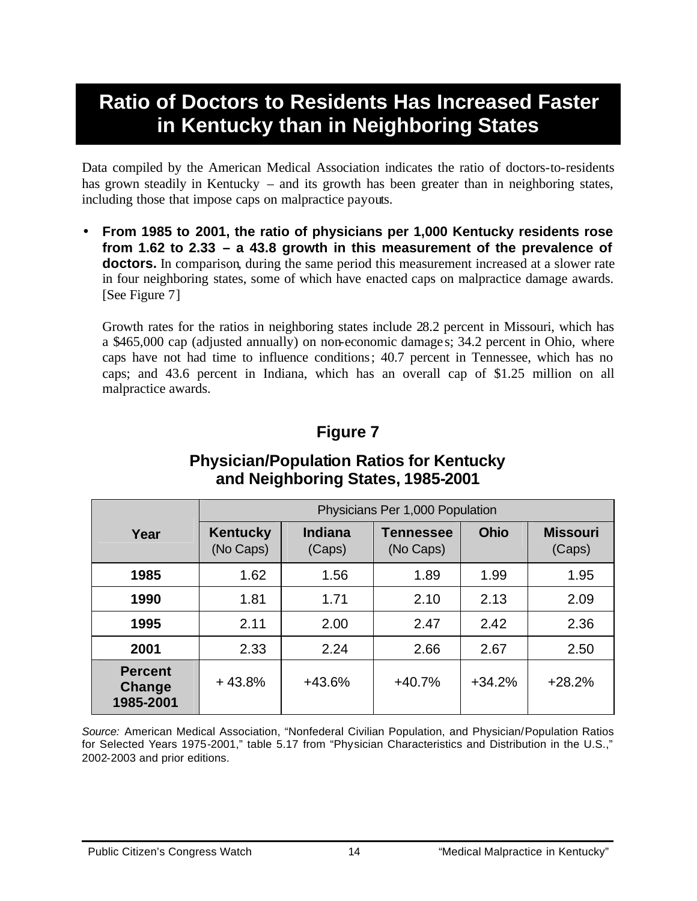# Ratio of Doctors to Residents Has Increased Faster in Kentucky than in Neighboring States

Data compiled by the American Medical Association indicates the ratio of doctors-to-residents has grown steadily in Kentucky – and its growth has been greater than in neighboring states, including those that impose caps on malpractice payouts.

- **From 1985 to 2001, the ratio of physicians per 1,000 Kentucky residents rose from 1.62 to 2.33 – a 43.8 growth in this measurement of the prevalence of doctors.** In comparison, during the same period this measurement increased at a slower rate in four neighboring states, some of which have enacted caps on malpractice damage awards. [See Figure 7]

  Growth rates for the ratios in neighboring states include 28.2 percent in Missouri, which has a $465,000 cap (adjusted annually) on non-economic damages; 34.2 percent in Ohio, where caps have not had time to influence conditions; 40.7 percent in Tennessee, which has no caps; and 43.6 percent in Indiana, which has an overall cap of $1.25 million on all malpractice awards.

## Figure 7

### Physician/Population Ratios for Kentucky and Neighboring States, 1985-2001

| Year | Physicians Per 1,000 Population | | | | |
|---|---|---|---|---|---|
| | **Kentucky** (No Caps) | **Indiana** (Caps) | **Tennessee** (No Caps) | **Ohio** | **Missouri** (Caps) |
| **1985** | 1.62 | 1.56 | 1.89 | 1.99 | 1.95 |
| **1990** | 1.81 | 1.71 | 2.10 | 2.13 | 2.09 |
| **1995** | 2.11 | 2.00 | 2.47 | 2.42 | 2.36 |
| **2001** | 2.33 | 2.24 | 2.66 | 2.67 | 2.50 |
| **Percent Change 1985-2001** | + 43.8% | +43.6% | +40.7% | +34.2% | +28.2% |

*Source:* American Medical Association, "Nonfederal Civilian Population, and Physician/Population Ratios for Selected Years 1975-2001," table 5.17 from "Physician Characteristics and Distribution in the U.S.," 2002-2003 and prior editions.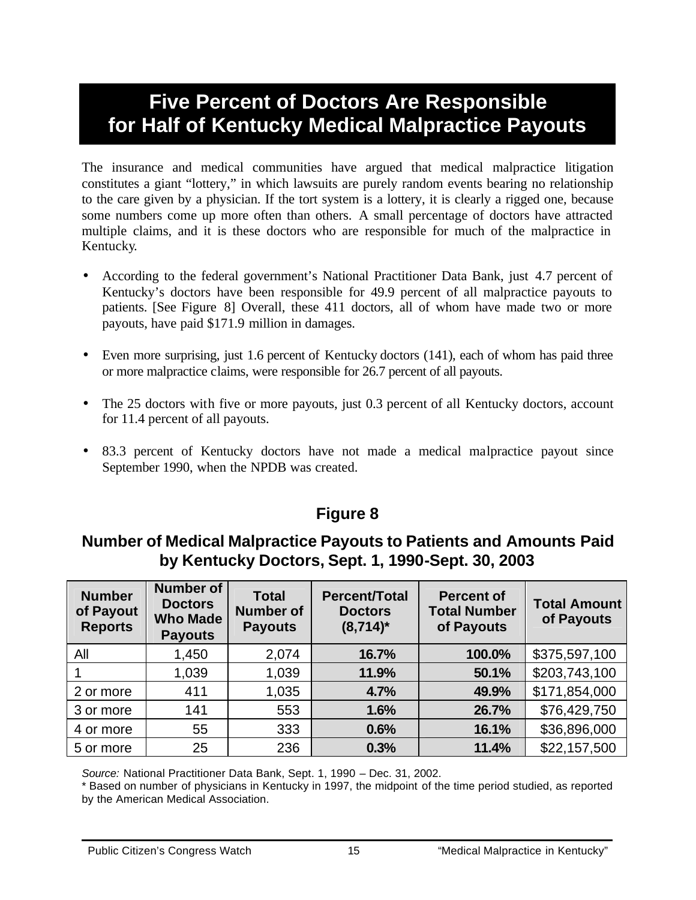# Five Percent of Doctors Are Responsible for Half of Kentucky Medical Malpractice Payouts

The insurance and medical communities have argued that medical malpractice litigation constitutes a giant "lottery," in which lawsuits are purely random events bearing no relationship to the care given by a physician. If the tort system is a lottery, it is clearly a rigged one, because some numbers come up more often than others. A small percentage of doctors have attracted multiple claims, and it is these doctors who are responsible for much of the malpractice in Kentucky.

- According to the federal government's National Practitioner Data Bank, just 4.7 percent of Kentucky's doctors have been responsible for 49.9 percent of all malpractice payouts to patients. [See Figure 8] Overall, these 411 doctors, all of whom have made two or more payouts, have paid $171.9 million in damages.
- Even more surprising, just 1.6 percent of Kentucky doctors (141), each of whom has paid three or more malpractice claims, were responsible for 26.7 percent of all payouts.
- The 25 doctors with five or more payouts, just 0.3 percent of all Kentucky doctors, account for 11.4 percent of all payouts.
- 83.3 percent of Kentucky doctors have not made a medical malpractice payout since September 1990, when the NPDB was created.

## Figure 8

### Number of Medical Malpractice Payouts to Patients and Amounts Paid by Kentucky Doctors, Sept. 1, 1990-Sept. 30, 2003

| Number of Payout Reports | Number of Doctors Who Made Payouts | Total Number of Payouts | Percent/Total Doctors (8,714)* | Percent of Total Number of Payouts | Total Amount of Payouts |
|---|---|---|---|---|---|
| All | 1,450 | 2,074 | **16.7%** | **100.0%** | $375,597,100 |
| 1 | 1,039 | 1,039 | **11.9%** | **50.1%** | $203,743,100 |
| 2 or more | 411 | 1,035 | **4.7%** | **49.9%** | $171,854,000 |
| 3 or more | 141 | 553 | **1.6%** | **26.7%** | $76,429,750 |
| 4 or more | 55 | 333 | **0.6%** | **16.1%** | $36,896,000 |
| 5 or more | 25 | 236 | **0.3%** | **11.4%** | $22,157,500 |

*Source:* National Practitioner Data Bank, Sept. 1, 1990 – Dec. 31, 2002.

\* Based on number of physicians in Kentucky in 1997, the midpoint of the time period studied, as reported by the American Medical Association.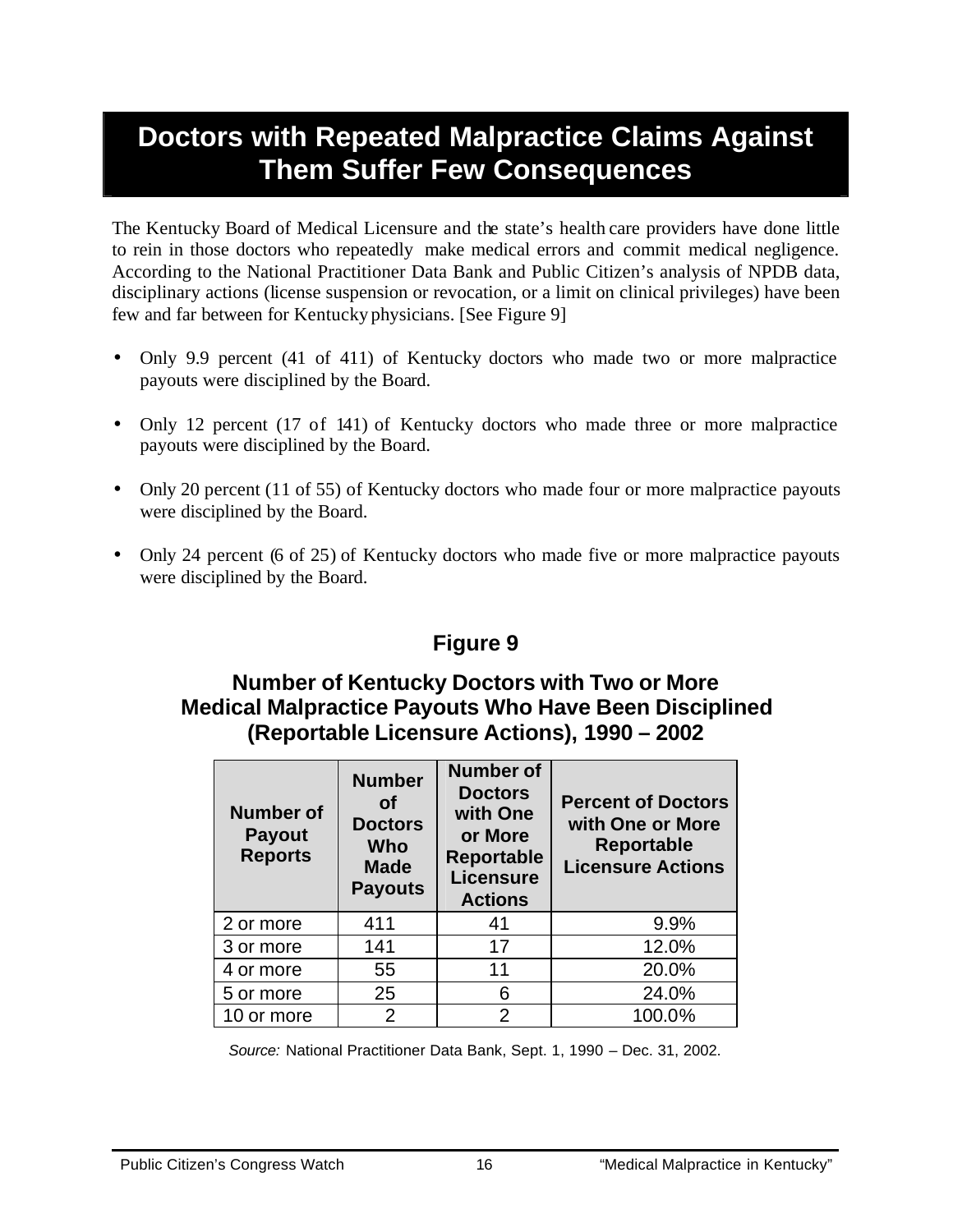# Doctors with Repeated Malpractice Claims Against Them Suffer Few Consequences

The Kentucky Board of Medical Licensure and the state's health care providers have done little to rein in those doctors who repeatedly make medical errors and commit medical negligence. According to the National Practitioner Data Bank and Public Citizen's analysis of NPDB data, disciplinary actions (license suspension or revocation, or a limit on clinical privileges) have been few and far between for Kentucky physicians. [See Figure 9]

- Only 9.9 percent (41 of 411) of Kentucky doctors who made two or more malpractice payouts were disciplined by the Board.
- Only 12 percent (17 of 141) of Kentucky doctors who made three or more malpractice payouts were disciplined by the Board.
- Only 20 percent (11 of 55) of Kentucky doctors who made four or more malpractice payouts were disciplined by the Board.
- Only 24 percent (6 of 25) of Kentucky doctors who made five or more malpractice payouts were disciplined by the Board.

### Figure 9

### Number of Kentucky Doctors with Two or More Medical Malpractice Payouts Who Have Been Disciplined (Reportable Licensure Actions), 1990 – 2002

| Number of Payout Reports | Number of Doctors Who Made Payouts | Number of Doctors with One or More Reportable Licensure Actions | Percent of Doctors with One or More Reportable Licensure Actions |
|---|---|---|---|
| 2 or more | 411 | 41 | 9.9% |
| 3 or more | 141 | 17 | 12.0% |
| 4 or more | 55 | 11 | 20.0% |
| 5 or more | 25 | 6 | 24.0% |
| 10 or more | 2 | 2 | 100.0% |

*Source:* National Practitioner Data Bank, Sept. 1, 1990 – Dec. 31, 2002.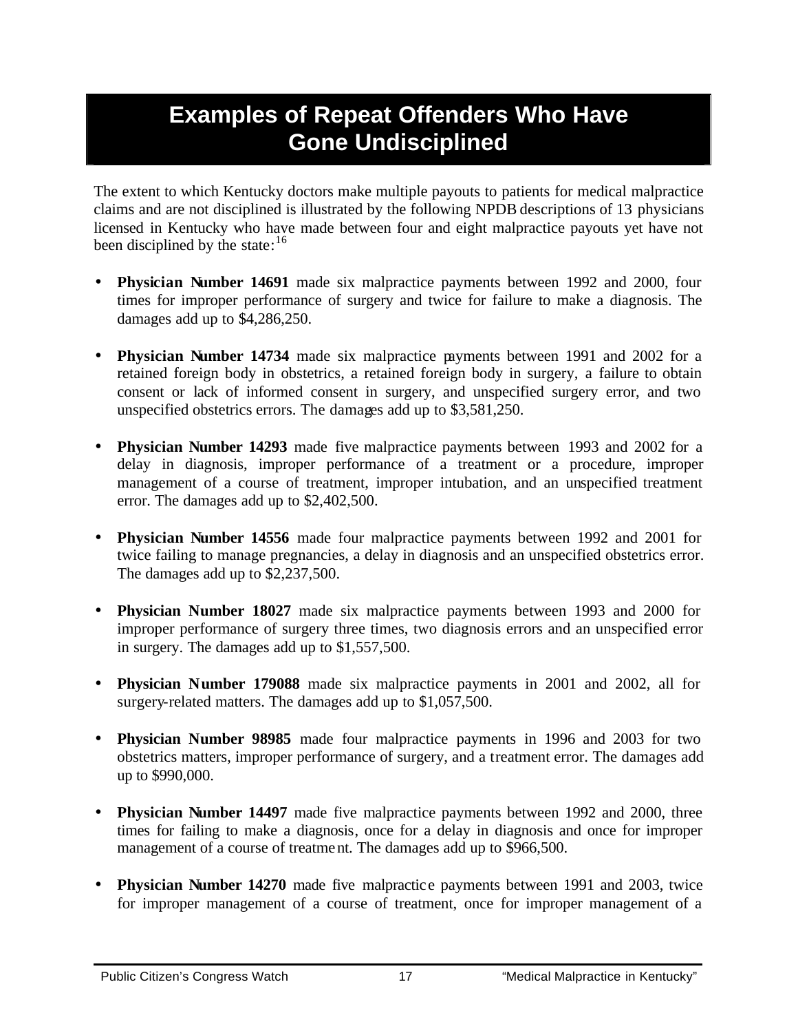# Examples of Repeat Offenders Who Have Gone Undisciplined

The extent to which Kentucky doctors make multiple payouts to patients for medical malpractice claims and are not disciplined is illustrated by the following NPDB descriptions of 13 physicians licensed in Kentucky who have made between four and eight malpractice payouts yet have not been disciplined by the state:[16]

- **Physician Number 14691** made six malpractice payments between 1992 and 2000, four times for improper performance of surgery and twice for failure to make a diagnosis. The damages add up to $4,286,250.

- **Physician Number 14734** made six malpractice payments between 1991 and 2002 for a retained foreign body in obstetrics, a retained foreign body in surgery, a failure to obtain consent or lack of informed consent in surgery, and unspecified surgery error, and two unspecified obstetrics errors. The damages add up to $3,581,250.

- **Physician Number 14293** made five malpractice payments between 1993 and 2002 for a delay in diagnosis, improper performance of a treatment or a procedure, improper management of a course of treatment, improper intubation, and an unspecified treatment error. The damages add up to $2,402,500.

- **Physician Number 14556** made four malpractice payments between 1992 and 2001 for twice failing to manage pregnancies, a delay in diagnosis and an unspecified obstetrics error. The damages add up to $2,237,500.

- **Physician Number 18027** made six malpractice payments between 1993 and 2000 for improper performance of surgery three times, two diagnosis errors and an unspecified error in surgery. The damages add up to $1,557,500.

- **Physician Number 179088** made six malpractice payments in 2001 and 2002, all for surgery-related matters. The damages add up to $1,057,500.

- **Physician Number 98985** made four malpractice payments in 1996 and 2003 for two obstetrics matters, improper performance of surgery, and a treatment error. The damages add up to $990,000.

- **Physician Number 14497** made five malpractice payments between 1992 and 2000, three times for failing to make a diagnosis, once for a delay in diagnosis and once for improper management of a course of treatment. The damages add up to $966,500.

- **Physician Number 14270** made five malpractice payments between 1991 and 2003, twice for improper management of a course of treatment, once for improper management of a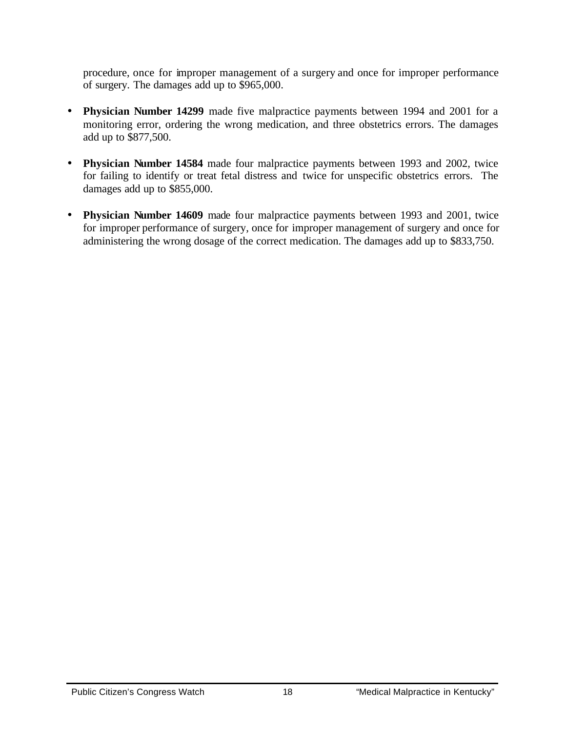procedure, once for improper management of a surgery and once for improper performance of surgery. The damages add up to $965,000.

- **Physician Number 14299** made five malpractice payments between 1994 and 2001 for a monitoring error, ordering the wrong medication, and three obstetrics errors. The damages add up to $877,500.

- **Physician Number 14584** made four malpractice payments between 1993 and 2002, twice for failing to identify or treat fetal distress and twice for unspecific obstetrics errors. The damages add up to $855,000.

- **Physician Number 14609** made four malpractice payments between 1993 and 2001, twice for improper performance of surgery, once for improper management of surgery and once for administering the wrong dosage of the correct medication. The damages add up to $833,750.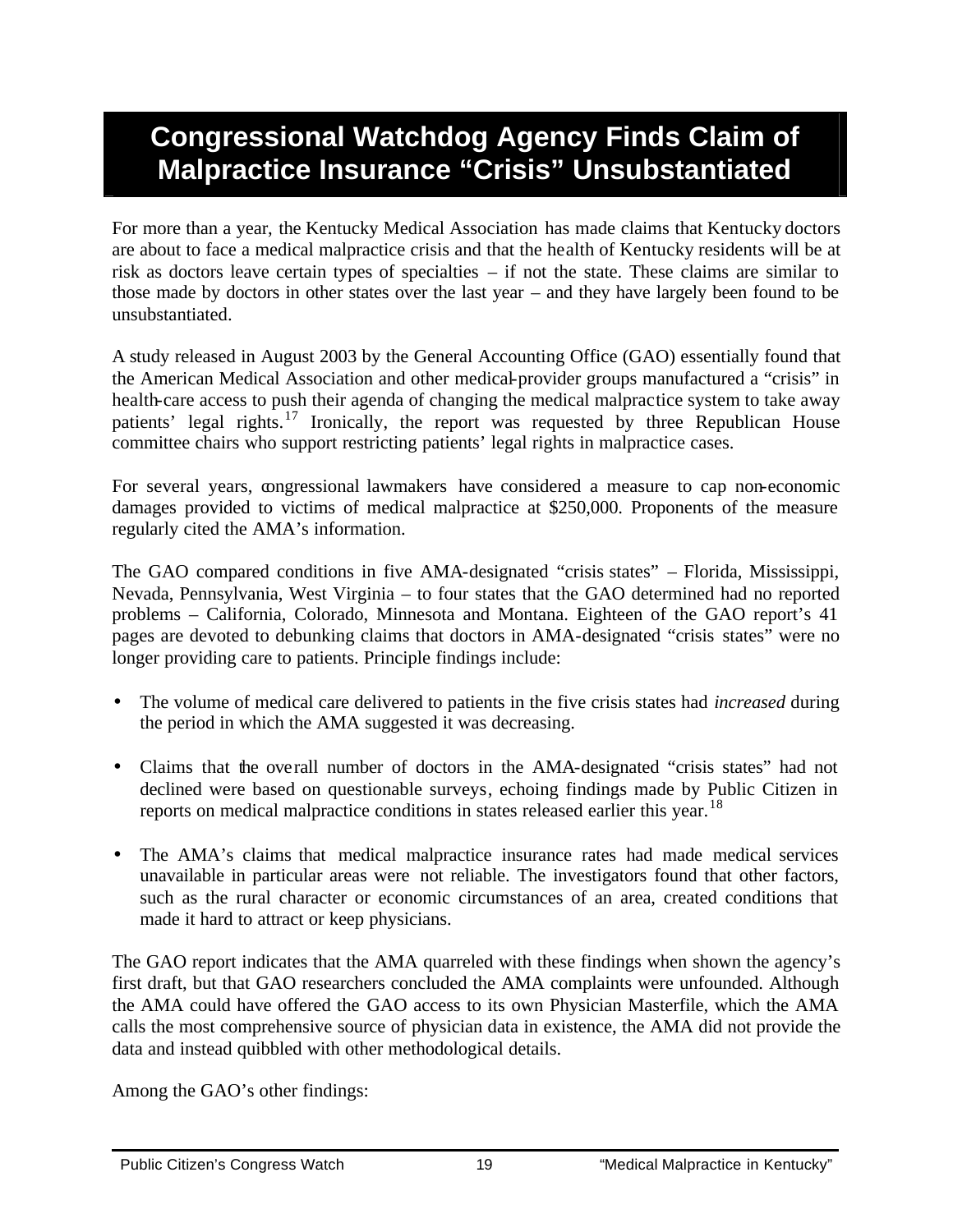# Congressional Watchdog Agency Finds Claim of Malpractice Insurance "Crisis" Unsubstantiated

For more than a year, the Kentucky Medical Association has made claims that Kentucky doctors are about to face a medical malpractice crisis and that the health of Kentucky residents will be at risk as doctors leave certain types of specialties – if not the state. These claims are similar to those made by doctors in other states over the last year – and they have largely been found to be unsubstantiated.

A study released in August 2003 by the General Accounting Office (GAO) essentially found that the American Medical Association and other medical-provider groups manufactured a "crisis" in health-care access to push their agenda of changing the medical malpractice system to take away patients' legal rights.[17] Ironically, the report was requested by three Republican House committee chairs who support restricting patients' legal rights in malpractice cases.

For several years, congressional lawmakers have considered a measure to cap non-economic damages provided to victims of medical malpractice at $250,000. Proponents of the measure regularly cited the AMA's information.

The GAO compared conditions in five AMA-designated "crisis states" – Florida, Mississippi, Nevada, Pennsylvania, West Virginia – to four states that the GAO determined had no reported problems – California, Colorado, Minnesota and Montana. Eighteen of the GAO report's 41 pages are devoted to debunking claims that doctors in AMA-designated "crisis states" were no longer providing care to patients. Principle findings include:

- The volume of medical care delivered to patients in the five crisis states had *increased* during the period in which the AMA suggested it was decreasing.
- Claims that the overall number of doctors in the AMA-designated "crisis states" had not declined were based on questionable surveys, echoing findings made by Public Citizen in reports on medical malpractice conditions in states released earlier this year.[18]
- The AMA's claims that medical malpractice insurance rates had made medical services unavailable in particular areas were not reliable. The investigators found that other factors, such as the rural character or economic circumstances of an area, created conditions that made it hard to attract or keep physicians.

The GAO report indicates that the AMA quarreled with these findings when shown the agency's first draft, but that GAO researchers concluded the AMA complaints were unfounded. Although the AMA could have offered the GAO access to its own Physician Masterfile, which the AMA calls the most comprehensive source of physician data in existence, the AMA did not provide the data and instead quibbled with other methodological details.

Among the GAO's other findings: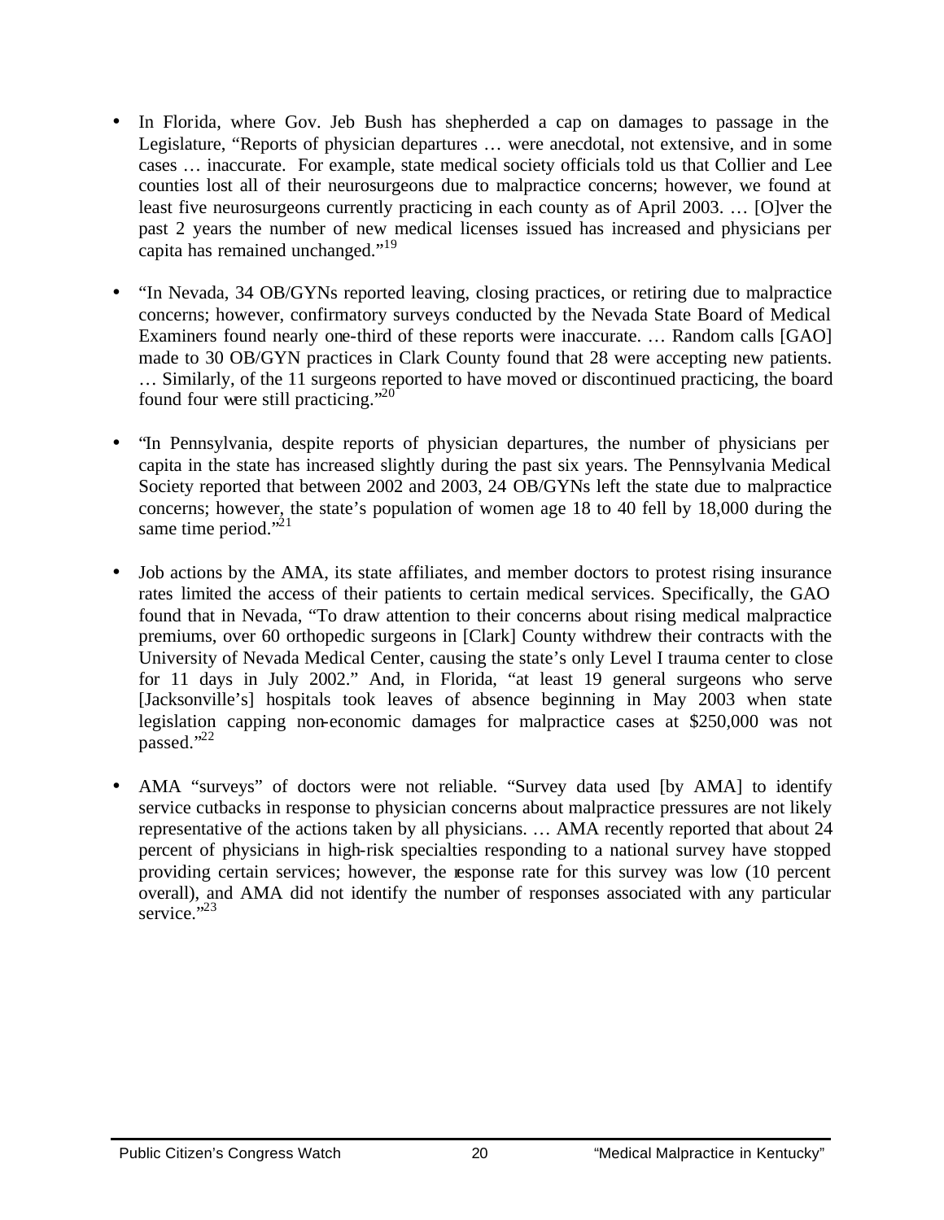- In Florida, where Gov. Jeb Bush has shepherded a cap on damages to passage in the Legislature, "Reports of physician departures … were anecdotal, not extensive, and in some cases … inaccurate. For example, state medical society officials told us that Collier and Lee counties lost all of their neurosurgeons due to malpractice concerns; however, we found at least five neurosurgeons currently practicing in each county as of April 2003. … [O]ver the past 2 years the number of new medical licenses issued has increased and physicians per capita has remained unchanged."[19]

- "In Nevada, 34 OB/GYNs reported leaving, closing practices, or retiring due to malpractice concerns; however, confirmatory surveys conducted by the Nevada State Board of Medical Examiners found nearly one-third of these reports were inaccurate. … Random calls [GAO] made to 30 OB/GYN practices in Clark County found that 28 were accepting new patients. … Similarly, of the 11 surgeons reported to have moved or discontinued practicing, the board found four were still practicing."[20]

- "In Pennsylvania, despite reports of physician departures, the number of physicians per capita in the state has increased slightly during the past six years. The Pennsylvania Medical Society reported that between 2002 and 2003, 24 OB/GYNs left the state due to malpractice concerns; however, the state's population of women age 18 to 40 fell by 18,000 during the same time period."[21]

- Job actions by the AMA, its state affiliates, and member doctors to protest rising insurance rates limited the access of their patients to certain medical services. Specifically, the GAO found that in Nevada, "To draw attention to their concerns about rising medical malpractice premiums, over 60 orthopedic surgeons in [Clark] County withdrew their contracts with the University of Nevada Medical Center, causing the state's only Level I trauma center to close for 11 days in July 2002." And, in Florida, "at least 19 general surgeons who serve [Jacksonville's] hospitals took leaves of absence beginning in May 2003 when state legislation capping non-economic damages for malpractice cases at $250,000 was not passed."[22]

- AMA "surveys" of doctors were not reliable. "Survey data used [by AMA] to identify service cutbacks in response to physician concerns about malpractice pressures are not likely representative of the actions taken by all physicians. … AMA recently reported that about 24 percent of physicians in high-risk specialties responding to a national survey have stopped providing certain services; however, the response rate for this survey was low (10 percent overall), and AMA did not identify the number of responses associated with any particular service."[23]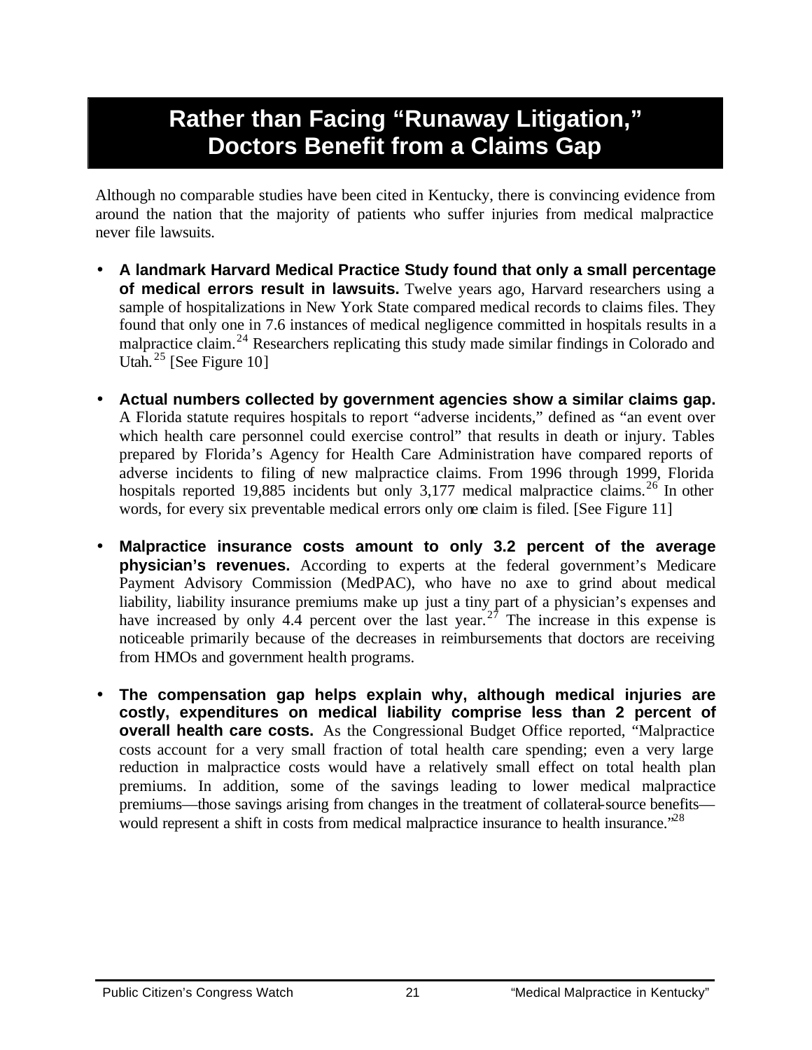# Rather than Facing "Runaway Litigation," Doctors Benefit from a Claims Gap

Although no comparable studies have been cited in Kentucky, there is convincing evidence from around the nation that the majority of patients who suffer injuries from medical malpractice never file lawsuits.

- **A landmark Harvard Medical Practice Study found that only a small percentage of medical errors result in lawsuits.** Twelve years ago, Harvard researchers using a sample of hospitalizations in New York State compared medical records to claims files. They found that only one in 7.6 instances of medical negligence committed in hospitals results in a malpractice claim.[24] Researchers replicating this study made similar findings in Colorado and Utah.[25] [See Figure 10]

- **Actual numbers collected by government agencies show a similar claims gap.** A Florida statute requires hospitals to report "adverse incidents," defined as "an event over which health care personnel could exercise control" that results in death or injury. Tables prepared by Florida's Agency for Health Care Administration have compared reports of adverse incidents to filing of new malpractice claims. From 1996 through 1999, Florida hospitals reported 19,885 incidents but only 3,177 medical malpractice claims.[26] In other words, for every six preventable medical errors only one claim is filed. [See Figure 11]

- **Malpractice insurance costs amount to only 3.2 percent of the average physician's revenues.** According to experts at the federal government's Medicare Payment Advisory Commission (MedPAC), who have no axe to grind about medical liability, liability insurance premiums make up just a tiny part of a physician's expenses and have increased by only 4.4 percent over the last year.[27] The increase in this expense is noticeable primarily because of the decreases in reimbursements that doctors are receiving from HMOs and government health programs.

- **The compensation gap helps explain why, although medical injuries are costly, expenditures on medical liability comprise less than 2 percent of overall health care costs.** As the Congressional Budget Office reported, "Malpractice costs account for a very small fraction of total health care spending; even a very large reduction in malpractice costs would have a relatively small effect on total health plan premiums. In addition, some of the savings leading to lower medical malpractice premiums—those savings arising from changes in the treatment of collateral-source benefits—would represent a shift in costs from medical malpractice insurance to health insurance."[28]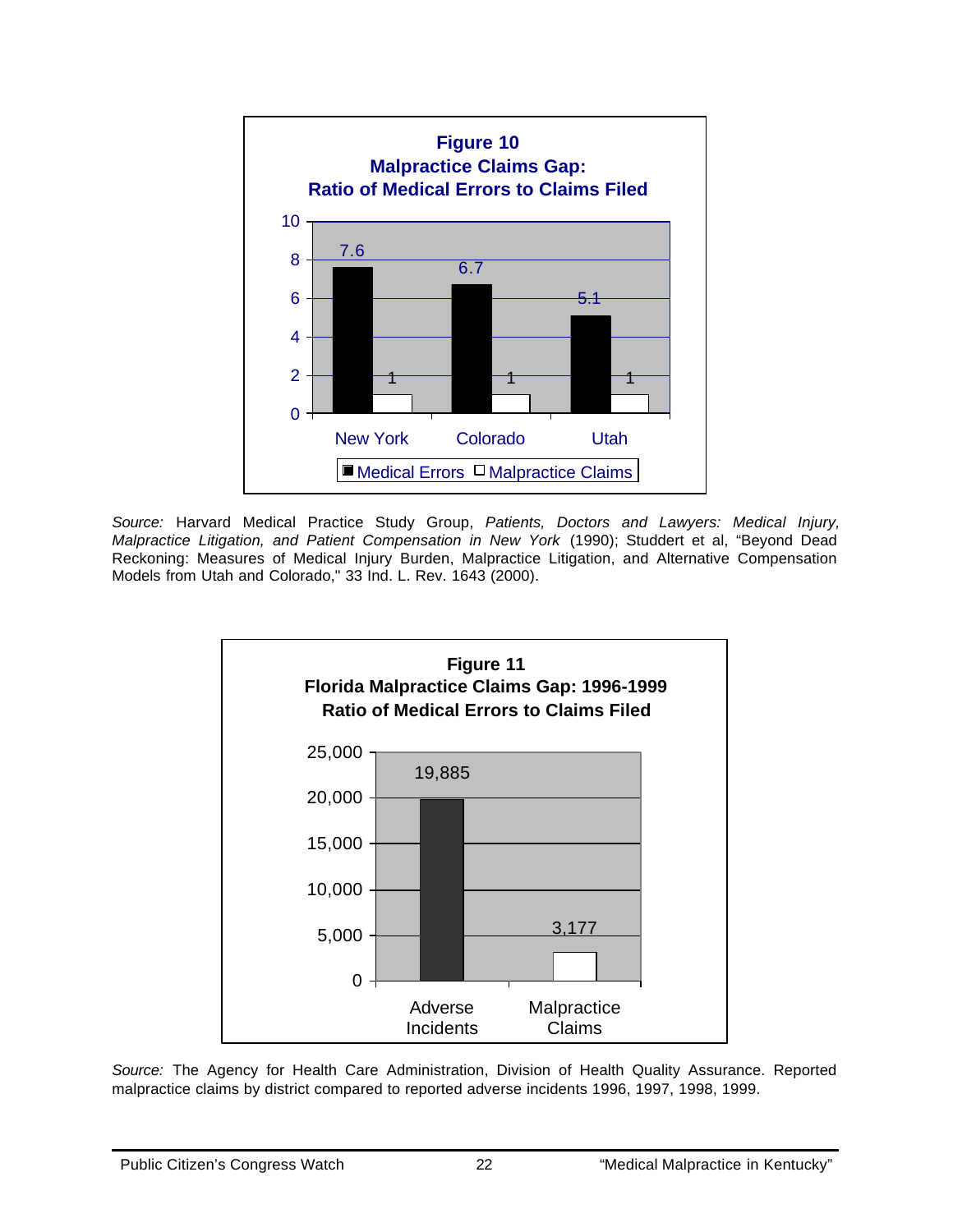**Figure 10**
**Malpractice Claims Gap:**
**Ratio of Medical Errors to Claims Filed**

| | Medical Errors | Malpractice Claims |
|---|---|---|
| New York | 7.6 | 1 |
| Colorado | 6.7 | 1 |
| Utah | 5.1 | 1 |

*Source:* Harvard Medical Practice Study Group, *Patients, Doctors and Lawyers: Medical Injury, Malpractice Litigation, and Patient Compensation in New York* (1990); Studdert et al, "Beyond Dead Reckoning: Measures of Medical Injury Burden, Malpractice Litigation, and Alternative Compensation Models from Utah and Colorado," 33 Ind. L. Rev. 1643 (2000).

**Figure 11**
**Florida Malpractice Claims Gap: 1996-1999**
**Ratio of Medical Errors to Claims Filed**

| | Number |
|---|---|
| Adverse Incidents | 19,885 |
| Malpractice Claims | 3,177 |

*Source:* The Agency for Health Care Administration, Division of Health Quality Assurance. Reported malpractice claims by district compared to reported adverse incidents 1996, 1997, 1998, 1999.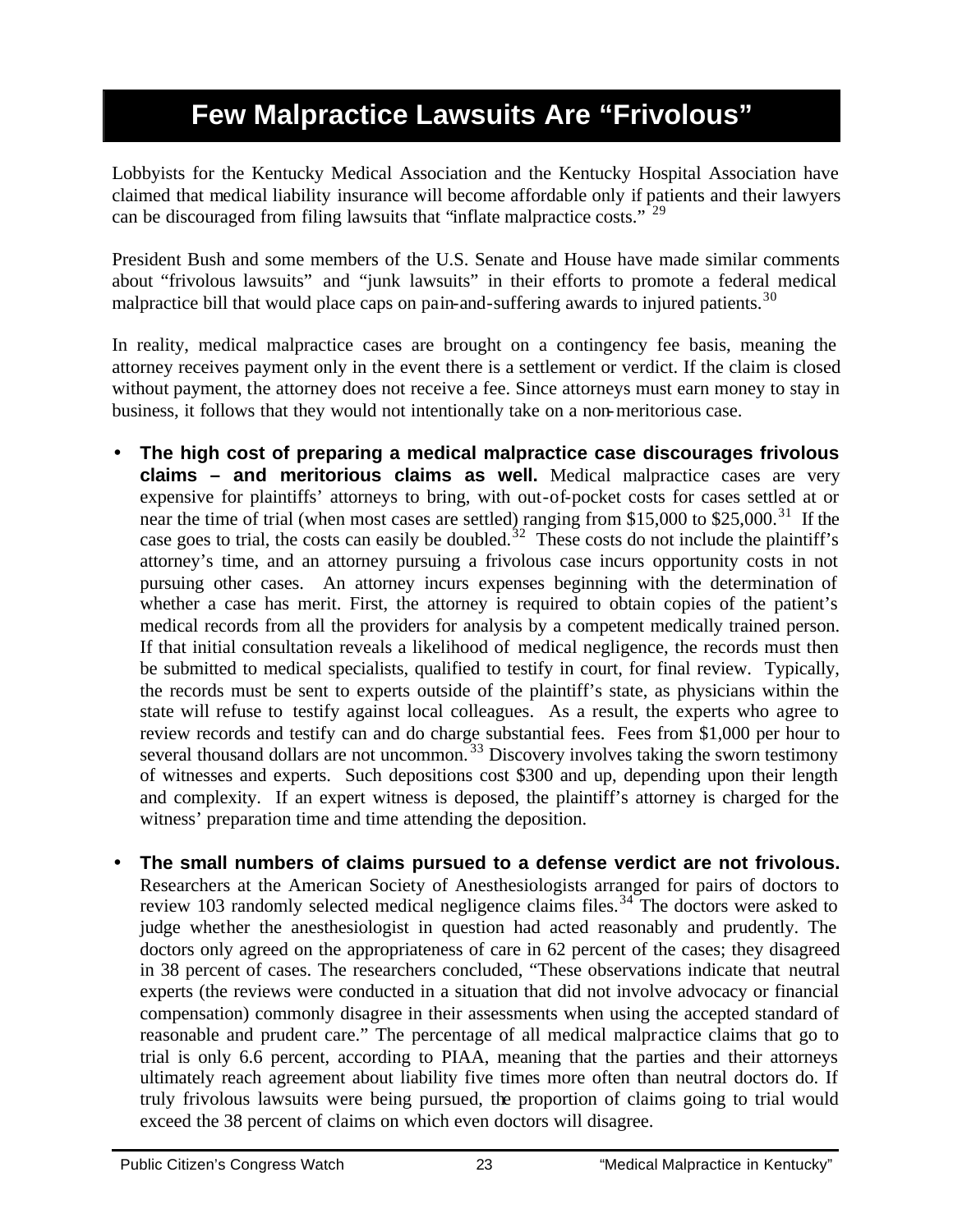# Few Malpractice Lawsuits Are "Frivolous"

Lobbyists for the Kentucky Medical Association and the Kentucky Hospital Association have claimed that medical liability insurance will become affordable only if patients and their lawyers can be discouraged from filing lawsuits that "inflate malpractice costs." [29]

President Bush and some members of the U.S. Senate and House have made similar comments about "frivolous lawsuits" and "junk lawsuits" in their efforts to promote a federal medical malpractice bill that would place caps on pain-and-suffering awards to injured patients.[30]

In reality, medical malpractice cases are brought on a contingency fee basis, meaning the attorney receives payment only in the event there is a settlement or verdict. If the claim is closed without payment, the attorney does not receive a fee. Since attorneys must earn money to stay in business, it follows that they would not intentionally take on a non-meritorious case.

- **The high cost of preparing a medical malpractice case discourages frivolous claims – and meritorious claims as well.** Medical malpractice cases are very expensive for plaintiffs' attorneys to bring, with out-of-pocket costs for cases settled at or near the time of trial (when most cases are settled) ranging from $15,000 to $25,000.[31] If the case goes to trial, the costs can easily be doubled.[32] These costs do not include the plaintiff's attorney's time, and an attorney pursuing a frivolous case incurs opportunity costs in not pursuing other cases. An attorney incurs expenses beginning with the determination of whether a case has merit. First, the attorney is required to obtain copies of the patient's medical records from all the providers for analysis by a competent medically trained person. If that initial consultation reveals a likelihood of medical negligence, the records must then be submitted to medical specialists, qualified to testify in court, for final review. Typically, the records must be sent to experts outside of the plaintiff's state, as physicians within the state will refuse to testify against local colleagues. As a result, the experts who agree to review records and testify can and do charge substantial fees. Fees from $1,000 per hour to several thousand dollars are not uncommon.[33] Discovery involves taking the sworn testimony of witnesses and experts. Such depositions cost $300 and up, depending upon their length and complexity. If an expert witness is deposed, the plaintiff's attorney is charged for the witness' preparation time and time attending the deposition.

- **The small numbers of claims pursued to a defense verdict are not frivolous.** Researchers at the American Society of Anesthesiologists arranged for pairs of doctors to review 103 randomly selected medical negligence claims files.[34] The doctors were asked to judge whether the anesthesiologist in question had acted reasonably and prudently. The doctors only agreed on the appropriateness of care in 62 percent of the cases; they disagreed in 38 percent of cases. The researchers concluded, "These observations indicate that neutral experts (the reviews were conducted in a situation that did not involve advocacy or financial compensation) commonly disagree in their assessments when using the accepted standard of reasonable and prudent care." The percentage of all medical malpractice claims that go to trial is only 6.6 percent, according to PIAA, meaning that the parties and their attorneys ultimately reach agreement about liability five times more often than neutral doctors do. If truly frivolous lawsuits were being pursued, the proportion of claims going to trial would exceed the 38 percent of claims on which even doctors will disagree.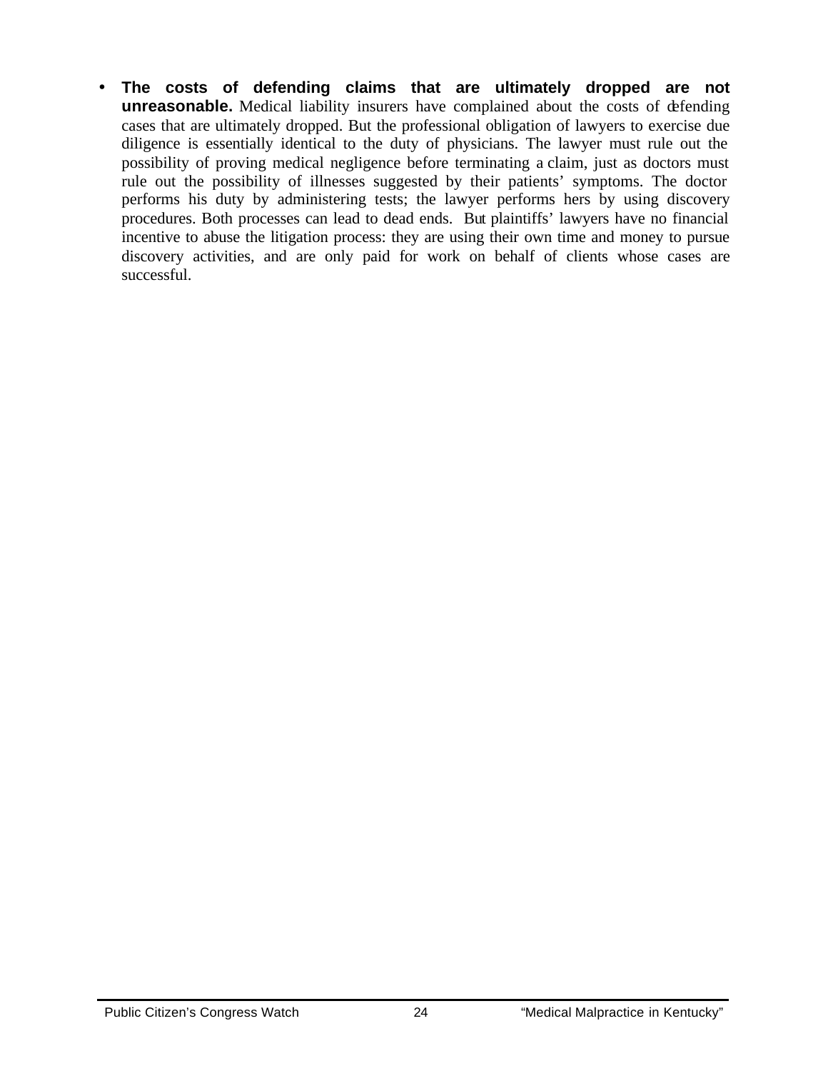- **The costs of defending claims that are ultimately dropped are not unreasonable.** Medical liability insurers have complained about the costs of defending cases that are ultimately dropped. But the professional obligation of lawyers to exercise due diligence is essentially identical to the duty of physicians. The lawyer must rule out the possibility of proving medical negligence before terminating a claim, just as doctors must rule out the possibility of illnesses suggested by their patients' symptoms. The doctor performs his duty by administering tests; the lawyer performs hers by using discovery procedures. Both processes can lead to dead ends. But plaintiffs' lawyers have no financial incentive to abuse the litigation process: they are using their own time and money to pursue discovery activities, and are only paid for work on behalf of clients whose cases are successful.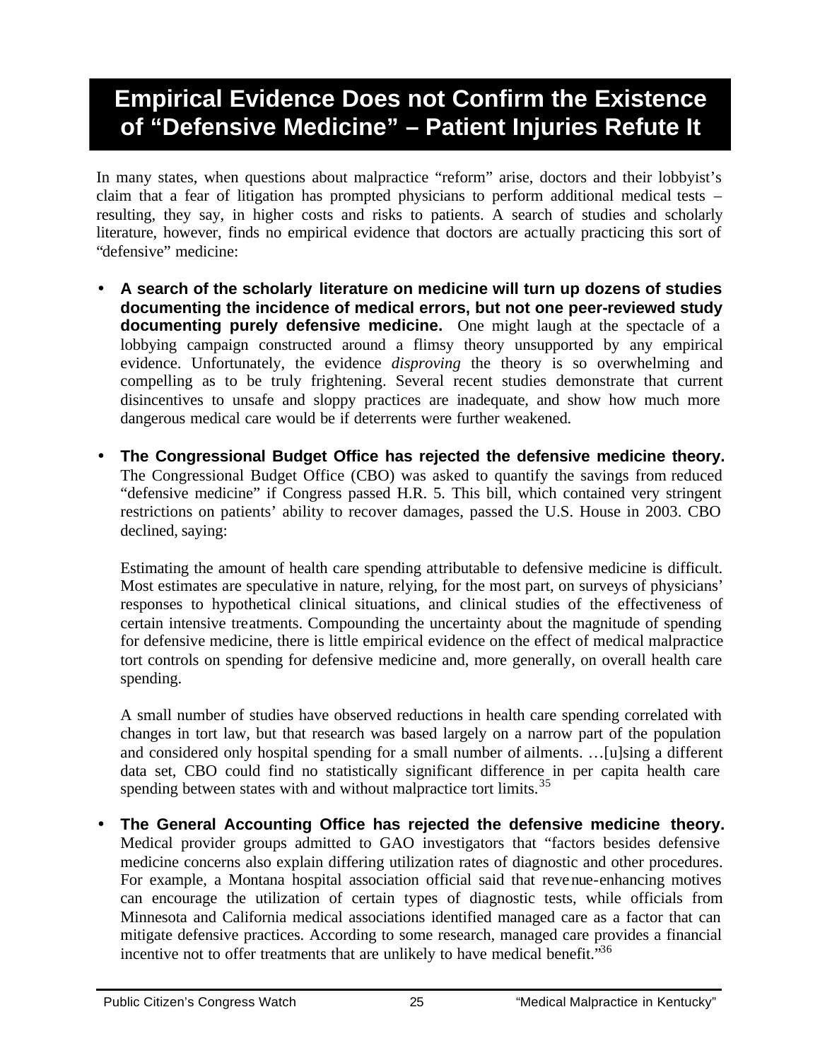# Empirical Evidence Does not Confirm the Existence of "Defensive Medicine" – Patient Injuries Refute It

In many states, when questions about malpractice "reform" arise, doctors and their lobbyist's claim that a fear of litigation has prompted physicians to perform additional medical tests – resulting, they say, in higher costs and risks to patients. A search of studies and scholarly literature, however, finds no empirical evidence that doctors are actually practicing this sort of "defensive" medicine:

- **A search of the scholarly literature on medicine will turn up dozens of studies documenting the incidence of medical errors, but not one peer-reviewed study documenting purely defensive medicine.** One might laugh at the spectacle of a lobbying campaign constructed around a flimsy theory unsupported by any empirical evidence. Unfortunately, the evidence *disproving* the theory is so overwhelming and compelling as to be truly frightening. Several recent studies demonstrate that current disincentives to unsafe and sloppy practices are inadequate, and show how much more dangerous medical care would be if deterrents were further weakened.

- **The Congressional Budget Office has rejected the defensive medicine theory.** The Congressional Budget Office (CBO) was asked to quantify the savings from reduced "defensive medicine" if Congress passed H.R. 5. This bill, which contained very stringent restrictions on patients' ability to recover damages, passed the U.S. House in 2003. CBO declined, saying:

  Estimating the amount of health care spending attributable to defensive medicine is difficult. Most estimates are speculative in nature, relying, for the most part, on surveys of physicians' responses to hypothetical clinical situations, and clinical studies of the effectiveness of certain intensive treatments. Compounding the uncertainty about the magnitude of spending for defensive medicine, there is little empirical evidence on the effect of medical malpractice tort controls on spending for defensive medicine and, more generally, on overall health care spending.

  A small number of studies have observed reductions in health care spending correlated with changes in tort law, but that research was based largely on a narrow part of the population and considered only hospital spending for a small number of ailments. …[u]sing a different data set, CBO could find no statistically significant difference in per capita health care spending between states with and without malpractice tort limits.[35]

- **The General Accounting Office has rejected the defensive medicine theory.** Medical provider groups admitted to GAO investigators that "factors besides defensive medicine concerns also explain differing utilization rates of diagnostic and other procedures. For example, a Montana hospital association official said that revenue-enhancing motives can encourage the utilization of certain types of diagnostic tests, while officials from Minnesota and California medical associations identified managed care as a factor that can mitigate defensive practices. According to some research, managed care provides a financial incentive not to offer treatments that are unlikely to have medical benefit."[36]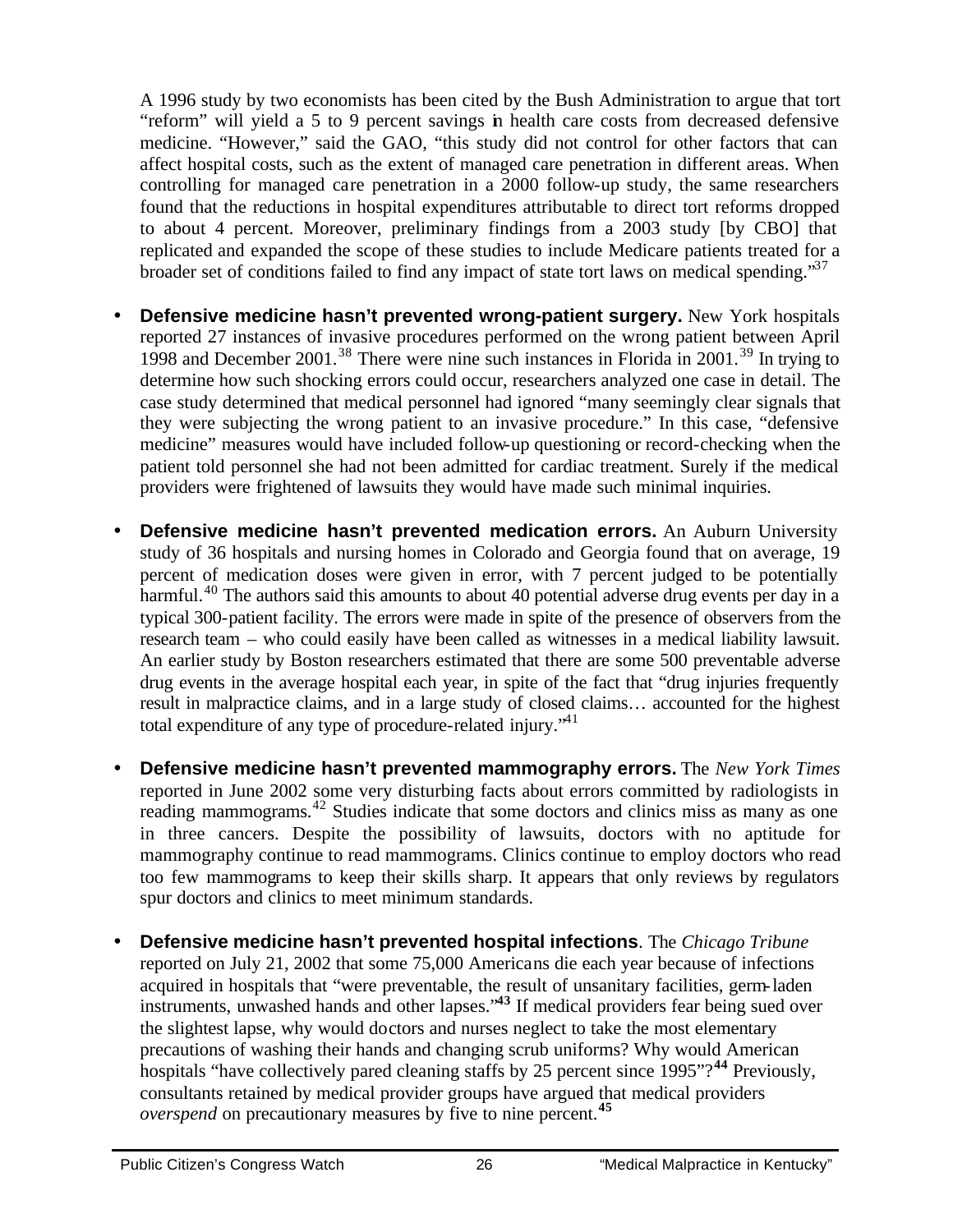A 1996 study by two economists has been cited by the Bush Administration to argue that tort "reform" will yield a 5 to 9 percent savings in health care costs from decreased defensive medicine. "However," said the GAO, "this study did not control for other factors that can affect hospital costs, such as the extent of managed care penetration in different areas. When controlling for managed care penetration in a 2000 follow-up study, the same researchers found that the reductions in hospital expenditures attributable to direct tort reforms dropped to about 4 percent. Moreover, preliminary findings from a 2003 study [by CBO] that replicated and expanded the scope of these studies to include Medicare patients treated for a broader set of conditions failed to find any impact of state tort laws on medical spending."[37]

- **Defensive medicine hasn't prevented wrong-patient surgery.** New York hospitals reported 27 instances of invasive procedures performed on the wrong patient between April 1998 and December 2001.[38] There were nine such instances in Florida in 2001.[39] In trying to determine how such shocking errors could occur, researchers analyzed one case in detail. The case study determined that medical personnel had ignored "many seemingly clear signals that they were subjecting the wrong patient to an invasive procedure." In this case, "defensive medicine" measures would have included follow-up questioning or record-checking when the patient told personnel she had not been admitted for cardiac treatment. Surely if the medical providers were frightened of lawsuits they would have made such minimal inquiries.

- **Defensive medicine hasn't prevented medication errors.** An Auburn University study of 36 hospitals and nursing homes in Colorado and Georgia found that on average, 19 percent of medication doses were given in error, with 7 percent judged to be potentially harmful.[40] The authors said this amounts to about 40 potential adverse drug events per day in a typical 300-patient facility. The errors were made in spite of the presence of observers from the research team – who could easily have been called as witnesses in a medical liability lawsuit. An earlier study by Boston researchers estimated that there are some 500 preventable adverse drug events in the average hospital each year, in spite of the fact that "drug injuries frequently result in malpractice claims, and in a large study of closed claims… accounted for the highest total expenditure of any type of procedure-related injury."[41]

- **Defensive medicine hasn't prevented mammography errors.** The *New York Times* reported in June 2002 some very disturbing facts about errors committed by radiologists in reading mammograms.[42] Studies indicate that some doctors and clinics miss as many as one in three cancers. Despite the possibility of lawsuits, doctors with no aptitude for mammography continue to read mammograms. Clinics continue to employ doctors who read too few mammograms to keep their skills sharp. It appears that only reviews by regulators spur doctors and clinics to meet minimum standards.

- **Defensive medicine hasn't prevented hospital infections**. The *Chicago Tribune* reported on July 21, 2002 that some 75,000 Americans die each year because of infections acquired in hospitals that "were preventable, the result of unsanitary facilities, germ-laden instruments, unwashed hands and other lapses."[43] If medical providers fear being sued over the slightest lapse, why would doctors and nurses neglect to take the most elementary precautions of washing their hands and changing scrub uniforms? Why would American hospitals "have collectively pared cleaning staffs by 25 percent since 1995"?[44] Previously, consultants retained by medical provider groups have argued that medical providers *overspend* on precautionary measures by five to nine percent.[45]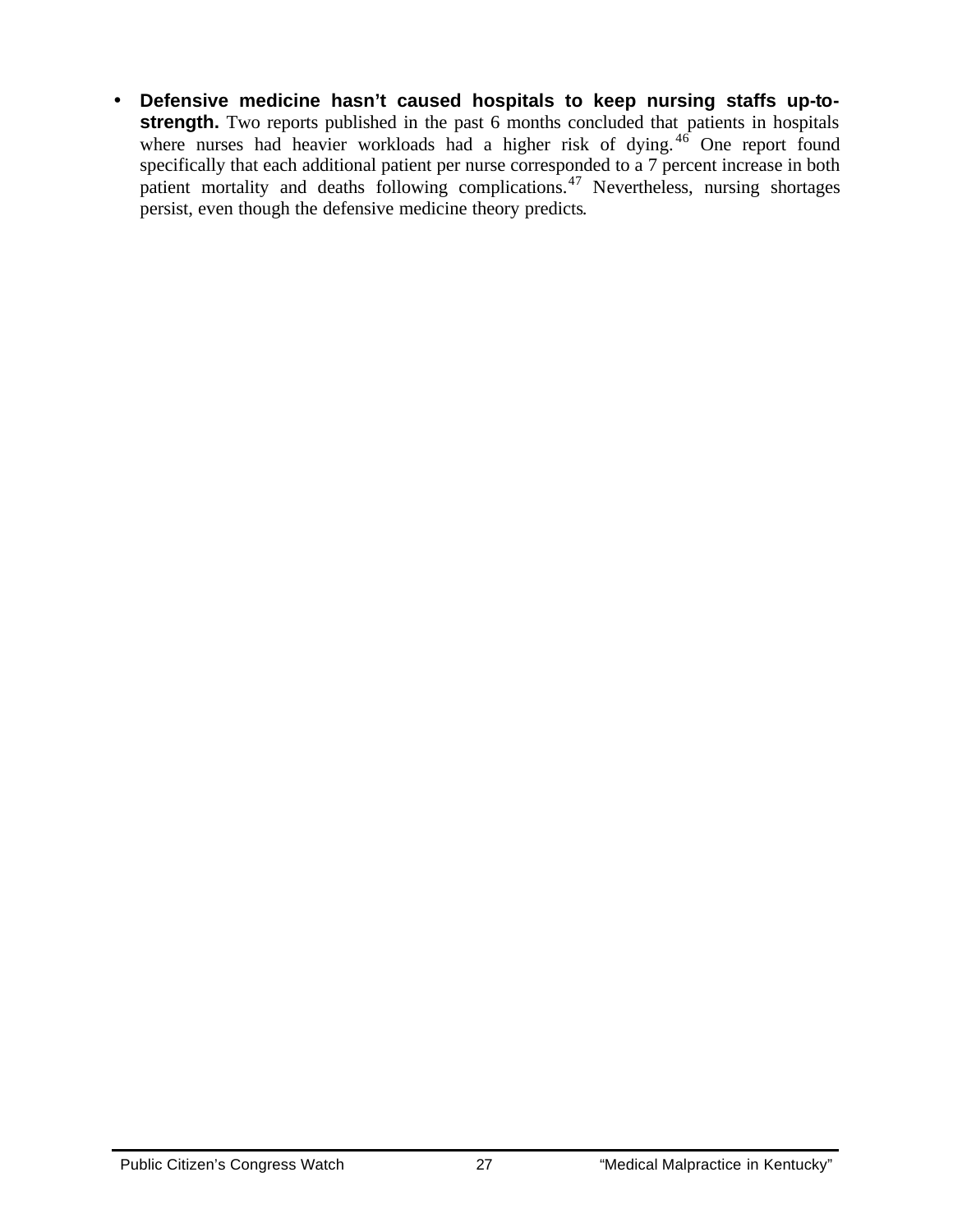- **Defensive medicine hasn't caused hospitals to keep nursing staffs up-to-strength.** Two reports published in the past 6 months concluded that patients in hospitals where nurses had heavier workloads had a higher risk of dying.[46] One report found specifically that each additional patient per nurse corresponded to a 7 percent increase in both patient mortality and deaths following complications.[47] Nevertheless, nursing shortages persist, even though the defensive medicine theory predicts.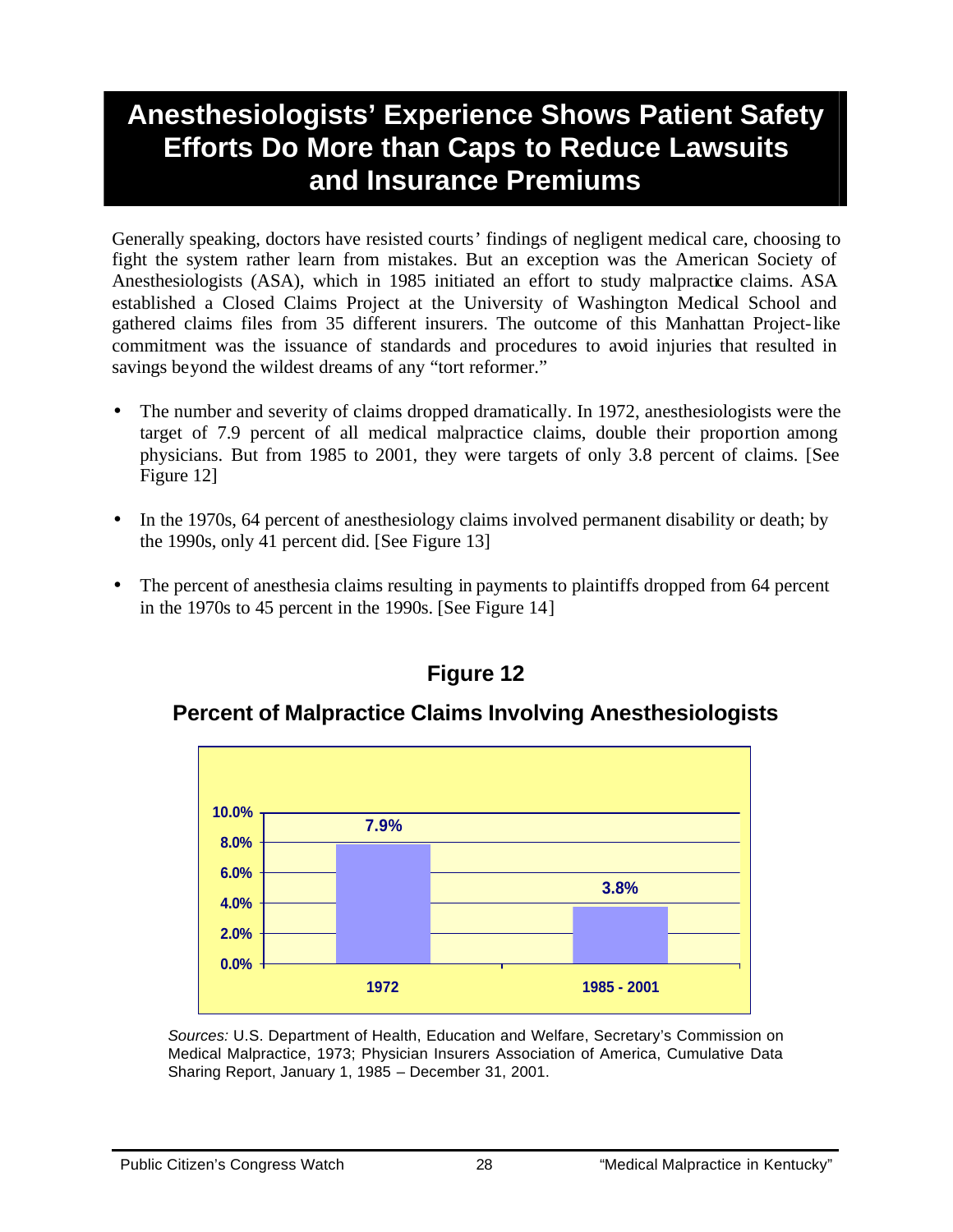# Anesthesiologists' Experience Shows Patient Safety Efforts Do More than Caps to Reduce Lawsuits and Insurance Premiums

Generally speaking, doctors have resisted courts' findings of negligent medical care, choosing to fight the system rather learn from mistakes. But an exception was the American Society of Anesthesiologists (ASA), which in 1985 initiated an effort to study malpractice claims. ASA established a Closed Claims Project at the University of Washington Medical School and gathered claims files from 35 different insurers. The outcome of this Manhattan Project-like commitment was the issuance of standards and procedures to avoid injuries that resulted in savings beyond the wildest dreams of any "tort reformer."

- The number and severity of claims dropped dramatically. In 1972, anesthesiologists were the target of 7.9 percent of all medical malpractice claims, double their proportion among physicians. But from 1985 to 2001, they were targets of only 3.8 percent of claims. [See Figure 12]

- In the 1970s, 64 percent of anesthesiology claims involved permanent disability or death; by the 1990s, only 41 percent did. [See Figure 13]

- The percent of anesthesia claims resulting in payments to plaintiffs dropped from 64 percent in the 1970s to 45 percent in the 1990s. [See Figure 14]

## Figure 12

### Percent of Malpractice Claims Involving Anesthesiologists

| Period | Percent |
|---|---|
| 1972 | 7.9% |
| 1985 - 2001 | 3.8% |

*Sources:* U.S. Department of Health, Education and Welfare, Secretary's Commission on Medical Malpractice, 1973; Physician Insurers Association of America, Cumulative Data Sharing Report, January 1, 1985 – December 31, 2001.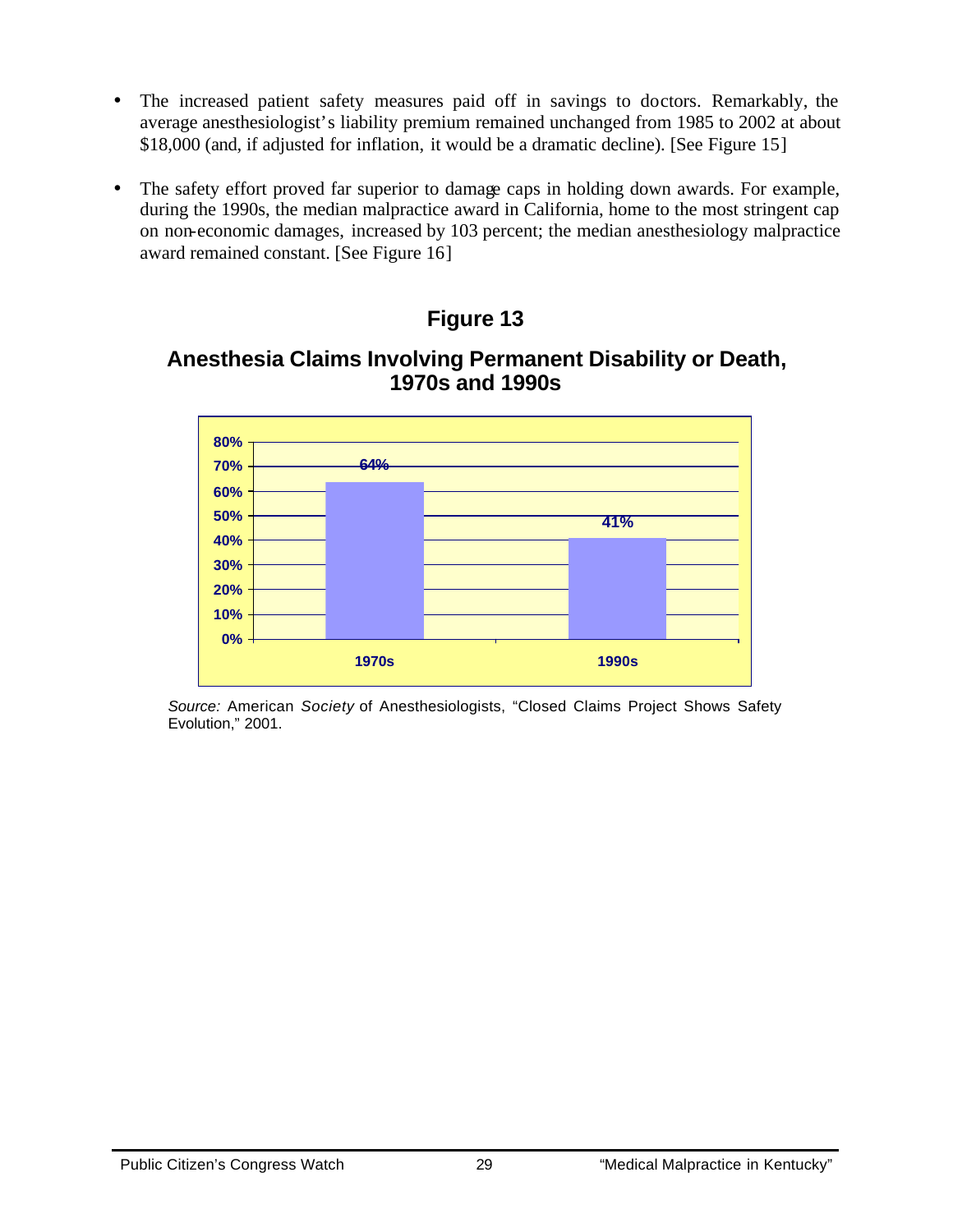- The increased patient safety measures paid off in savings to doctors. Remarkably, the average anesthesiologist's liability premium remained unchanged from 1985 to 2002 at about $18,000 (and, if adjusted for inflation, it would be a dramatic decline). [See Figure 15]

- The safety effort proved far superior to damage caps in holding down awards. For example, during the 1990s, the median malpractice award in California, home to the most stringent cap on non-economic damages, increased by 103 percent; the median anesthesiology malpractice award remained constant. [See Figure 16]

## Figure 13

### Anesthesia Claims Involving Permanent Disability or Death, 1970s and 1990s

| Period | Percent |
|---|---|
| 1970s | 64% |
| 1990s | 41% |

*Source:* American *Society* of Anesthesiologists, "Closed Claims Project Shows Safety Evolution," 2001.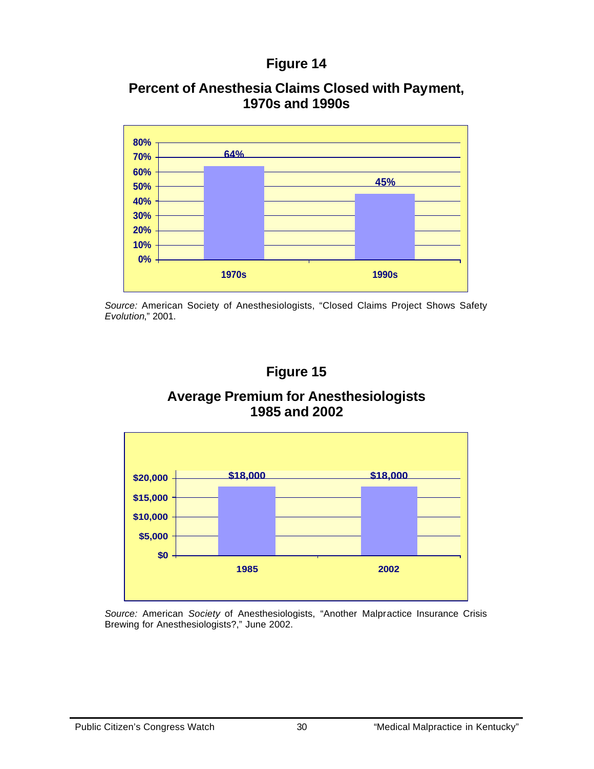## Figure 14

### Percent of Anesthesia Claims Closed with Payment, 1970s and 1990s

| Period | Percent |
| --- | --- |
| 1970s | 64% |
| 1990s | 45% |

*Source:* American Society of Anesthesiologists, "Closed Claims Project Shows Safety *Evolution*," 2001.

## Figure 15

### Average Premium for Anesthesiologists 1985 and 2002

| Year | Average Premium |
| --- | --- |
| 1985 | $18,000 |
| 2002 | $18,000 |

*Source:* American *Society* of Anesthesiologists, "Another Malpractice Insurance Crisis Brewing for Anesthesiologists?," June 2002.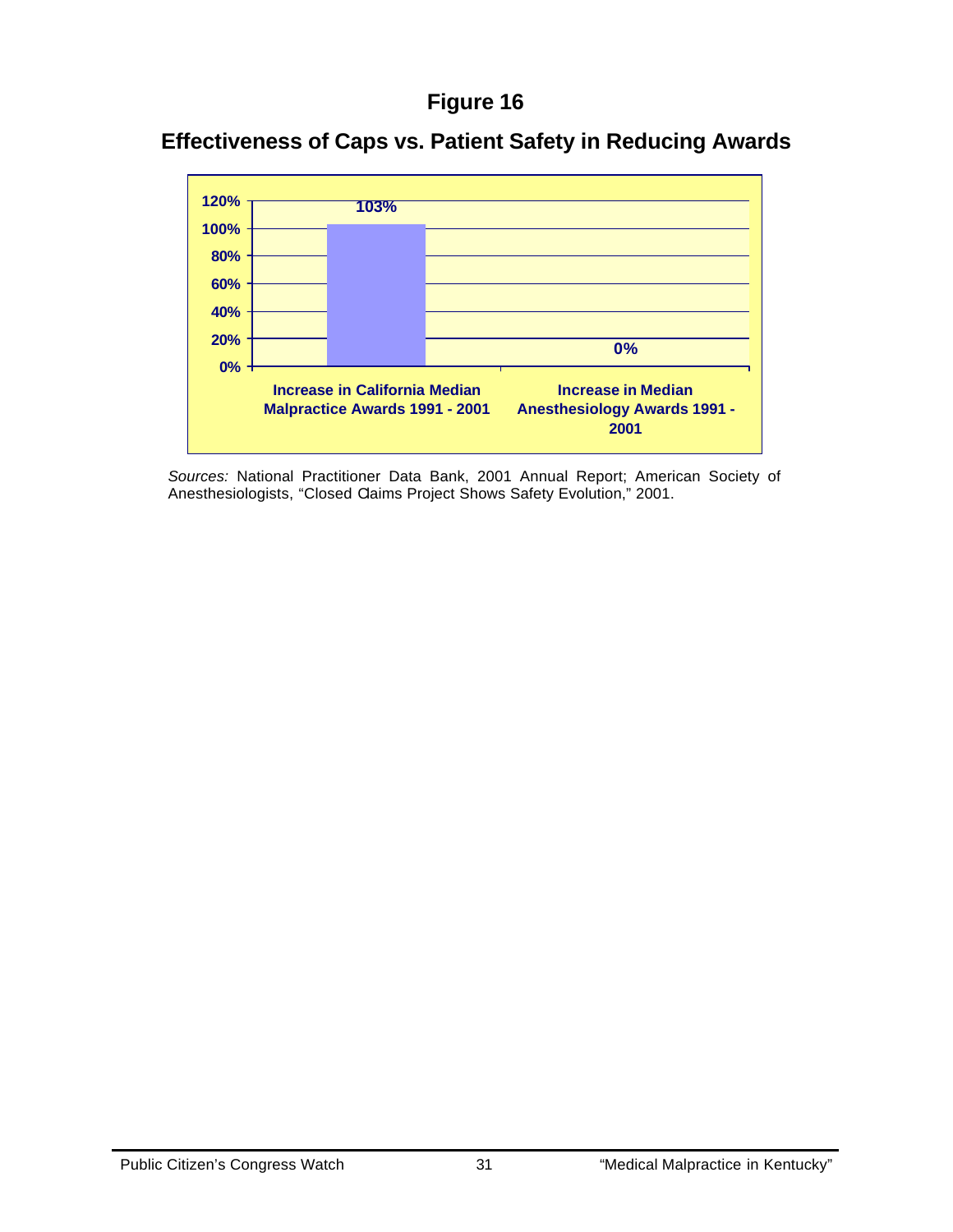# Figure 16

## Effectiveness of Caps vs. Patient Safety in Reducing Awards

| | Value |
|---|---|
| Increase in California Median Malpractice Awards 1991 - 2001 | 103% |
| Increase in Median Anesthesiology Awards 1991 - 2001 | 0% |

*Sources:* National Practitioner Data Bank, 2001 Annual Report; American Society of Anesthesiologists, "Closed Claims Project Shows Safety Evolution," 2001.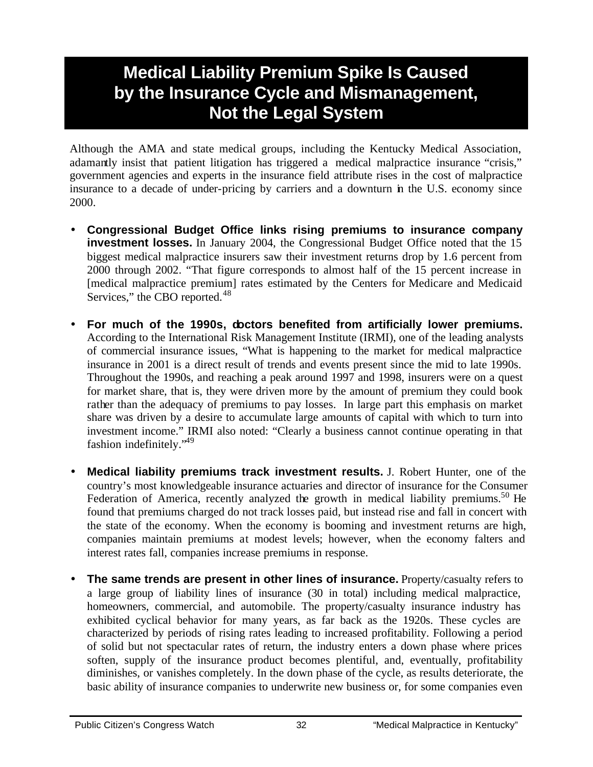# Medical Liability Premium Spike Is Caused by the Insurance Cycle and Mismanagement, Not the Legal System

Although the AMA and state medical groups, including the Kentucky Medical Association, adamantly insist that patient litigation has triggered a medical malpractice insurance "crisis," government agencies and experts in the insurance field attribute rises in the cost of malpractice insurance to a decade of under-pricing by carriers and a downturn in the U.S. economy since 2000.

- **Congressional Budget Office links rising premiums to insurance company investment losses.** In January 2004, the Congressional Budget Office noted that the 15 biggest medical malpractice insurers saw their investment returns drop by 1.6 percent from 2000 through 2002. "That figure corresponds to almost half of the 15 percent increase in [medical malpractice premium] rates estimated by the Centers for Medicare and Medicaid Services," the CBO reported.[48]

- **For much of the 1990s, doctors benefited from artificially lower premiums.** According to the International Risk Management Institute (IRMI), one of the leading analysts of commercial insurance issues, "What is happening to the market for medical malpractice insurance in 2001 is a direct result of trends and events present since the mid to late 1990s. Throughout the 1990s, and reaching a peak around 1997 and 1998, insurers were on a quest for market share, that is, they were driven more by the amount of premium they could book rather than the adequacy of premiums to pay losses. In large part this emphasis on market share was driven by a desire to accumulate large amounts of capital with which to turn into investment income." IRMI also noted: "Clearly a business cannot continue operating in that fashion indefinitely."[49]

- **Medical liability premiums track investment results.** J. Robert Hunter, one of the country's most knowledgeable insurance actuaries and director of insurance for the Consumer Federation of America, recently analyzed the growth in medical liability premiums.[50] He found that premiums charged do not track losses paid, but instead rise and fall in concert with the state of the economy. When the economy is booming and investment returns are high, companies maintain premiums at modest levels; however, when the economy falters and interest rates fall, companies increase premiums in response.

- **The same trends are present in other lines of insurance.** Property/casualty refers to a large group of liability lines of insurance (30 in total) including medical malpractice, homeowners, commercial, and automobile. The property/casualty insurance industry has exhibited cyclical behavior for many years, as far back as the 1920s. These cycles are characterized by periods of rising rates leading to increased profitability. Following a period of solid but not spectacular rates of return, the industry enters a down phase where prices soften, supply of the insurance product becomes plentiful, and, eventually, profitability diminishes, or vanishes completely. In the down phase of the cycle, as results deteriorate, the basic ability of insurance companies to underwrite new business or, for some companies even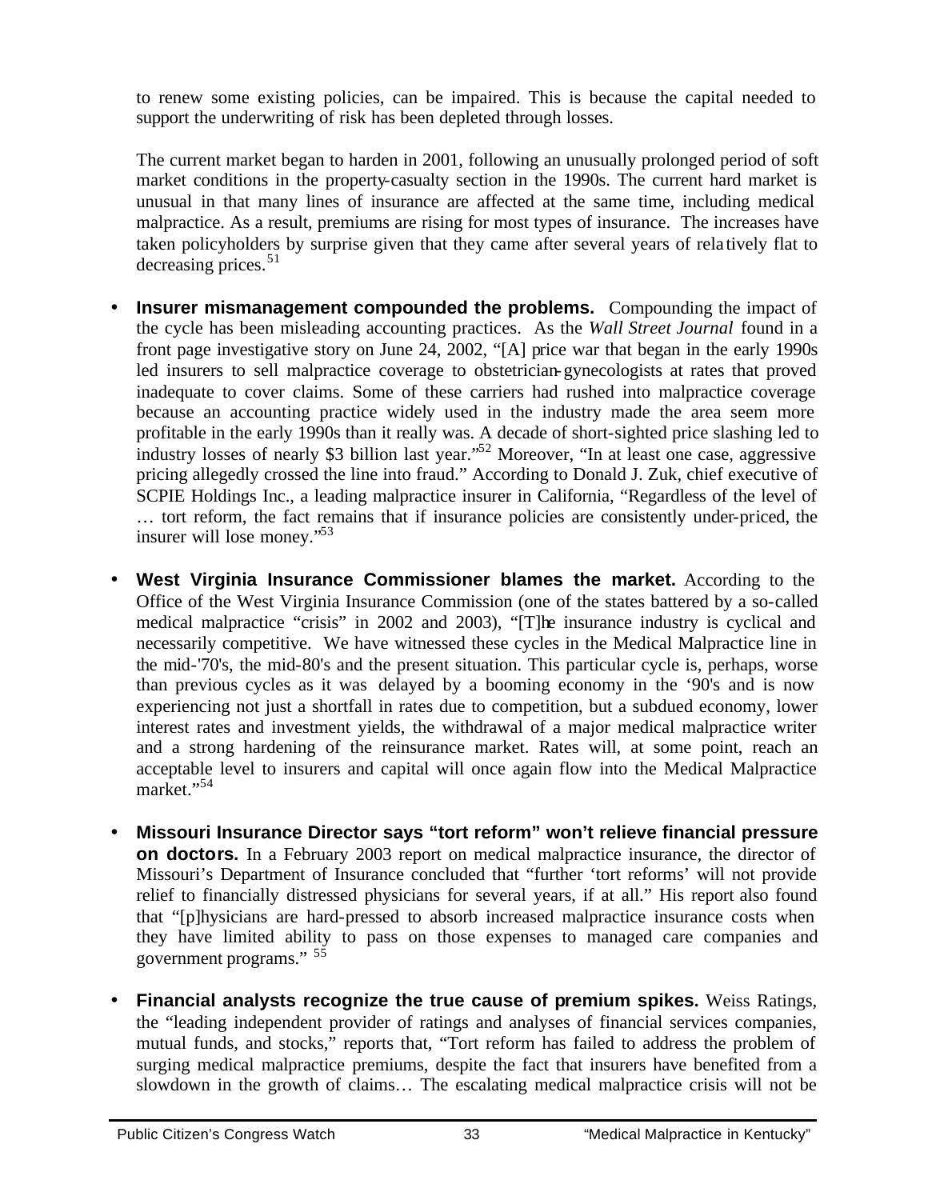to renew some existing policies, can be impaired. This is because the capital needed to support the underwriting of risk has been depleted through losses.

The current market began to harden in 2001, following an unusually prolonged period of soft market conditions in the property-casualty section in the 1990s. The current hard market is unusual in that many lines of insurance are affected at the same time, including medical malpractice. As a result, premiums are rising for most types of insurance. The increases have taken policyholders by surprise given that they came after several years of relatively flat to decreasing prices.[51]

- **Insurer mismanagement compounded the problems.** Compounding the impact of the cycle has been misleading accounting practices. As the *Wall Street Journal* found in a front page investigative story on June 24, 2002, "[A] price war that began in the early 1990s led insurers to sell malpractice coverage to obstetrician-gynecologists at rates that proved inadequate to cover claims. Some of these carriers had rushed into malpractice coverage because an accounting practice widely used in the industry made the area seem more profitable in the early 1990s than it really was. A decade of short-sighted price slashing led to industry losses of nearly $3 billion last year."[52] Moreover, "In at least one case, aggressive pricing allegedly crossed the line into fraud." According to Donald J. Zuk, chief executive of SCPIE Holdings Inc., a leading malpractice insurer in California, "Regardless of the level of … tort reform, the fact remains that if insurance policies are consistently under-priced, the insurer will lose money."[53]

- **West Virginia Insurance Commissioner blames the market.** According to the Office of the West Virginia Insurance Commission (one of the states battered by a so-called medical malpractice "crisis" in 2002 and 2003), "[T]he insurance industry is cyclical and necessarily competitive. We have witnessed these cycles in the Medical Malpractice line in the mid-'70's, the mid-80's and the present situation. This particular cycle is, perhaps, worse than previous cycles as it was delayed by a booming economy in the '90's and is now experiencing not just a shortfall in rates due to competition, but a subdued economy, lower interest rates and investment yields, the withdrawal of a major medical malpractice writer and a strong hardening of the reinsurance market. Rates will, at some point, reach an acceptable level to insurers and capital will once again flow into the Medical Malpractice market."[54]

- **Missouri Insurance Director says "tort reform" won't relieve financial pressure on doctors.** In a February 2003 report on medical malpractice insurance, the director of Missouri's Department of Insurance concluded that "further 'tort reforms' will not provide relief to financially distressed physicians for several years, if at all." His report also found that "[p]hysicians are hard-pressed to absorb increased malpractice insurance costs when they have limited ability to pass on those expenses to managed care companies and government programs." [55]

- **Financial analysts recognize the true cause of premium spikes.** Weiss Ratings, the "leading independent provider of ratings and analyses of financial services companies, mutual funds, and stocks," reports that, "Tort reform has failed to address the problem of surging medical malpractice premiums, despite the fact that insurers have benefited from a slowdown in the growth of claims… The escalating medical malpractice crisis will not be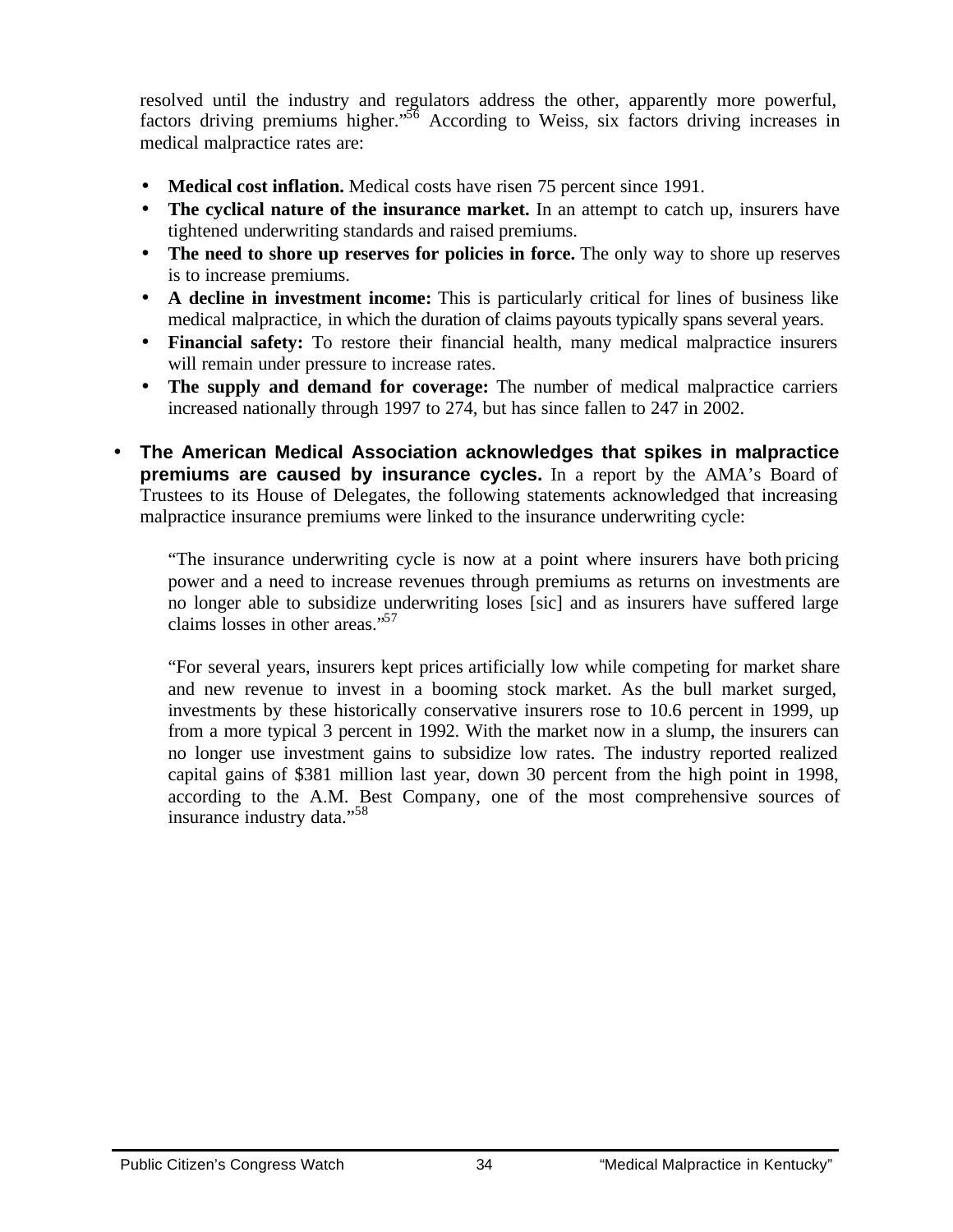resolved until the industry and regulators address the other, apparently more powerful, factors driving premiums higher."[56] According to Weiss, six factors driving increases in medical malpractice rates are:

- **Medical cost inflation.** Medical costs have risen 75 percent since 1991.
- **The cyclical nature of the insurance market.** In an attempt to catch up, insurers have tightened underwriting standards and raised premiums.
- **The need to shore up reserves for policies in force.** The only way to shore up reserves is to increase premiums.
- **A decline in investment income:** This is particularly critical for lines of business like medical malpractice, in which the duration of claims payouts typically spans several years.
- **Financial safety:** To restore their financial health, many medical malpractice insurers will remain under pressure to increase rates.
- **The supply and demand for coverage:** The number of medical malpractice carriers increased nationally through 1997 to 274, but has since fallen to 247 in 2002.

- **The American Medical Association acknowledges that spikes in malpractice premiums are caused by insurance cycles.** In a report by the AMA's Board of Trustees to its House of Delegates, the following statements acknowledged that increasing malpractice insurance premiums were linked to the insurance underwriting cycle:

  "The insurance underwriting cycle is now at a point where insurers have both pricing power and a need to increase revenues through premiums as returns on investments are no longer able to subsidize underwriting loses [sic] and as insurers have suffered large claims losses in other areas."[57]

  "For several years, insurers kept prices artificially low while competing for market share and new revenue to invest in a booming stock market. As the bull market surged, investments by these historically conservative insurers rose to 10.6 percent in 1999, up from a more typical 3 percent in 1992. With the market now in a slump, the insurers can no longer use investment gains to subsidize low rates. The industry reported realized capital gains of $381 million last year, down 30 percent from the high point in 1998, according to the A.M. Best Company, one of the most comprehensive sources of insurance industry data."[58]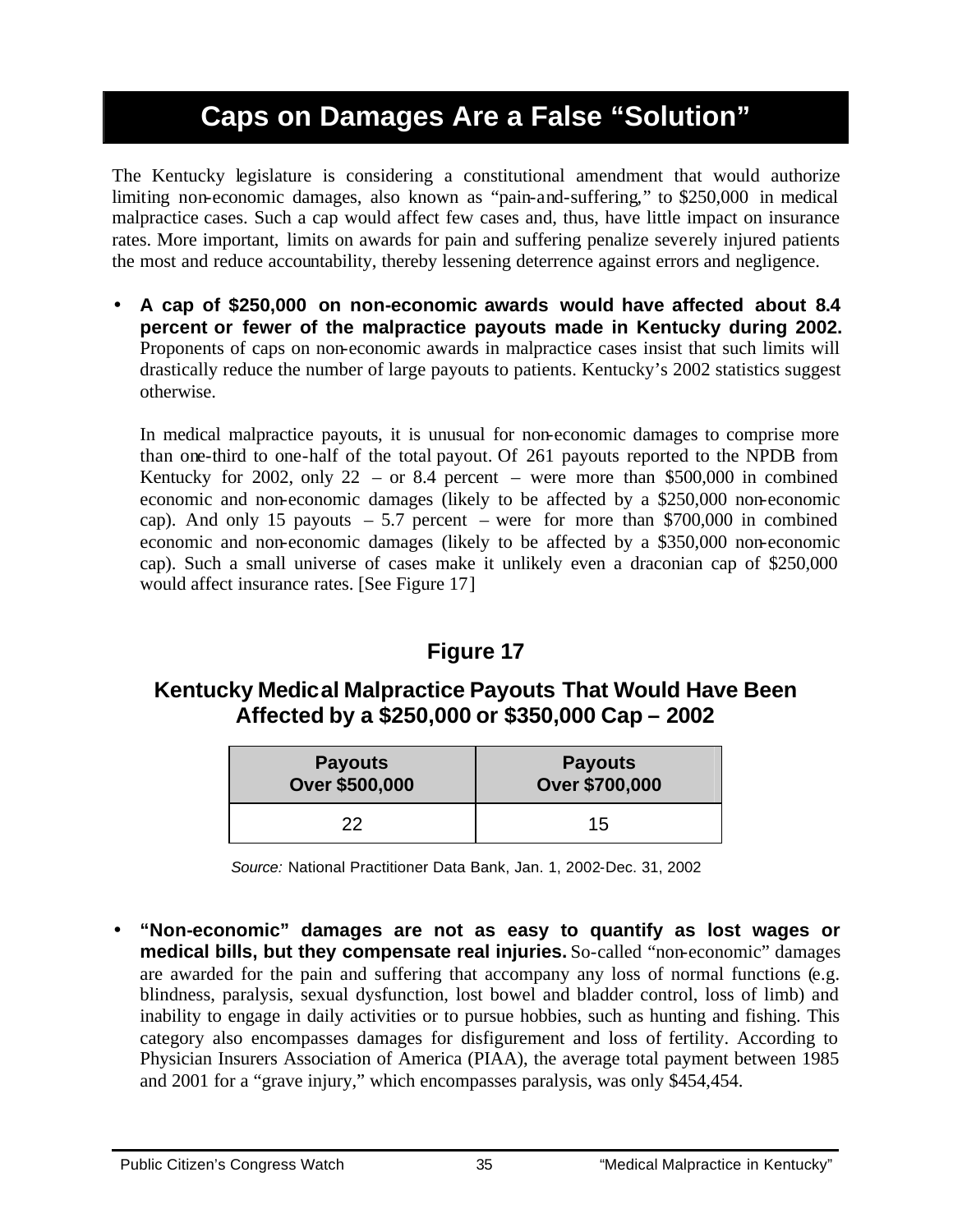# Caps on Damages Are a False "Solution"

The Kentucky legislature is considering a constitutional amendment that would authorize limiting non-economic damages, also known as "pain-and-suffering," to $250,000 in medical malpractice cases. Such a cap would affect few cases and, thus, have little impact on insurance rates. More important, limits on awards for pain and suffering penalize severely injured patients the most and reduce accountability, thereby lessening deterrence against errors and negligence.

- **A cap of $250,000 on non-economic awards would have affected about 8.4 percent or fewer of the malpractice payouts made in Kentucky during 2002.** Proponents of caps on non-economic awards in malpractice cases insist that such limits will drastically reduce the number of large payouts to patients. Kentucky's 2002 statistics suggest otherwise.

  In medical malpractice payouts, it is unusual for non-economic damages to comprise more than one-third to one-half of the total payout. Of 261 payouts reported to the NPDB from Kentucky for 2002, only 22 – or 8.4 percent – were more than $500,000 in combined economic and non-economic damages (likely to be affected by a $250,000 non-economic cap). And only 15 payouts – 5.7 percent – were for more than $700,000 in combined economic and non-economic damages (likely to be affected by a $350,000 non-economic cap). Such a small universe of cases make it unlikely even a draconian cap of $250,000 would affect insurance rates. [See Figure 17]

### Figure 17

### Kentucky Medical Malpractice Payouts That Would Have Been Affected by a $250,000 or $350,000 Cap – 2002

| Payouts Over $500,000 | Payouts Over $700,000 |
|---|---|
| 22 | 15 |

*Source:* National Practitioner Data Bank, Jan. 1, 2002-Dec. 31, 2002

- **"Non-economic" damages are not as easy to quantify as lost wages or medical bills, but they compensate real injuries.** So-called "non-economic" damages are awarded for the pain and suffering that accompany any loss of normal functions (e.g. blindness, paralysis, sexual dysfunction, lost bowel and bladder control, loss of limb) and inability to engage in daily activities or to pursue hobbies, such as hunting and fishing. This category also encompasses damages for disfigurement and loss of fertility. According to Physician Insurers Association of America (PIAA), the average total payment between 1985 and 2001 for a "grave injury," which encompasses paralysis, was only $454,454.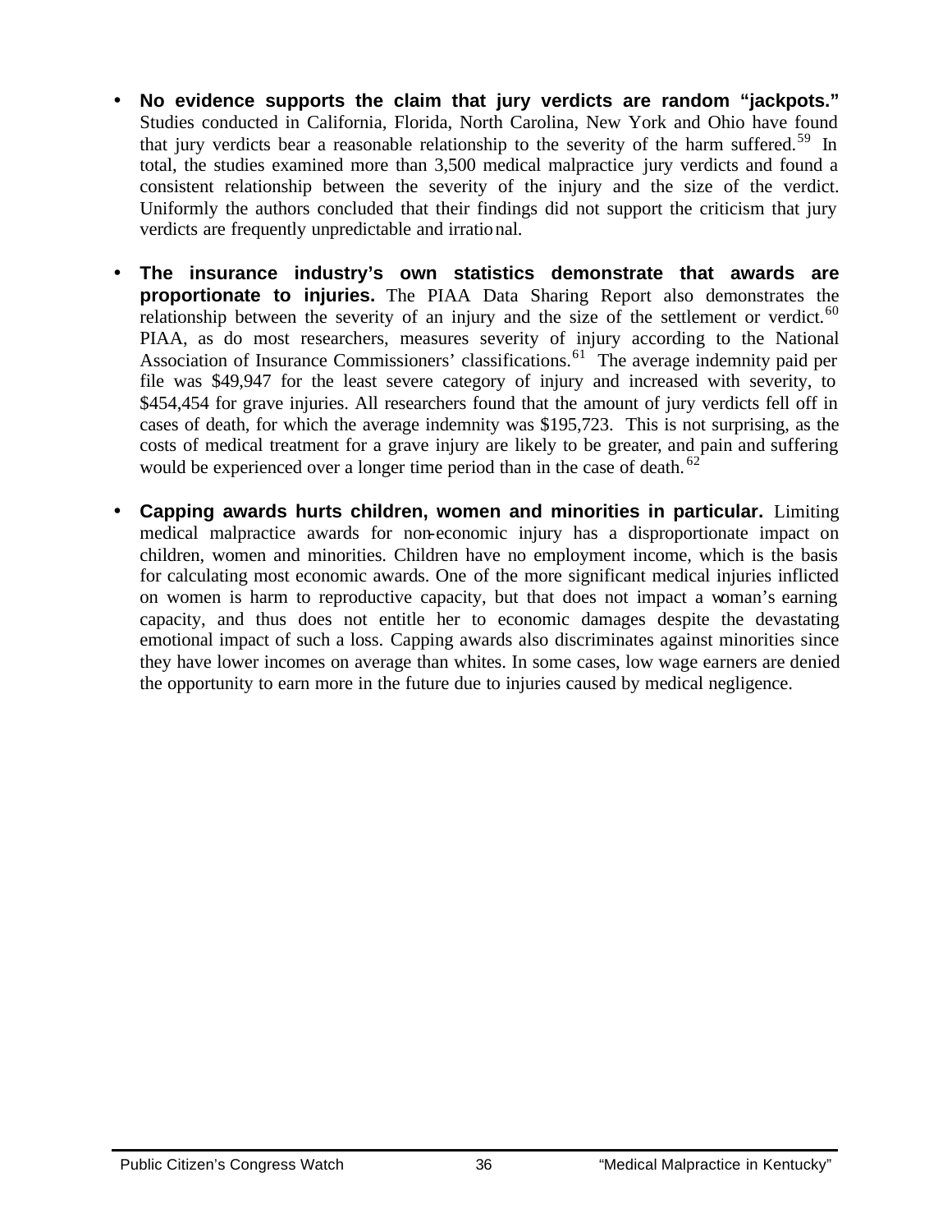- **No evidence supports the claim that jury verdicts are random "jackpots."** Studies conducted in California, Florida, North Carolina, New York and Ohio have found that jury verdicts bear a reasonable relationship to the severity of the harm suffered.[59] In total, the studies examined more than 3,500 medical malpractice jury verdicts and found a consistent relationship between the severity of the injury and the size of the verdict. Uniformly the authors concluded that their findings did not support the criticism that jury verdicts are frequently unpredictable and irrational.

- **The insurance industry's own statistics demonstrate that awards are proportionate to injuries.** The PIAA Data Sharing Report also demonstrates the relationship between the severity of an injury and the size of the settlement or verdict.[60] PIAA, as do most researchers, measures severity of injury according to the National Association of Insurance Commissioners' classifications.[61] The average indemnity paid per file was $49,947 for the least severe category of injury and increased with severity, to $454,454 for grave injuries. All researchers found that the amount of jury verdicts fell off in cases of death, for which the average indemnity was $195,723. This is not surprising, as the costs of medical treatment for a grave injury are likely to be greater, and pain and suffering would be experienced over a longer time period than in the case of death.[62]

- **Capping awards hurts children, women and minorities in particular.** Limiting medical malpractice awards for non-economic injury has a disproportionate impact on children, women and minorities. Children have no employment income, which is the basis for calculating most economic awards. One of the more significant medical injuries inflicted on women is harm to reproductive capacity, but that does not impact a woman's earning capacity, and thus does not entitle her to economic damages despite the devastating emotional impact of such a loss. Capping awards also discriminates against minorities since they have lower incomes on average than whites. In some cases, low wage earners are denied the opportunity to earn more in the future due to injuries caused by medical negligence.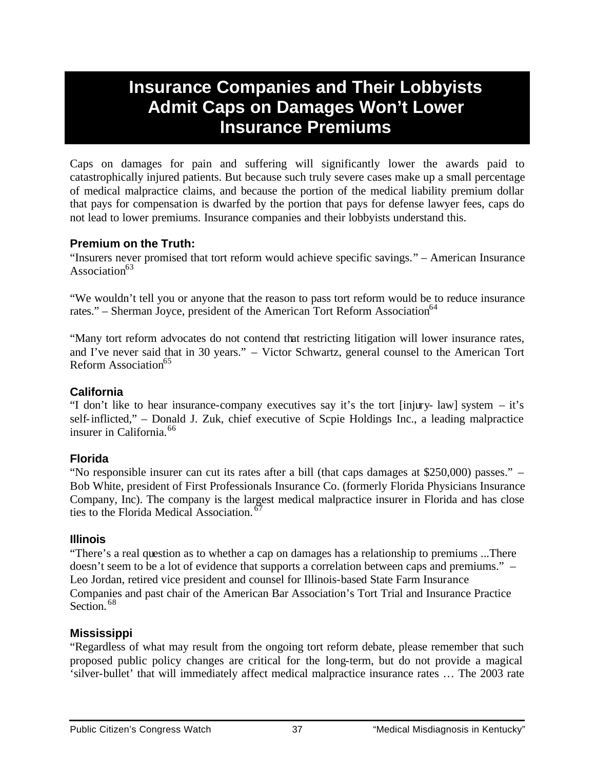# Insurance Companies and Their Lobbyists Admit Caps on Damages Won't Lower Insurance Premiums

Caps on damages for pain and suffering will significantly lower the awards paid to catastrophically injured patients. But because such truly severe cases make up a small percentage of medical malpractice claims, and because the portion of the medical liability premium dollar that pays for compensation is dwarfed by the portion that pays for defense lawyer fees, caps do not lead to lower premiums. Insurance companies and their lobbyists understand this.

### Premium on the Truth:

"Insurers never promised that tort reform would achieve specific savings." – American Insurance Association[63]

"We wouldn't tell you or anyone that the reason to pass tort reform would be to reduce insurance rates." – Sherman Joyce, president of the American Tort Reform Association[64]

"Many tort reform advocates do not contend that restricting litigation will lower insurance rates, and I've never said that in 30 years." – Victor Schwartz, general counsel to the American Tort Reform Association[65]

### California

"I don't like to hear insurance-company executives say it's the tort [injury- law] system – it's self-inflicted," – Donald J. Zuk, chief executive of Scpie Holdings Inc., a leading malpractice insurer in California.[66]

### Florida

"No responsible insurer can cut its rates after a bill (that caps damages at $250,000) passes." – Bob White, president of First Professionals Insurance Co. (formerly Florida Physicians Insurance Company, Inc). The company is the largest medical malpractice insurer in Florida and has close ties to the Florida Medical Association.[67]

### Illinois

"There's a real question as to whether a cap on damages has a relationship to premiums ...There doesn't seem to be a lot of evidence that supports a correlation between caps and premiums." – Leo Jordan, retired vice president and counsel for Illinois-based State Farm Insurance Companies and past chair of the American Bar Association's Tort Trial and Insurance Practice Section.[68]

### Mississippi

"Regardless of what may result from the ongoing tort reform debate, please remember that such proposed public policy changes are critical for the long-term, but do not provide a magical 'silver-bullet' that will immediately affect medical malpractice insurance rates … The 2003 rate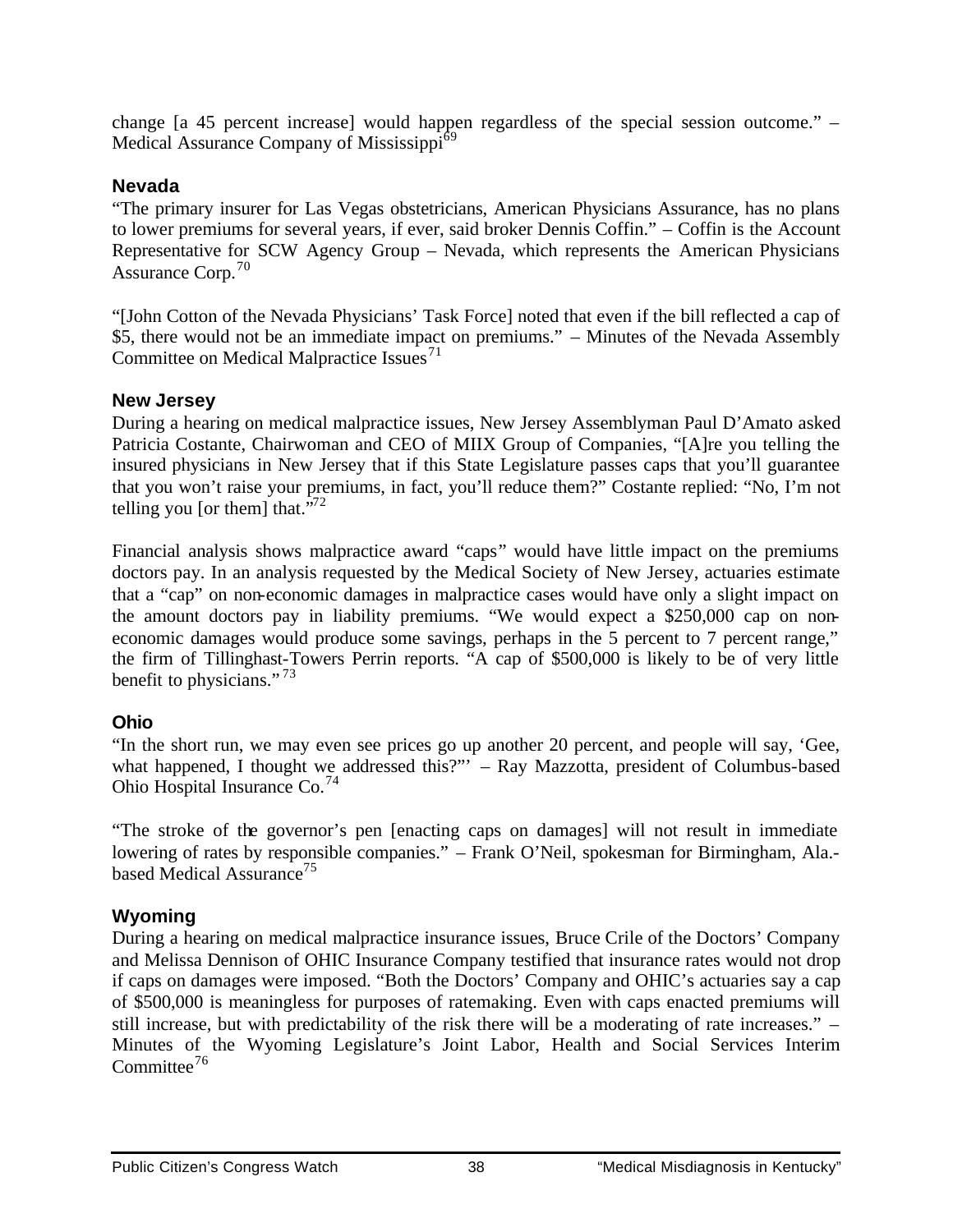change [a 45 percent increase] would happen regardless of the special session outcome." – Medical Assurance Company of Mississippi[69]

### Nevada

"The primary insurer for Las Vegas obstetricians, American Physicians Assurance, has no plans to lower premiums for several years, if ever, said broker Dennis Coffin." – Coffin is the Account Representative for SCW Agency Group – Nevada, which represents the American Physicians Assurance Corp.[70]

"[John Cotton of the Nevada Physicians' Task Force] noted that even if the bill reflected a cap of $5, there would not be an immediate impact on premiums." – Minutes of the Nevada Assembly Committee on Medical Malpractice Issues[71]

### New Jersey

During a hearing on medical malpractice issues, New Jersey Assemblyman Paul D'Amato asked Patricia Costante, Chairwoman and CEO of MIIX Group of Companies, "[A]re you telling the insured physicians in New Jersey that if this State Legislature passes caps that you'll guarantee that you won't raise your premiums, in fact, you'll reduce them?" Costante replied: "No, I'm not telling you [or them] that."[72]

Financial analysis shows malpractice award "caps" would have little impact on the premiums doctors pay. In an analysis requested by the Medical Society of New Jersey, actuaries estimate that a "cap" on non-economic damages in malpractice cases would have only a slight impact on the amount doctors pay in liability premiums. "We would expect a $250,000 cap on non-economic damages would produce some savings, perhaps in the 5 percent to 7 percent range," the firm of Tillinghast-Towers Perrin reports. "A cap of $500,000 is likely to be of very little benefit to physicians."[73]

### Ohio

"In the short run, we may even see prices go up another 20 percent, and people will say, 'Gee, what happened, I thought we addressed this?"' – Ray Mazzotta, president of Columbus-based Ohio Hospital Insurance Co.[74]

"The stroke of the governor's pen [enacting caps on damages] will not result in immediate lowering of rates by responsible companies." – Frank O'Neil, spokesman for Birmingham, Ala.-based Medical Assurance[75]

### Wyoming

During a hearing on medical malpractice insurance issues, Bruce Crile of the Doctors' Company and Melissa Dennison of OHIC Insurance Company testified that insurance rates would not drop if caps on damages were imposed. "Both the Doctors' Company and OHIC's actuaries say a cap of $500,000 is meaningless for purposes of ratemaking. Even with caps enacted premiums will still increase, but with predictability of the risk there will be a moderating of rate increases." – Minutes of the Wyoming Legislature's Joint Labor, Health and Social Services Interim Committee[76]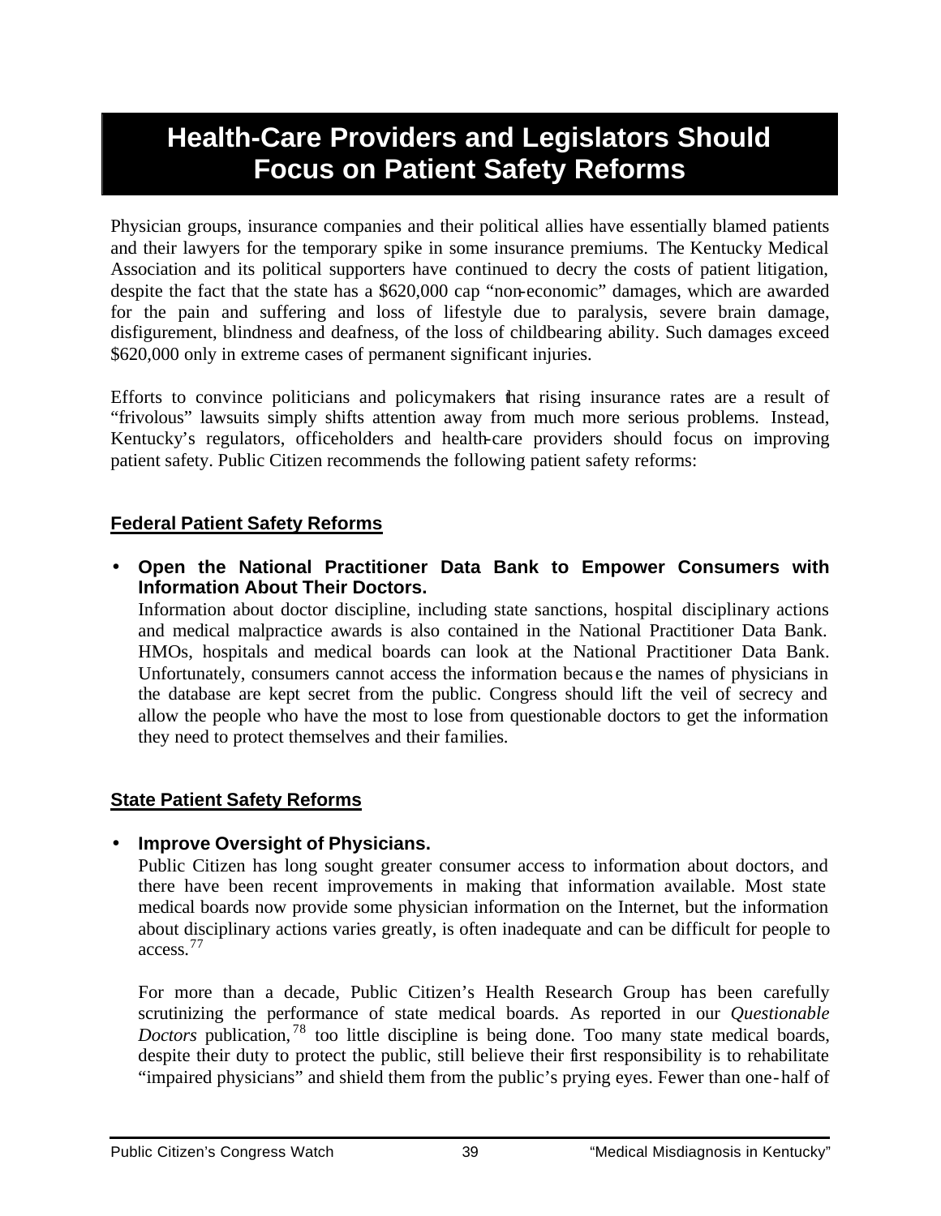# Health-Care Providers and Legislators Should Focus on Patient Safety Reforms

Physician groups, insurance companies and their political allies have essentially blamed patients and their lawyers for the temporary spike in some insurance premiums. The Kentucky Medical Association and its political supporters have continued to decry the costs of patient litigation, despite the fact that the state has a $620,000 cap "non-economic" damages, which are awarded for the pain and suffering and loss of lifestyle due to paralysis, severe brain damage, disfigurement, blindness and deafness, of the loss of childbearing ability. Such damages exceed $620,000 only in extreme cases of permanent significant injuries.

Efforts to convince politicians and policymakers that rising insurance rates are a result of "frivolous" lawsuits simply shifts attention away from much more serious problems. Instead, Kentucky's regulators, officeholders and health-care providers should focus on improving patient safety. Public Citizen recommends the following patient safety reforms:

## Federal Patient Safety Reforms

- **Open the National Practitioner Data Bank to Empower Consumers with Information About Their Doctors.**
  Information about doctor discipline, including state sanctions, hospital disciplinary actions and medical malpractice awards is also contained in the National Practitioner Data Bank. HMOs, hospitals and medical boards can look at the National Practitioner Data Bank. Unfortunately, consumers cannot access the information because the names of physicians in the database are kept secret from the public. Congress should lift the veil of secrecy and allow the people who have the most to lose from questionable doctors to get the information they need to protect themselves and their families.

## State Patient Safety Reforms

- **Improve Oversight of Physicians.**
  Public Citizen has long sought greater consumer access to information about doctors, and there have been recent improvements in making that information available. Most state medical boards now provide some physician information on the Internet, but the information about disciplinary actions varies greatly, is often inadequate and can be difficult for people to access.[77]

  For more than a decade, Public Citizen's Health Research Group has been carefully scrutinizing the performance of state medical boards. As reported in our *Questionable Doctors* publication,[78] too little discipline is being done. Too many state medical boards, despite their duty to protect the public, still believe their first responsibility is to rehabilitate "impaired physicians" and shield them from the public's prying eyes. Fewer than one-half of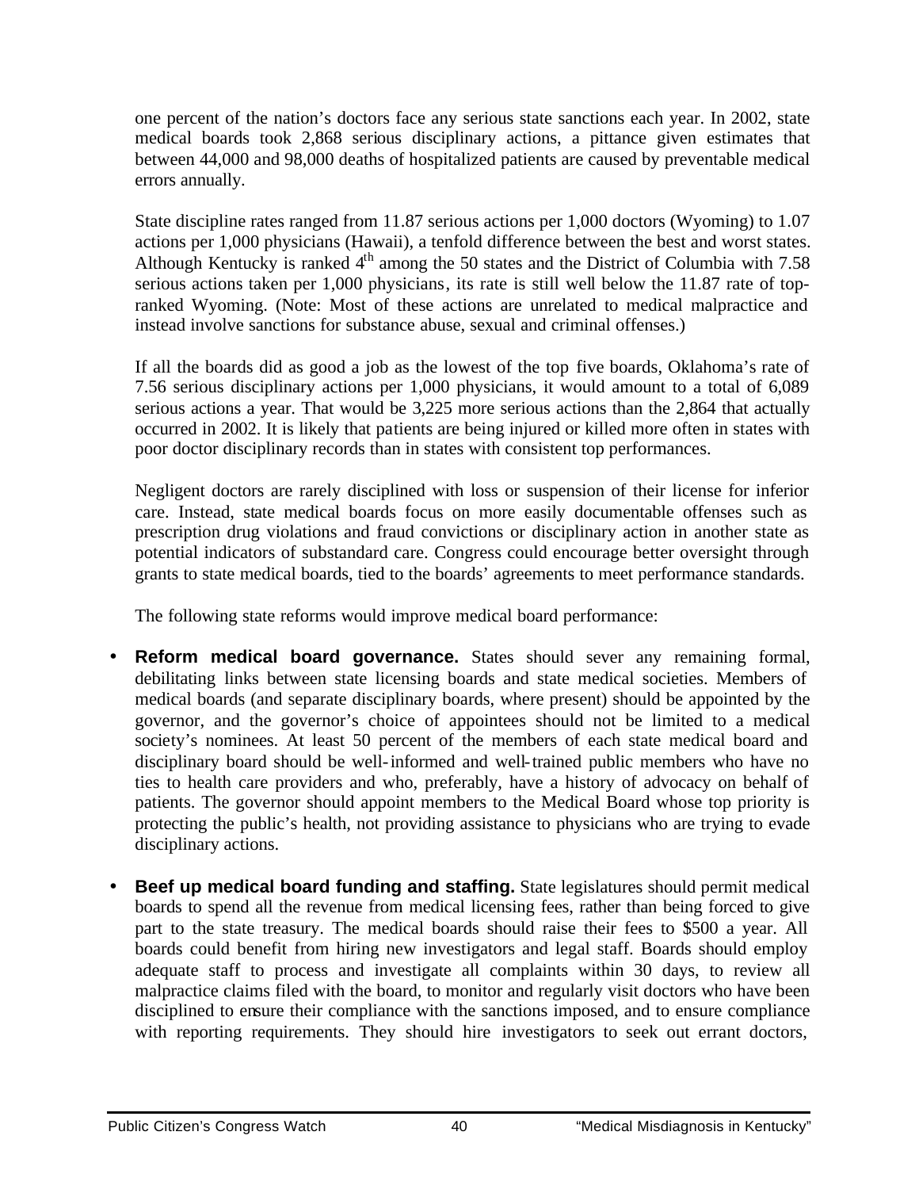one percent of the nation's doctors face any serious state sanctions each year. In 2002, state medical boards took 2,868 serious disciplinary actions, a pittance given estimates that between 44,000 and 98,000 deaths of hospitalized patients are caused by preventable medical errors annually.

State discipline rates ranged from 11.87 serious actions per 1,000 doctors (Wyoming) to 1.07 actions per 1,000 physicians (Hawaii), a tenfold difference between the best and worst states. Although Kentucky is ranked 4th among the 50 states and the District of Columbia with 7.58 serious actions taken per 1,000 physicians, its rate is still well below the 11.87 rate of top-ranked Wyoming. (Note: Most of these actions are unrelated to medical malpractice and instead involve sanctions for substance abuse, sexual and criminal offenses.)

If all the boards did as good a job as the lowest of the top five boards, Oklahoma's rate of 7.56 serious disciplinary actions per 1,000 physicians, it would amount to a total of 6,089 serious actions a year. That would be 3,225 more serious actions than the 2,864 that actually occurred in 2002. It is likely that patients are being injured or killed more often in states with poor doctor disciplinary records than in states with consistent top performances.

Negligent doctors are rarely disciplined with loss or suspension of their license for inferior care. Instead, state medical boards focus on more easily documentable offenses such as prescription drug violations and fraud convictions or disciplinary action in another state as potential indicators of substandard care. Congress could encourage better oversight through grants to state medical boards, tied to the boards' agreements to meet performance standards.

The following state reforms would improve medical board performance:

- **Reform medical board governance.** States should sever any remaining formal, debilitating links between state licensing boards and state medical societies. Members of medical boards (and separate disciplinary boards, where present) should be appointed by the governor, and the governor's choice of appointees should not be limited to a medical society's nominees. At least 50 percent of the members of each state medical board and disciplinary board should be well-informed and well-trained public members who have no ties to health care providers and who, preferably, have a history of advocacy on behalf of patients. The governor should appoint members to the Medical Board whose top priority is protecting the public's health, not providing assistance to physicians who are trying to evade disciplinary actions.

- **Beef up medical board funding and staffing.** State legislatures should permit medical boards to spend all the revenue from medical licensing fees, rather than being forced to give part to the state treasury. The medical boards should raise their fees to $500 a year. All boards could benefit from hiring new investigators and legal staff. Boards should employ adequate staff to process and investigate all complaints within 30 days, to review all malpractice claims filed with the board, to monitor and regularly visit doctors who have been disciplined to ensure their compliance with the sanctions imposed, and to ensure compliance with reporting requirements. They should hire investigators to seek out errant doctors,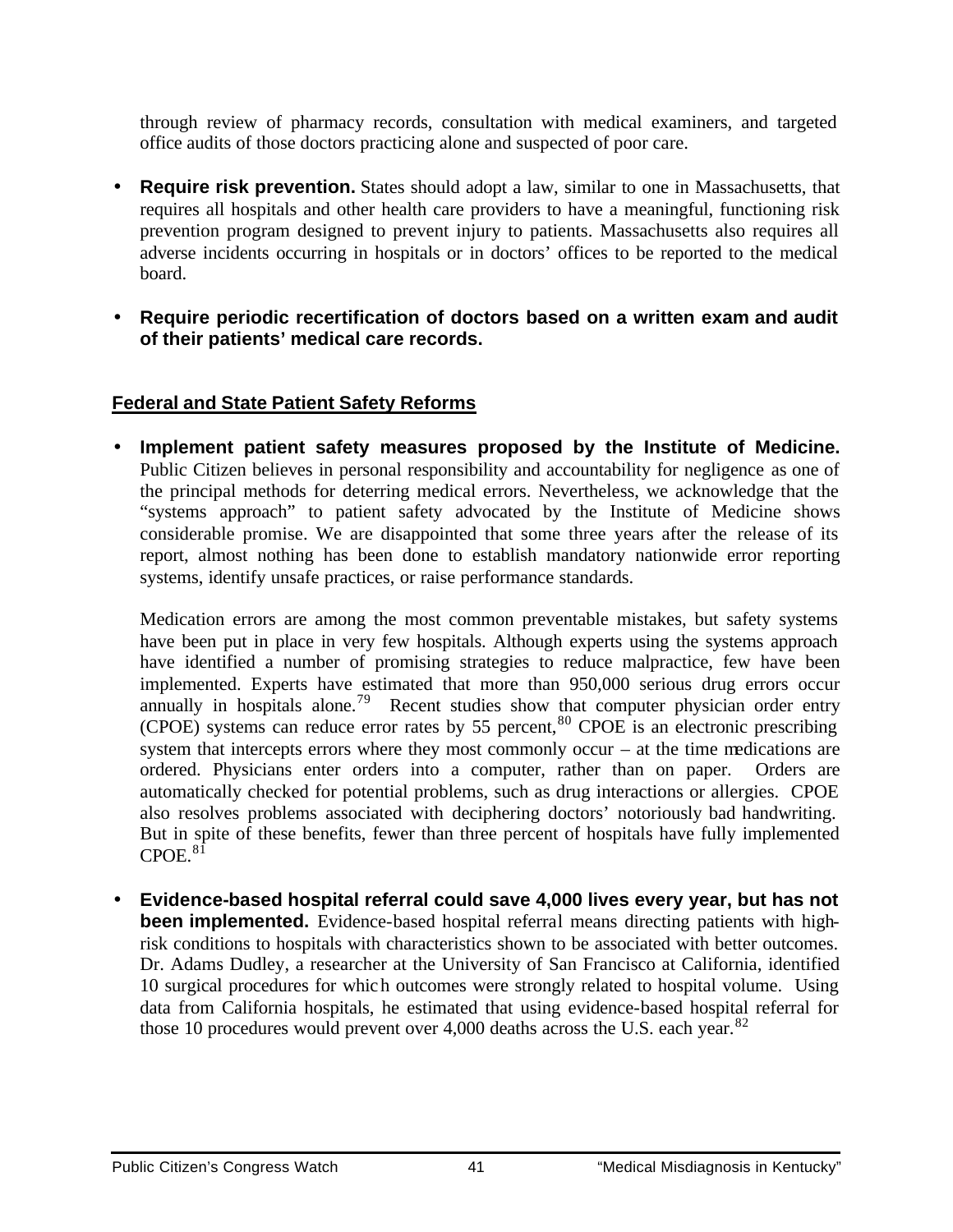through review of pharmacy records, consultation with medical examiners, and targeted office audits of those doctors practicing alone and suspected of poor care.

- **Require risk prevention.** States should adopt a law, similar to one in Massachusetts, that requires all hospitals and other health care providers to have a meaningful, functioning risk prevention program designed to prevent injury to patients. Massachusetts also requires all adverse incidents occurring in hospitals or in doctors' offices to be reported to the medical board.

- **Require periodic recertification of doctors based on a written exam and audit of their patients' medical care records.**

## Federal and State Patient Safety Reforms

- **Implement patient safety measures proposed by the Institute of Medicine.** Public Citizen believes in personal responsibility and accountability for negligence as one of the principal methods for deterring medical errors. Nevertheless, we acknowledge that the "systems approach" to patient safety advocated by the Institute of Medicine shows considerable promise. We are disappointed that some three years after the release of its report, almost nothing has been done to establish mandatory nationwide error reporting systems, identify unsafe practices, or raise performance standards.

  Medication errors are among the most common preventable mistakes, but safety systems have been put in place in very few hospitals. Although experts using the systems approach have identified a number of promising strategies to reduce malpractice, few have been implemented. Experts have estimated that more than 950,000 serious drug errors occur annually in hospitals alone.[79] Recent studies show that computer physician order entry (CPOE) systems can reduce error rates by 55 percent,[80] CPOE is an electronic prescribing system that intercepts errors where they most commonly occur – at the time medications are ordered. Physicians enter orders into a computer, rather than on paper. Orders are automatically checked for potential problems, such as drug interactions or allergies. CPOE also resolves problems associated with deciphering doctors' notoriously bad handwriting. But in spite of these benefits, fewer than three percent of hospitals have fully implemented CPOE.[81]

- **Evidence-based hospital referral could save 4,000 lives every year, but has not been implemented.** Evidence-based hospital referral means directing patients with high-risk conditions to hospitals with characteristics shown to be associated with better outcomes. Dr. Adams Dudley, a researcher at the University of San Francisco at California, identified 10 surgical procedures for which outcomes were strongly related to hospital volume. Using data from California hospitals, he estimated that using evidence-based hospital referral for those 10 procedures would prevent over 4,000 deaths across the U.S. each year.[82]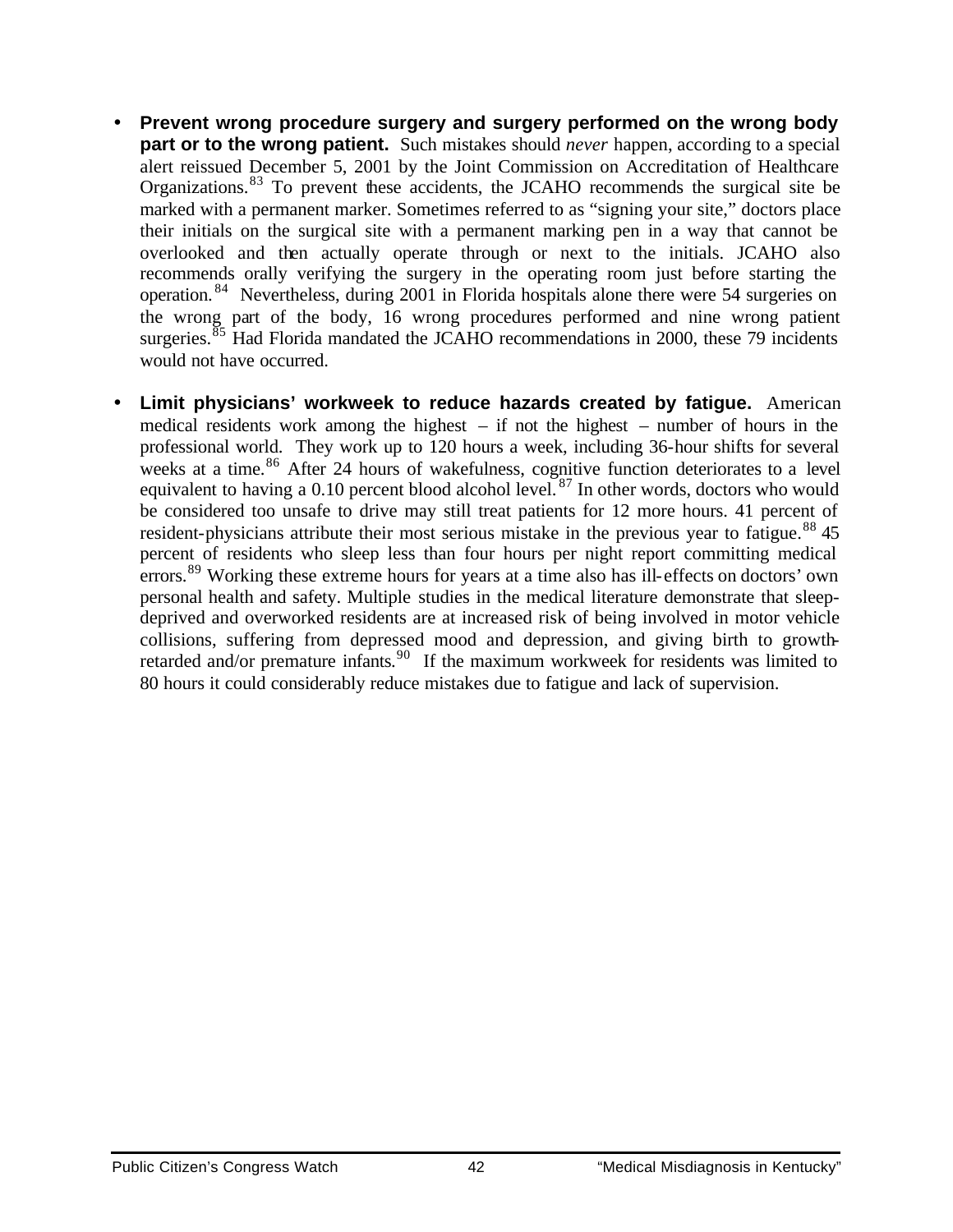- **Prevent wrong procedure surgery and surgery performed on the wrong body part or to the wrong patient.** Such mistakes should *never* happen, according to a special alert reissued December 5, 2001 by the Joint Commission on Accreditation of Healthcare Organizations.[83] To prevent these accidents, the JCAHO recommends the surgical site be marked with a permanent marker. Sometimes referred to as "signing your site," doctors place their initials on the surgical site with a permanent marking pen in a way that cannot be overlooked and then actually operate through or next to the initials. JCAHO also recommends orally verifying the surgery in the operating room just before starting the operation.[84] Nevertheless, during 2001 in Florida hospitals alone there were 54 surgeries on the wrong part of the body, 16 wrong procedures performed and nine wrong patient surgeries.[85] Had Florida mandated the JCAHO recommendations in 2000, these 79 incidents would not have occurred.

- **Limit physicians' workweek to reduce hazards created by fatigue.** American medical residents work among the highest – if not the highest – number of hours in the professional world. They work up to 120 hours a week, including 36-hour shifts for several weeks at a time.[86] After 24 hours of wakefulness, cognitive function deteriorates to a level equivalent to having a 0.10 percent blood alcohol level.[87] In other words, doctors who would be considered too unsafe to drive may still treat patients for 12 more hours. 41 percent of resident-physicians attribute their most serious mistake in the previous year to fatigue.[88] 45 percent of residents who sleep less than four hours per night report committing medical errors.[89] Working these extreme hours for years at a time also has ill-effects on doctors' own personal health and safety. Multiple studies in the medical literature demonstrate that sleep-deprived and overworked residents are at increased risk of being involved in motor vehicle collisions, suffering from depressed mood and depression, and giving birth to growth-retarded and/or premature infants.[90] If the maximum workweek for residents was limited to 80 hours it could considerably reduce mistakes due to fatigue and lack of supervision.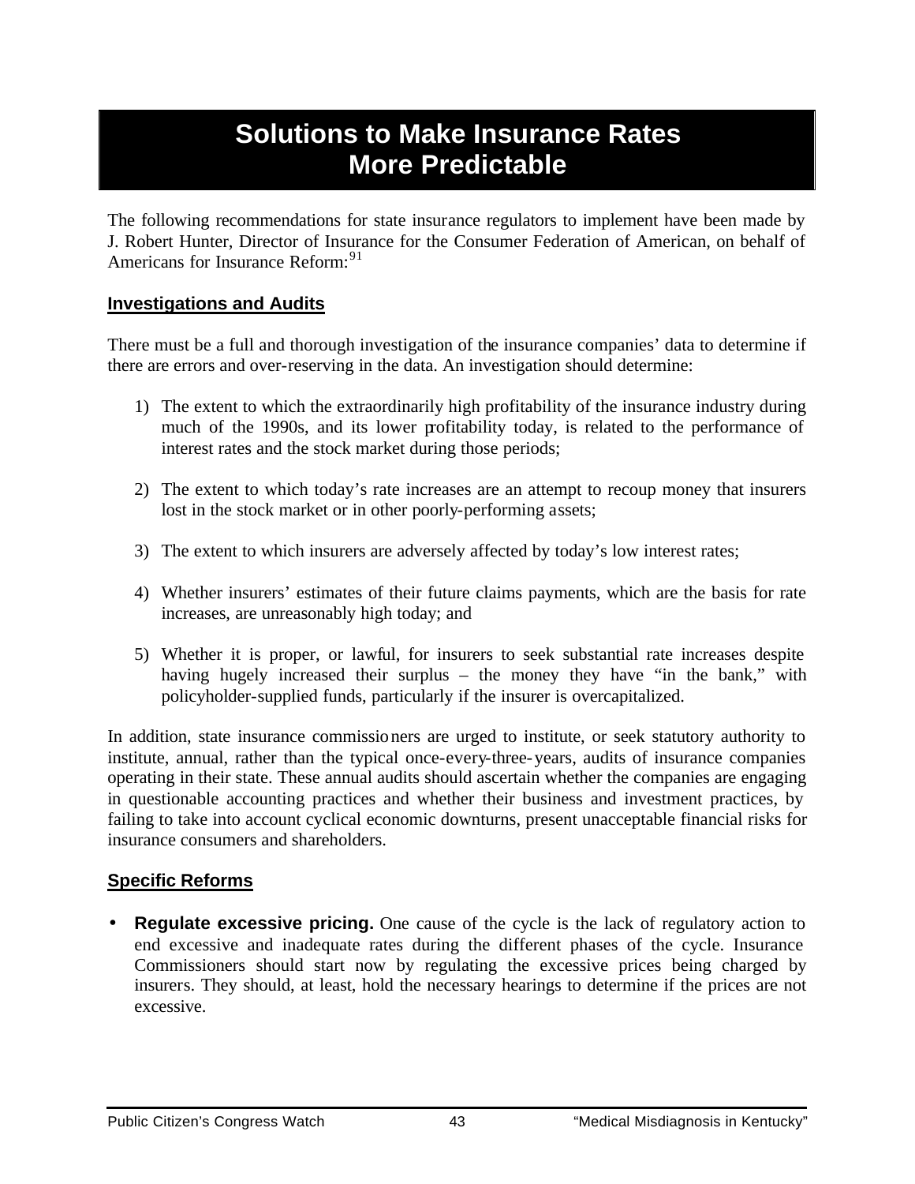# Solutions to Make Insurance Rates More Predictable

The following recommendations for state insurance regulators to implement have been made by J. Robert Hunter, Director of Insurance for the Consumer Federation of American, on behalf of Americans for Insurance Reform:[91]

## Investigations and Audits

There must be a full and thorough investigation of the insurance companies' data to determine if there are errors and over-reserving in the data. An investigation should determine:

1) The extent to which the extraordinarily high profitability of the insurance industry during much of the 1990s, and its lower profitability today, is related to the performance of interest rates and the stock market during those periods;

2) The extent to which today's rate increases are an attempt to recoup money that insurers lost in the stock market or in other poorly-performing assets;

3) The extent to which insurers are adversely affected by today's low interest rates;

4) Whether insurers' estimates of their future claims payments, which are the basis for rate increases, are unreasonably high today; and

5) Whether it is proper, or lawful, for insurers to seek substantial rate increases despite having hugely increased their surplus – the money they have "in the bank," with policyholder-supplied funds, particularly if the insurer is overcapitalized.

In addition, state insurance commissioners are urged to institute, or seek statutory authority to institute, annual, rather than the typical once-every-three-years, audits of insurance companies operating in their state. These annual audits should ascertain whether the companies are engaging in questionable accounting practices and whether their business and investment practices, by failing to take into account cyclical economic downturns, present unacceptable financial risks for insurance consumers and shareholders.

## Specific Reforms

- **Regulate excessive pricing.** One cause of the cycle is the lack of regulatory action to end excessive and inadequate rates during the different phases of the cycle. Insurance Commissioners should start now by regulating the excessive prices being charged by insurers. They should, at least, hold the necessary hearings to determine if the prices are not excessive.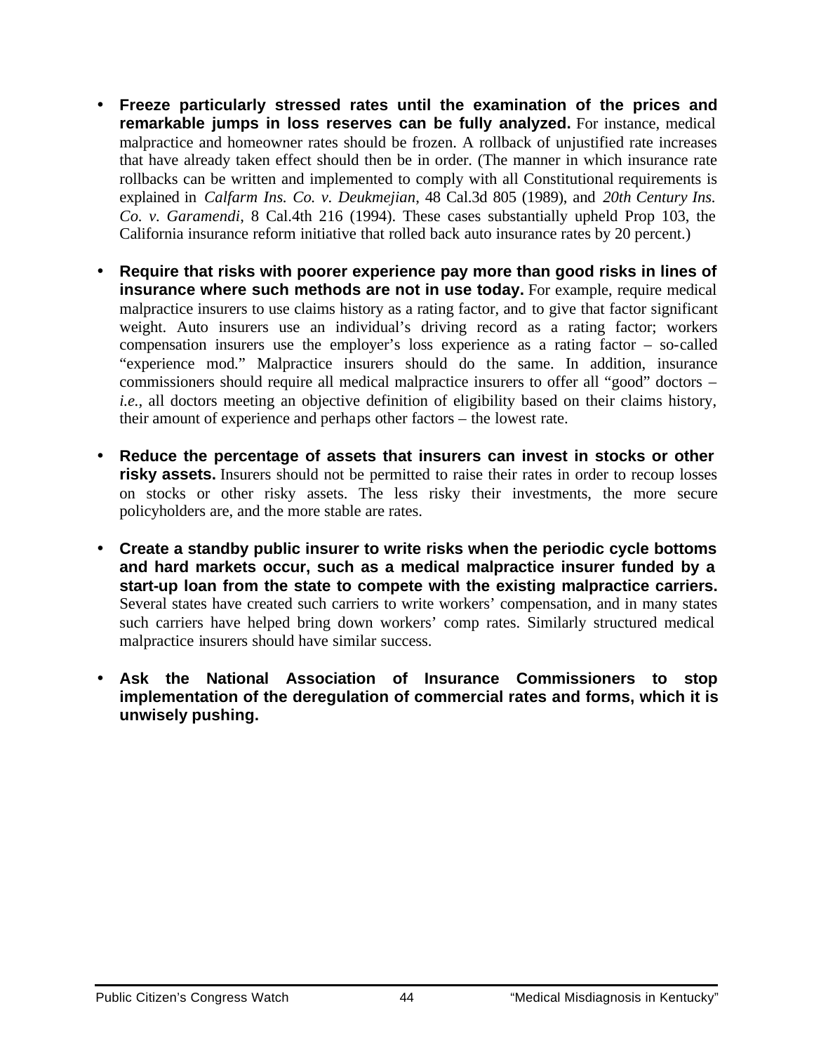- **Freeze particularly stressed rates until the examination of the prices and remarkable jumps in loss reserves can be fully analyzed.** For instance, medical malpractice and homeowner rates should be frozen. A rollback of unjustified rate increases that have already taken effect should then be in order. (The manner in which insurance rate rollbacks can be written and implemented to comply with all Constitutional requirements is explained in *Calfarm Ins. Co. v. Deukmejian*, 48 Cal.3d 805 (1989), and *20th Century Ins. Co. v. Garamendi*, 8 Cal.4th 216 (1994). These cases substantially upheld Prop 103, the California insurance reform initiative that rolled back auto insurance rates by 20 percent.)

- **Require that risks with poorer experience pay more than good risks in lines of insurance where such methods are not in use today.** For example, require medical malpractice insurers to use claims history as a rating factor, and to give that factor significant weight. Auto insurers use an individual's driving record as a rating factor; workers compensation insurers use the employer's loss experience as a rating factor – so-called "experience mod." Malpractice insurers should do the same. In addition, insurance commissioners should require all medical malpractice insurers to offer all "good" doctors – *i.e.*, all doctors meeting an objective definition of eligibility based on their claims history, their amount of experience and perhaps other factors – the lowest rate.

- **Reduce the percentage of assets that insurers can invest in stocks or other risky assets.** Insurers should not be permitted to raise their rates in order to recoup losses on stocks or other risky assets. The less risky their investments, the more secure policyholders are, and the more stable are rates.

- **Create a standby public insurer to write risks when the periodic cycle bottoms and hard markets occur, such as a medical malpractice insurer funded by a start-up loan from the state to compete with the existing malpractice carriers.** Several states have created such carriers to write workers' compensation, and in many states such carriers have helped bring down workers' comp rates. Similarly structured medical malpractice insurers should have similar success.

- **Ask the National Association of Insurance Commissioners to stop implementation of the deregulation of commercial rates and forms, which it is unwisely pushing.**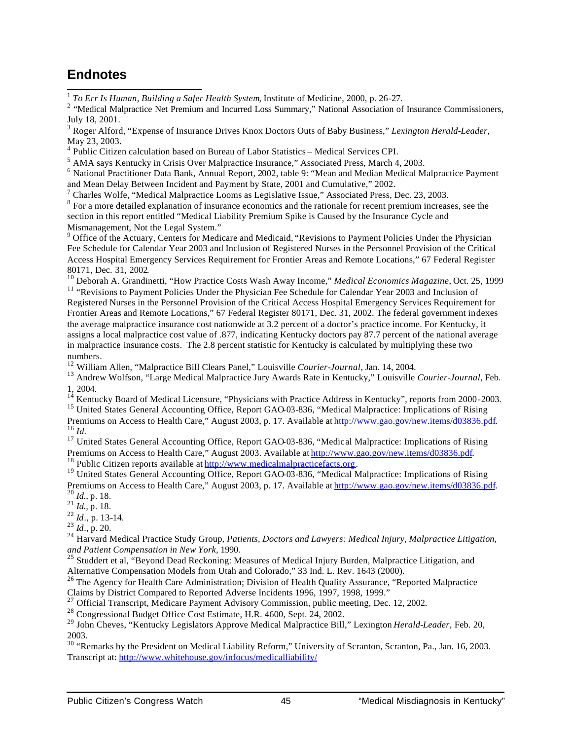## Endnotes

[1] *To Err Is Human, Building a Safer Health System*, Institute of Medicine, 2000, p. 26-27.

[2] "Medical Malpractice Net Premium and Incurred Loss Summary," National Association of Insurance Commissioners, July 18, 2001.

[3] Roger Alford, "Expense of Insurance Drives Knox Doctors Outs of Baby Business," *Lexington Herald-Leader*, May 23, 2003.

[4] Public Citizen calculation based on Bureau of Labor Statistics – Medical Services CPI.

[5] AMA says Kentucky in Crisis Over Malpractice Insurance," Associated Press, March 4, 2003.

[6] National Practitioner Data Bank, Annual Report, 2002, table 9: "Mean and Median Medical Malpractice Payment and Mean Delay Between Incident and Payment by State, 2001 and Cumulative," 2002.

[7] Charles Wolfe, "Medical Malpractice Looms as Legislative Issue," Associated Press, Dec. 23, 2003.

[8] For a more detailed explanation of insurance economics and the rationale for recent premium increases, see the section in this report entitled "Medical Liability Premium Spike is Caused by the Insurance Cycle and Mismanagement, Not the Legal System."

[9] Office of the Actuary, Centers for Medicare and Medicaid, "Revisions to Payment Policies Under the Physician Fee Schedule for Calendar Year 2003 and Inclusion of Registered Nurses in the Personnel Provision of the Critical Access Hospital Emergency Services Requirement for Frontier Areas and Remote Locations," 67 Federal Register 80171, Dec. 31, 2002.

[10] Deborah A. Grandinetti, "How Practice Costs Wash Away Income," *Medical Economics Magazine*, Oct. 25, 1999

[11] "Revisions to Payment Policies Under the Physician Fee Schedule for Calendar Year 2003 and Inclusion of Registered Nurses in the Personnel Provision of the Critical Access Hospital Emergency Services Requirement for Frontier Areas and Remote Locations," 67 Federal Register 80171, Dec. 31, 2002. The federal government indexes the average malpractice insurance cost nationwide at 3.2 percent of a doctor's practice income. For Kentucky, it assigns a local malpractice cost value of .877, indicating Kentucky doctors pay 87.7 percent of the national average in malpractice insurance costs. The 2.8 percent statistic for Kentucky is calculated by multiplying these two numbers.

[12] William Allen, "Malpractice Bill Clears Panel," Louisville *Courier-Journal*, Jan. 14, 2004.

[13] Andrew Wolfson, "Large Medical Malpractice Jury Awards Rate in Kentucky," Louisville *Courier-Journal*, Feb. 1, 2004.

[14] Kentucky Board of Medical Licensure, "Physicians with Practice Address in Kentucky", reports from 2000-2003.

[15] United States General Accounting Office, Report GAO-03-836, "Medical Malpractice: Implications of Rising Premiums on Access to Health Care," August 2003, p. 17. Available at http://www.gao.gov/new.items/d03836.pdf.

[16] *Id.*

[17] United States General Accounting Office, Report GAO-03-836, "Medical Malpractice: Implications of Rising Premiums on Access to Health Care," August 2003. Available at http://www.gao.gov/new.items/d03836.pdf.

[18] Public Citizen reports available at http://www.medicalmalpracticefacts.org.

[19] United States General Accounting Office, Report GAO-03-836, "Medical Malpractice: Implications of Rising Premiums on Access to Health Care," August 2003, p. 17. Available at http://www.gao.gov/new.items/d03836.pdf.

[20] *Id.*, p. 18.

[21] *Id.*, p. 18.

[22] *Id*., p. 13-14.

[23] *Id*., p. 20.

[24] Harvard Medical Practice Study Group, *Patients, Doctors and Lawyers: Medical Injury, Malpractice Litigation, and Patient Compensation in New York*, 1990.

[25] Studdert et al, "Beyond Dead Reckoning: Measures of Medical Injury Burden, Malpractice Litigation, and Alternative Compensation Models from Utah and Colorado," 33 Ind. L. Rev. 1643 (2000).

[26] The Agency for Health Care Administration; Division of Health Quality Assurance, "Reported Malpractice Claims by District Compared to Reported Adverse Incidents 1996, 1997, 1998, 1999."

[27] Official Transcript, Medicare Payment Advisory Commission, public meeting, Dec. 12, 2002.

[28] Congressional Budget Office Cost Estimate, H.R. 4600, Sept. 24, 2002.

[29] John Cheves, "Kentucky Legislators Approve Medical Malpractice Bill," Lexington *Herald-Leader*, Feb. 20, 2003.

[30] "Remarks by the President on Medical Liability Reform," University of Scranton, Scranton, Pa., Jan. 16, 2003. Transcript at: http://www.whitehouse.gov/infocus/medicalliability/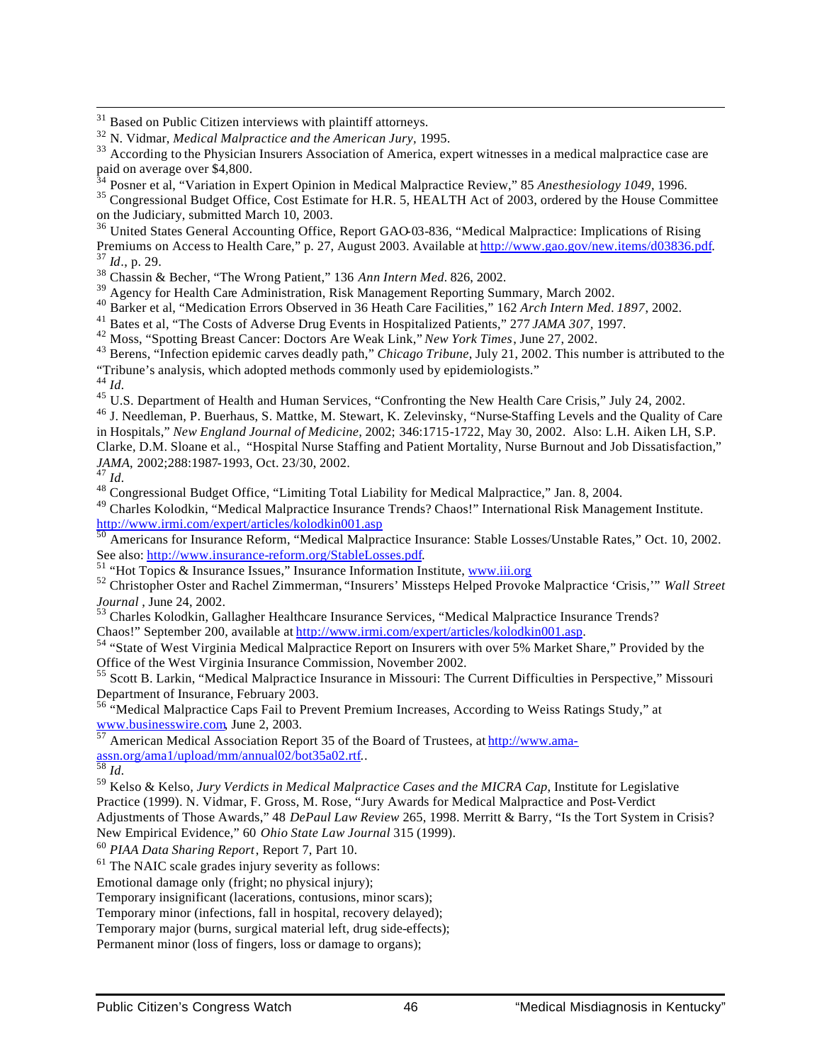[31] Based on Public Citizen interviews with plaintiff attorneys.

[32] N. Vidmar, *Medical Malpractice and the American Jury*, 1995.

[33] According to the Physician Insurers Association of America, expert witnesses in a medical malpractice case are paid on average over $4,800.

[34] Posner et al, "Variation in Expert Opinion in Medical Malpractice Review," 85 *Anesthesiology 1049*, 1996.

[35] Congressional Budget Office, Cost Estimate for H.R. 5, HEALTH Act of 2003, ordered by the House Committee on the Judiciary, submitted March 10, 2003.

[36] United States General Accounting Office, Report GAO-03-836, "Medical Malpractice: Implications of Rising Premiums on Access to Health Care," p. 27, August 2003. Available at http://www.gao.gov/new.items/d03836.pdf.

[37] *Id*., p. 29.

[38] Chassin & Becher, "The Wrong Patient," 136 *Ann Intern Med*. 826, 2002.

[39] Agency for Health Care Administration, Risk Management Reporting Summary, March 2002.

[40] Barker et al, "Medication Errors Observed in 36 Heath Care Facilities," 162 *Arch Intern Med*. *1897*, 2002.

[41] Bates et al, "The Costs of Adverse Drug Events in Hospitalized Patients," 277 *JAMA 307*, 1997.

[42] Moss, "Spotting Breast Cancer: Doctors Are Weak Link," *New York Times*, June 27, 2002.

[43] Berens, "Infection epidemic carves deadly path," *Chicago Tribune*, July 21, 2002. This number is attributed to the "Tribune's analysis, which adopted methods commonly used by epidemiologists."

[44] *Id*.

[45] U.S. Department of Health and Human Services, "Confronting the New Health Care Crisis," July 24, 2002.

[46] J. Needleman, P. Buerhaus, S. Mattke, M. Stewart, K. Zelevinsky, "Nurse-Staffing Levels and the Quality of Care in Hospitals," *New England Journal of Medicine*, 2002; 346:1715-1722, May 30, 2002. Also: L.H. Aiken LH, S.P. Clarke, D.M. Sloane et al., "Hospital Nurse Staffing and Patient Mortality, Nurse Burnout and Job Dissatisfaction," *JAMA*, 2002;288:1987-1993, Oct. 23/30, 2002.

[47] *Id*.

[48] Congressional Budget Office, "Limiting Total Liability for Medical Malpractice," Jan. 8, 2004.

[49] Charles Kolodkin, "Medical Malpractice Insurance Trends? Chaos!" International Risk Management Institute. http://www.irmi.com/expert/articles/kolodkin001.asp

[50] Americans for Insurance Reform, "Medical Malpractice Insurance: Stable Losses/Unstable Rates," Oct. 10, 2002. See also: http://www.insurance-reform.org/StableLosses.pdf.

[51] "Hot Topics & Insurance Issues," Insurance Information Institute, www.iii.org

[52] Christopher Oster and Rachel Zimmerman, "Insurers' Missteps Helped Provoke Malpractice 'Crisis,'" *Wall Street Journal* , June 24, 2002.

[53] Charles Kolodkin, Gallagher Healthcare Insurance Services, "Medical Malpractice Insurance Trends? Chaos!" September 200, available at http://www.irmi.com/expert/articles/kolodkin001.asp.

[54] "State of West Virginia Medical Malpractice Report on Insurers with over 5% Market Share," Provided by the Office of the West Virginia Insurance Commission, November 2002.

[55] Scott B. Larkin, "Medical Malpractice Insurance in Missouri: The Current Difficulties in Perspective," Missouri Department of Insurance, February 2003.

[56] "Medical Malpractice Caps Fail to Prevent Premium Increases, According to Weiss Ratings Study," at www.businesswire.com, June 2, 2003.

[57] American Medical Association Report 35 of the Board of Trustees, at http://www.ama-assn.org/ama1/upload/mm/annual02/bot35a02.rtf..

[58] *Id*.

[59] Kelso & Kelso, *Jury Verdicts in Medical Malpractice Cases and the MICRA Cap*, Institute for Legislative Practice (1999). N. Vidmar, F. Gross, M. Rose, "Jury Awards for Medical Malpractice and Post-Verdict Adjustments of Those Awards," 48 *DePaul Law Review* 265, 1998. Merritt & Barry, "Is the Tort System in Crisis? New Empirical Evidence," 60 *Ohio State Law Journal* 315 (1999).

[60] *PIAA Data Sharing Report*, Report 7, Part 10.

[61] The NAIC scale grades injury severity as follows:

Emotional damage only (fright; no physical injury);

Temporary insignificant (lacerations, contusions, minor scars);

Temporary minor (infections, fall in hospital, recovery delayed);

Temporary major (burns, surgical material left, drug side-effects);

Permanent minor (loss of fingers, loss or damage to organs);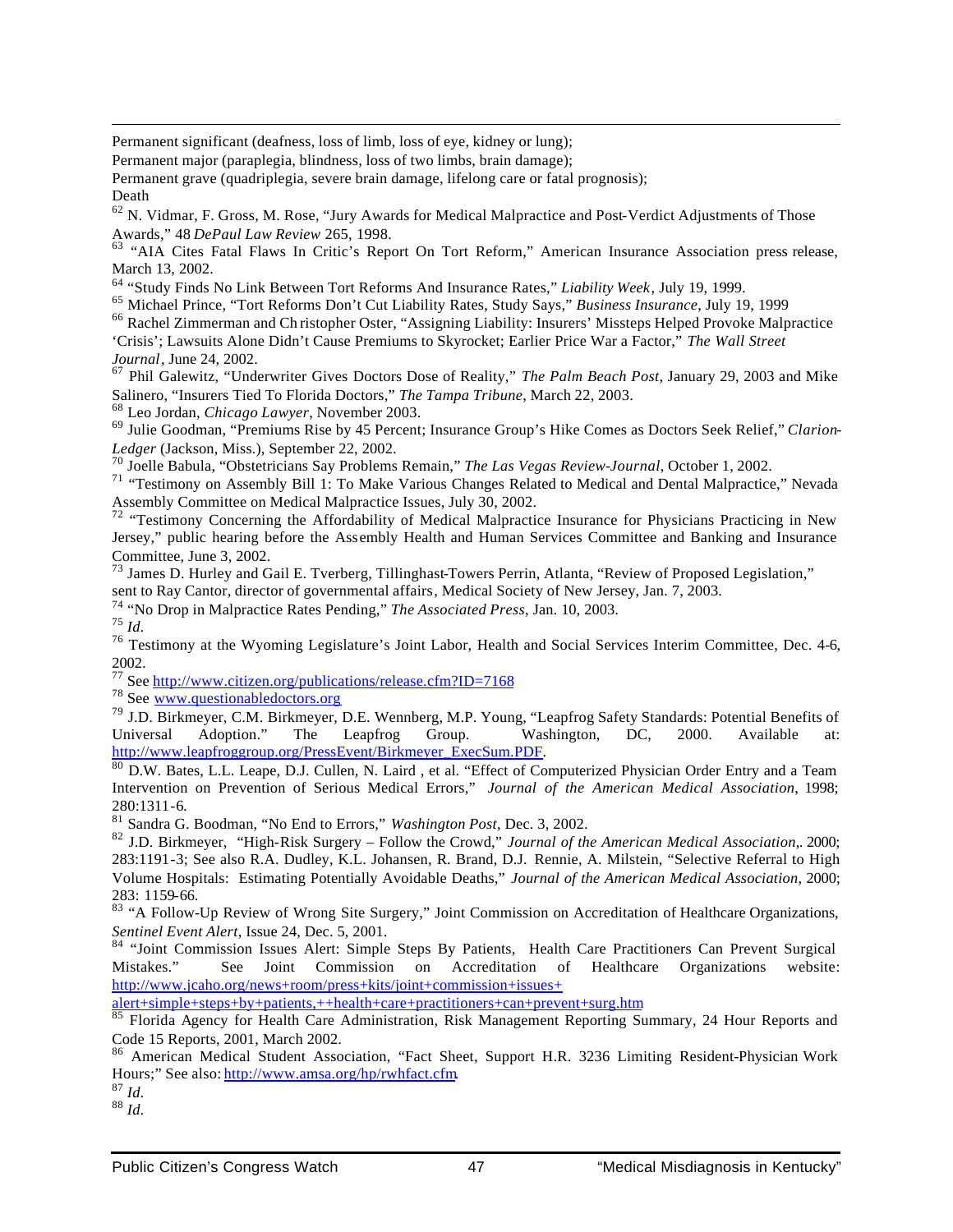Permanent significant (deafness, loss of limb, loss of eye, kidney or lung);
Permanent major (paraplegia, blindness, loss of two limbs, brain damage);
Permanent grave (quadriplegia, severe brain damage, lifelong care or fatal prognosis);
Death

[62] N. Vidmar, F. Gross, M. Rose, "Jury Awards for Medical Malpractice and Post-Verdict Adjustments of Those Awards," 48 *DePaul Law Review* 265, 1998.

[63] "AIA Cites Fatal Flaws In Critic's Report On Tort Reform," American Insurance Association press release, March 13, 2002.

[64] "Study Finds No Link Between Tort Reforms And Insurance Rates," *Liability Week*, July 19, 1999.

[65] Michael Prince, "Tort Reforms Don't Cut Liability Rates, Study Says," *Business Insurance*, July 19, 1999

[66] Rachel Zimmerman and Christopher Oster, "Assigning Liability: Insurers' Missteps Helped Provoke Malpractice 'Crisis'; Lawsuits Alone Didn't Cause Premiums to Skyrocket; Earlier Price War a Factor," *The Wall Street Journal*, June 24, 2002.

[67] Phil Galewitz, "Underwriter Gives Doctors Dose of Reality," *The Palm Beach Post*, January 29, 2003 and Mike Salinero, "Insurers Tied To Florida Doctors," *The Tampa Tribune*, March 22, 2003.

[68] Leo Jordan, *Chicago Lawyer*, November 2003.

[69] Julie Goodman, "Premiums Rise by 45 Percent; Insurance Group's Hike Comes as Doctors Seek Relief," *Clarion-Ledger* (Jackson, Miss.), September 22, 2002.

[70] Joelle Babula, "Obstetricians Say Problems Remain," *The Las Vegas Review-Journal*, October 1, 2002.

[71] "Testimony on Assembly Bill 1: To Make Various Changes Related to Medical and Dental Malpractice," Nevada Assembly Committee on Medical Malpractice Issues, July 30, 2002.

[72] "Testimony Concerning the Affordability of Medical Malpractice Insurance for Physicians Practicing in New Jersey," public hearing before the Assembly Health and Human Services Committee and Banking and Insurance Committee, June 3, 2002.

[73] James D. Hurley and Gail E. Tverberg, Tillinghast-Towers Perrin, Atlanta, "Review of Proposed Legislation," sent to Ray Cantor, director of governmental affairs, Medical Society of New Jersey, Jan. 7, 2003.

[74] "No Drop in Malpractice Rates Pending," *The Associated Press*, Jan. 10, 2003.

[75] *Id.*

[76] Testimony at the Wyoming Legislature's Joint Labor, Health and Social Services Interim Committee, Dec. 4-6, 2002.

[77] See http://www.citizen.org/publications/release.cfm?ID=7168

[78] See www.questionabledoctors.org

[79] J.D. Birkmeyer, C.M. Birkmeyer, D.E. Wennberg, M.P. Young, "Leapfrog Safety Standards: Potential Benefits of Universal Adoption." The Leapfrog Group. Washington, DC, 2000. Available at: http://www.leapfroggroup.org/PressEvent/Birkmeyer_ExecSum.PDF.

[80] D.W. Bates, L.L. Leape, D.J. Cullen, N. Laird , et al. "Effect of Computerized Physician Order Entry and a Team Intervention on Prevention of Serious Medical Errors," *Journal of the American Medical Association*, 1998; 280:1311-6.

[81] Sandra G. Boodman, "No End to Errors," *Washington Post*, Dec. 3, 2002.

[82] J.D. Birkmeyer, "High-Risk Surgery – Follow the Crowd," *Journal of the American Medical Association*,. 2000; 283:1191-3; See also R.A. Dudley, K.L. Johansen, R. Brand, D.J. Rennie, A. Milstein, "Selective Referral to High Volume Hospitals: Estimating Potentially Avoidable Deaths," *Journal of the American Medical Association*, 2000; 283: 1159-66.

[83] "A Follow-Up Review of Wrong Site Surgery," Joint Commission on Accreditation of Healthcare Organizations, *Sentinel Event Alert*, Issue 24, Dec. 5, 2001.

[84] "Joint Commission Issues Alert: Simple Steps By Patients, Health Care Practitioners Can Prevent Surgical Mistakes." See Joint Commission on Accreditation of Healthcare Organizations website: http://www.jcaho.org/news+room/press+kits/joint+commission+issues+alert+simple+steps+by+patients,++health+care+practitioners+can+prevent+surg.htm

[85] Florida Agency for Health Care Administration, Risk Management Reporting Summary, 24 Hour Reports and Code 15 Reports, 2001, March 2002.

[86] American Medical Student Association, "Fact Sheet, Support H.R. 3236 Limiting Resident-Physician Work Hours;" See also: http://www.amsa.org/hp/rwhfact.cfm.

[87] *Id.*

[88] *Id.*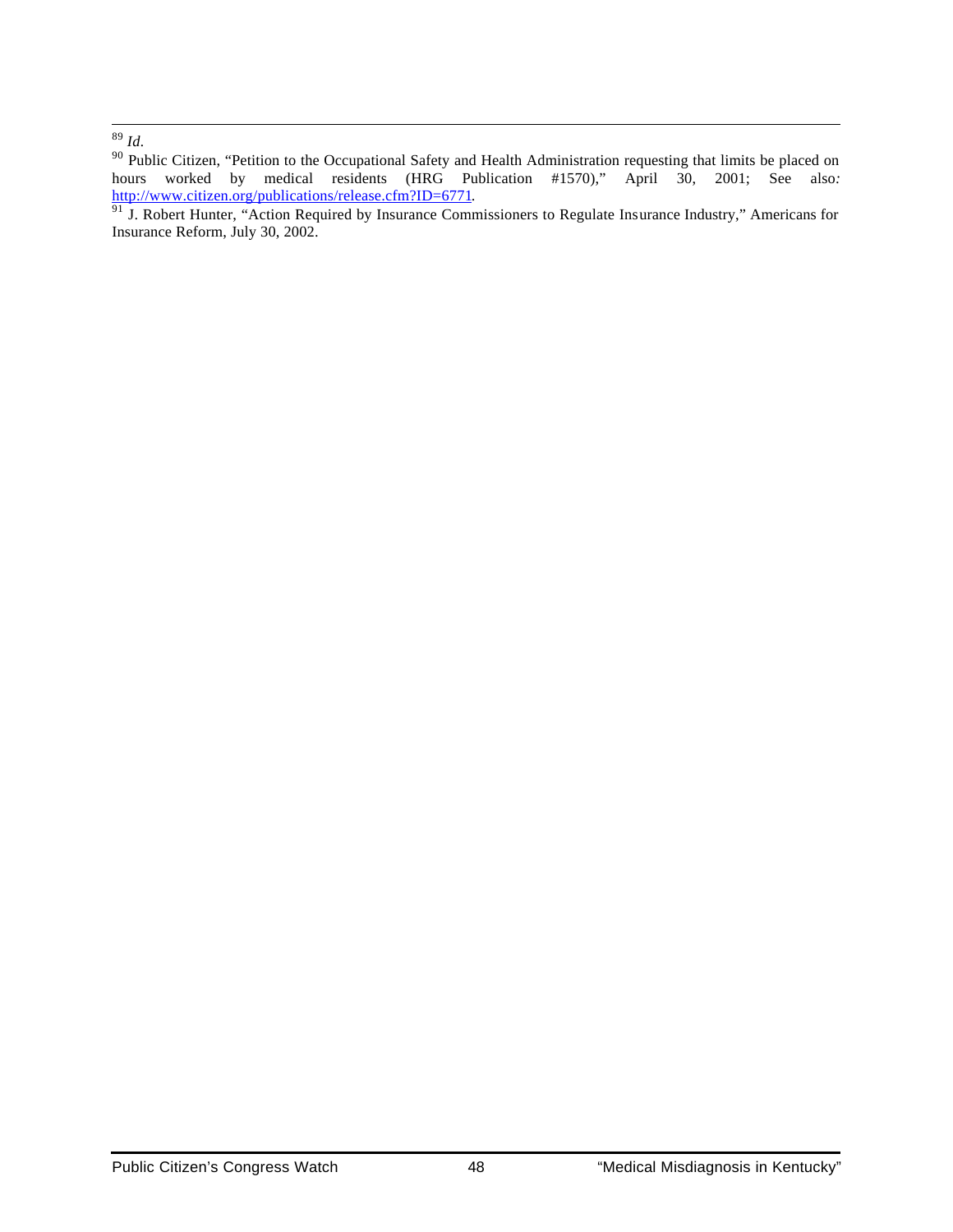[89] *Id*.

[90] Public Citizen, "Petition to the Occupational Safety and Health Administration requesting that limits be placed on hours worked by medical residents (HRG Publication #1570)," April 30, 2001; See also*:* http://www.citizen.org/publications/release.cfm?ID=6771*.*

[91] J. Robert Hunter, "Action Required by Insurance Commissioners to Regulate Insurance Industry," Americans for Insurance Reform, July 30, 2002.